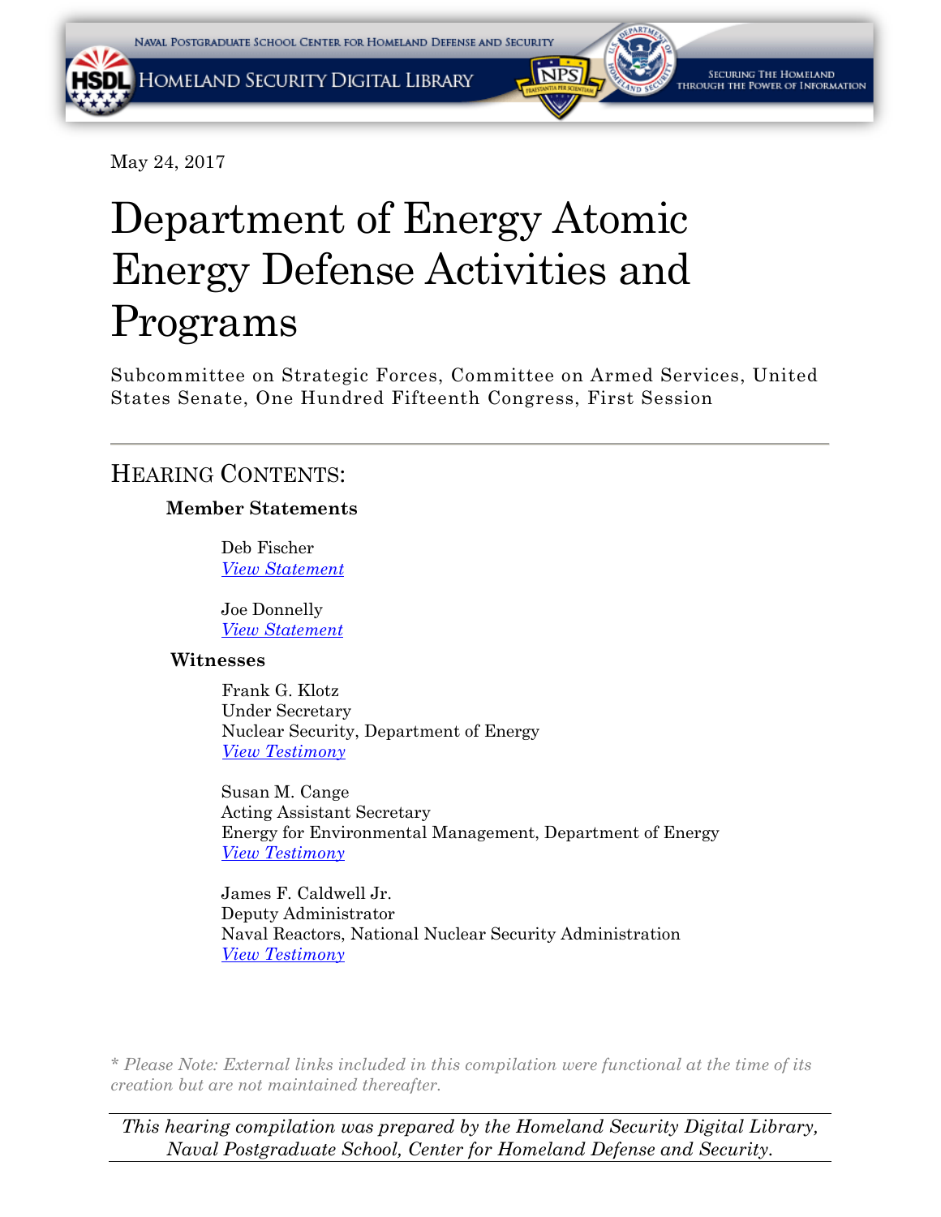May 24, 2017

# Department of Energy Atomic Energy Defense Activities and Programs

Subcommittee on Strategic Forces, Committee on Armed Services, United States Senate, One Hundred Fifteenth Congress, First Session

---

## Hearing Contents:

**Member Statements**

Deb Fischer
*View Statement*

Joe Donnelly
*View Statement*

**Witnesses**

Frank G. Klotz
Under Secretary
Nuclear Security, Department of Energy
*View Testimony*

Susan M. Cange
Acting Assistant Secretary
Energy for Environmental Management, Department of Energy
*View Testimony*

James F. Caldwell Jr.
Deputy Administrator
Naval Reactors, National Nuclear Security Administration
*View Testimony*

*\* Please Note: External links included in this compilation were functional at the time of its creation but are not maintained thereafter.*

*This hearing compilation was prepared by the Homeland Security Digital Library, Naval Postgraduate School, Center for Homeland Defense and Security.*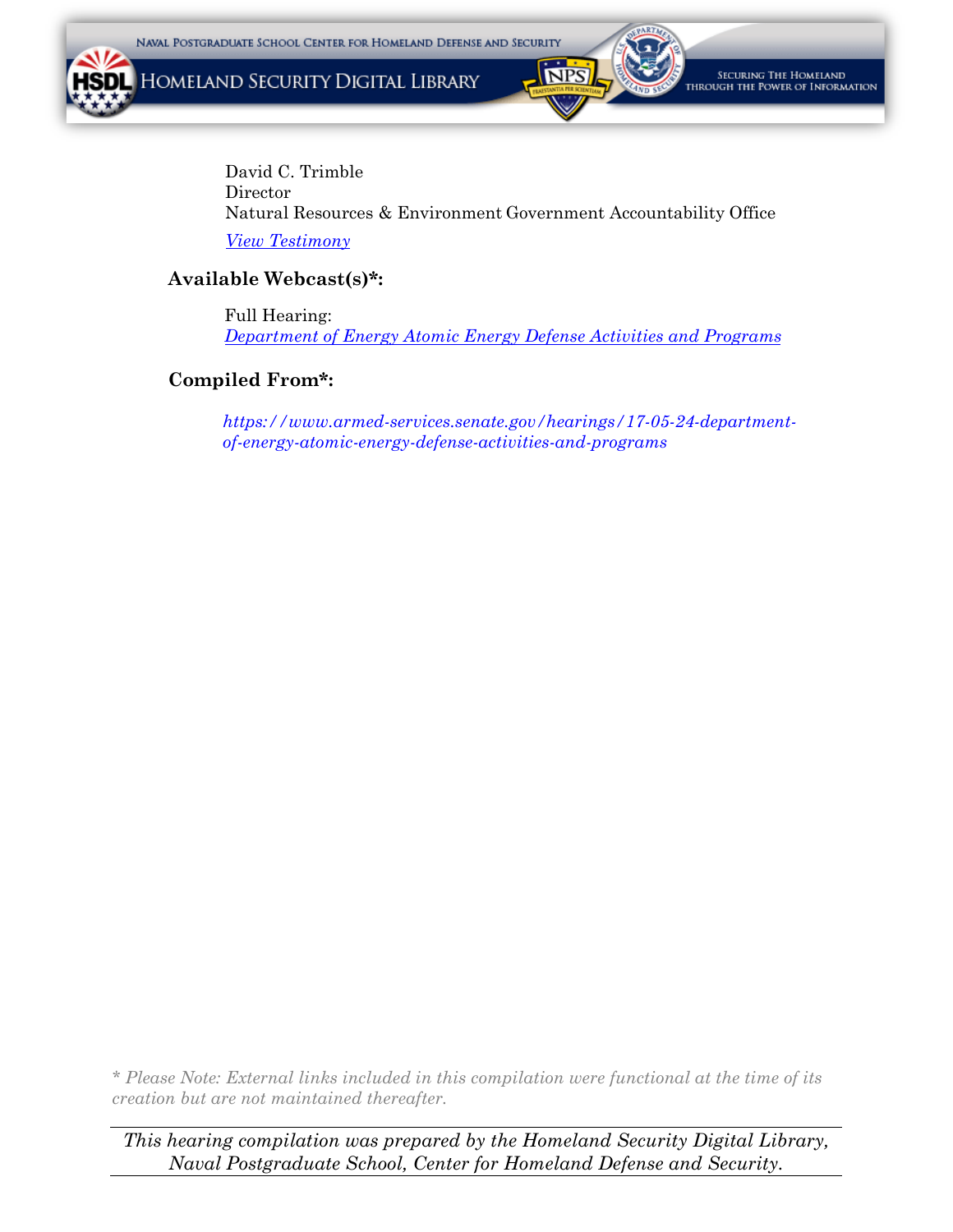David C. Trimble
Director
Natural Resources & Environment Government Accountability Office

*View Testimony*

**Available Webcast(s)*:**

Full Hearing:
*Department of Energy Atomic Energy Defense Activities and Programs*

**Compiled From*:**

*https://www.armed-services.senate.gov/hearings/17-05-24-department-of-energy-atomic-energy-defense-activities-and-programs*

*\* Please Note: External links included in this compilation were functional at the time of its creation but are not maintained thereafter.*

*This hearing compilation was prepared by the Homeland Security Digital Library, Naval Postgraduate School, Center for Homeland Defense and Security.*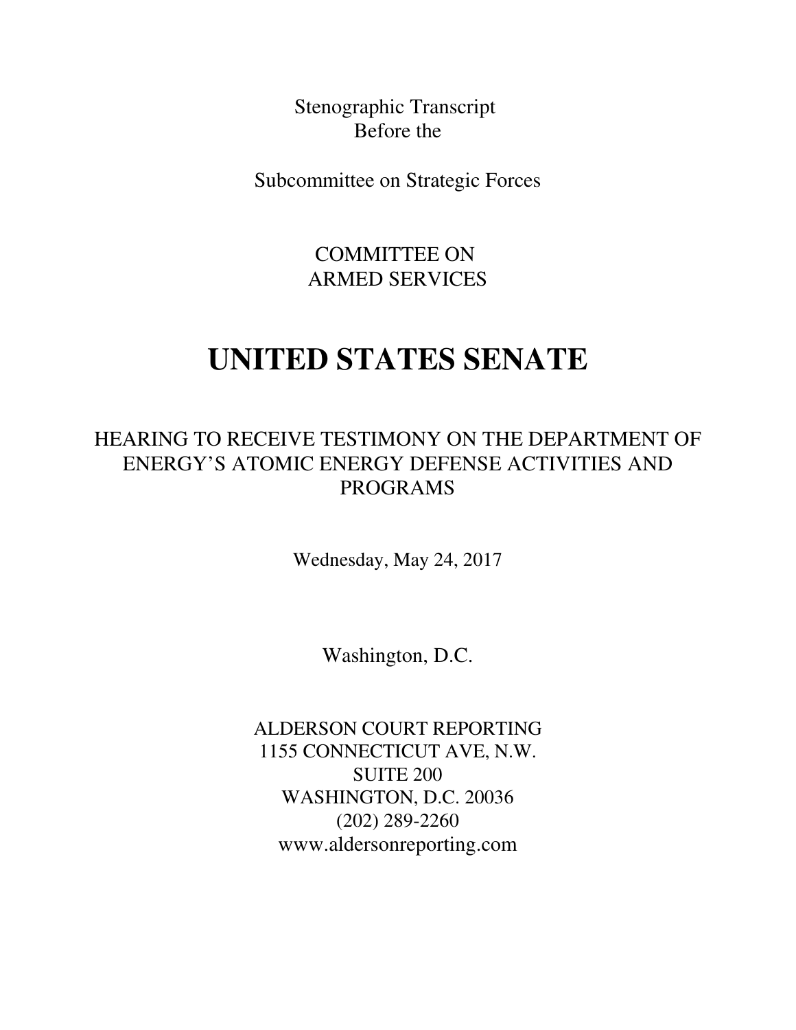Stenographic Transcript
Before the

Subcommittee on Strategic Forces

COMMITTEE ON
ARMED SERVICES

# UNITED STATES SENATE

## HEARING TO RECEIVE TESTIMONY ON THE DEPARTMENT OF ENERGY'S ATOMIC ENERGY DEFENSE ACTIVITIES AND PROGRAMS

Wednesday, May 24, 2017

Washington, D.C.

ALDERSON COURT REPORTING
1155 CONNECTICUT AVE, N.W.
SUITE 200
WASHINGTON, D.C. 20036
(202) 289-2260
www.aldersonreporting.com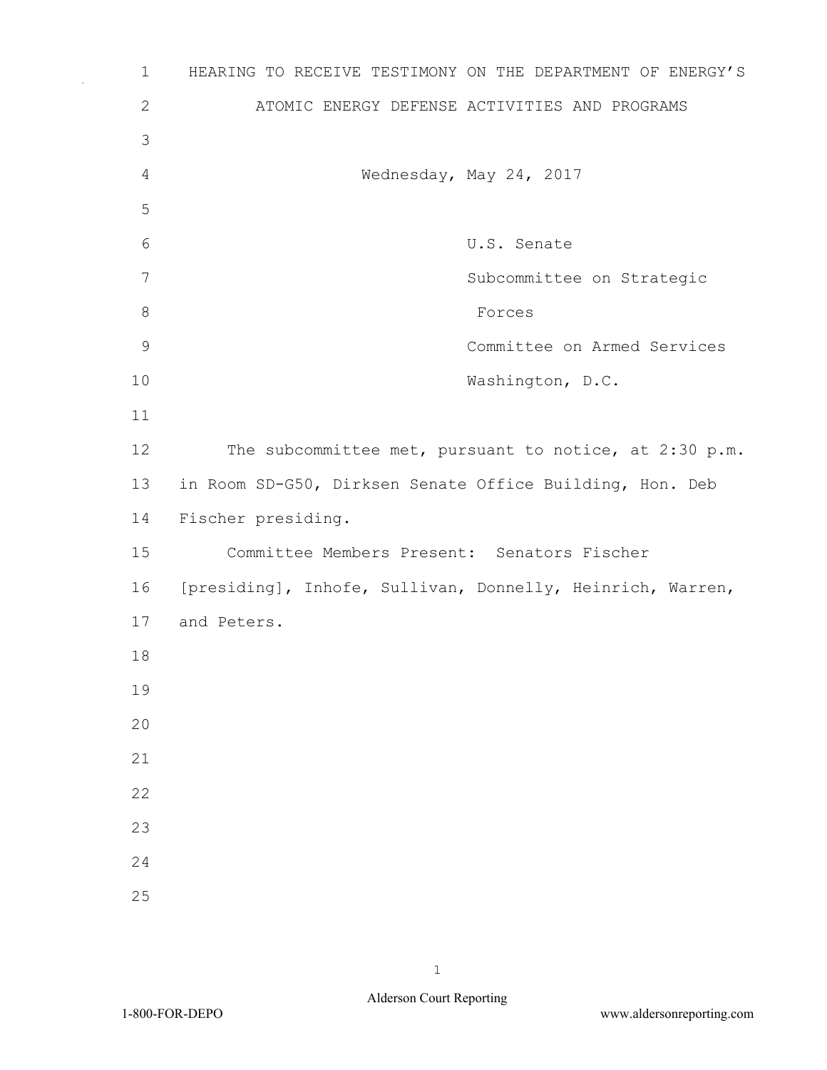# HEARING TO RECEIVE TESTIMONY ON THE DEPARTMENT OF ENERGY'S ATOMIC ENERGY DEFENSE ACTIVITIES AND PROGRAMS

Wednesday, May 24, 2017

U.S. Senate
Subcommittee on Strategic Forces
Committee on Armed Services
Washington, D.C.

The subcommittee met, pursuant to notice, at 2:30 p.m. in Room SD-G50, Dirksen Senate Office Building, Hon. Deb Fischer presiding.

Committee Members Present: Senators Fischer [presiding], Inhofe, Sullivan, Donnelly, Heinrich, Warren, and Peters.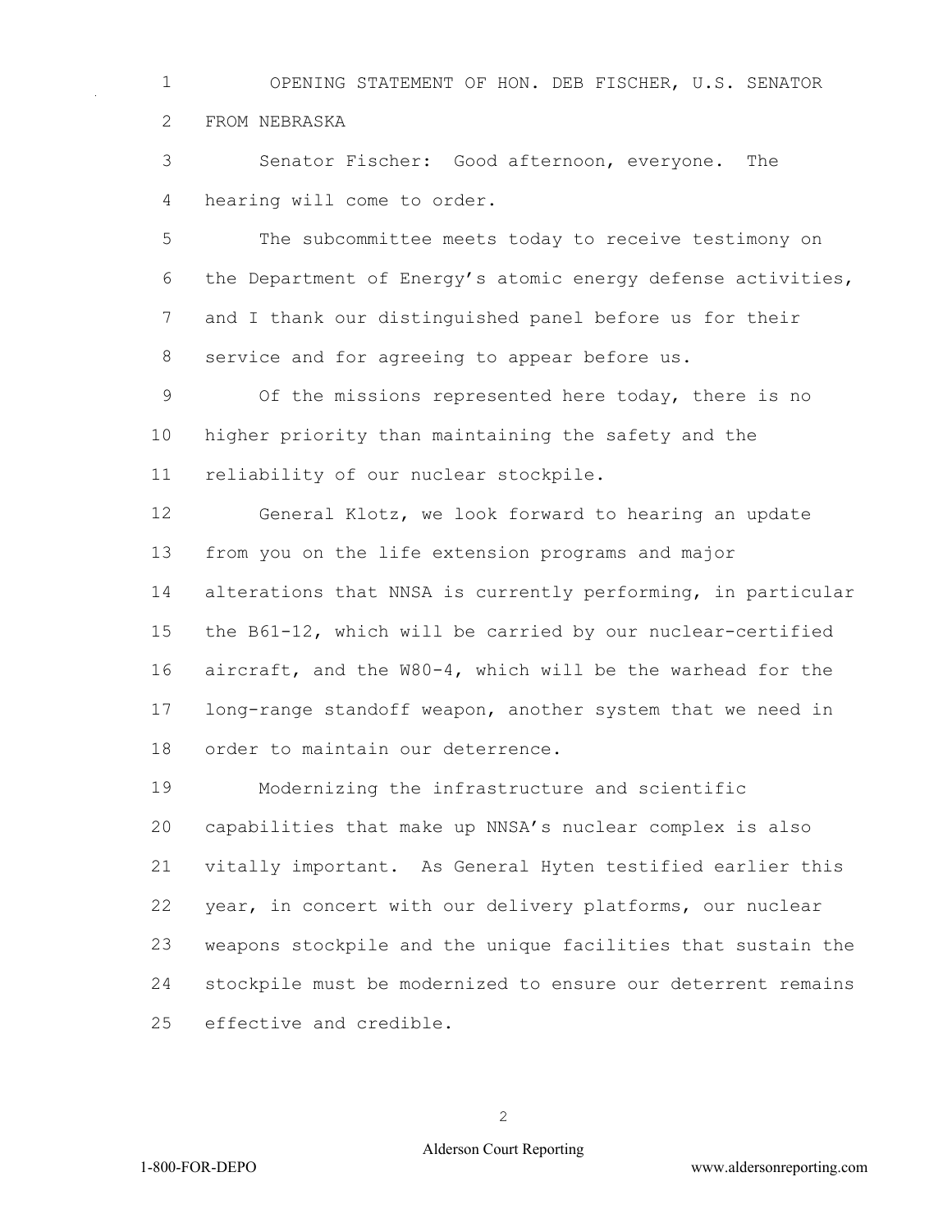OPENING STATEMENT OF HON. DEB FISCHER, U.S. SENATOR FROM NEBRASKA

Senator Fischer: Good afternoon, everyone. The hearing will come to order.

The subcommittee meets today to receive testimony on the Department of Energy's atomic energy defense activities, and I thank our distinguished panel before us for their service and for agreeing to appear before us.

Of the missions represented here today, there is no higher priority than maintaining the safety and the reliability of our nuclear stockpile.

General Klotz, we look forward to hearing an update from you on the life extension programs and major alterations that NNSA is currently performing, in particular the B61-12, which will be carried by our nuclear-certified aircraft, and the W80-4, which will be the warhead for the long-range standoff weapon, another system that we need in order to maintain our deterrence.

Modernizing the infrastructure and scientific capabilities that make up NNSA's nuclear complex is also vitally important. As General Hyten testified earlier this year, in concert with our delivery platforms, our nuclear weapons stockpile and the unique facilities that sustain the stockpile must be modernized to ensure our deterrent remains effective and credible.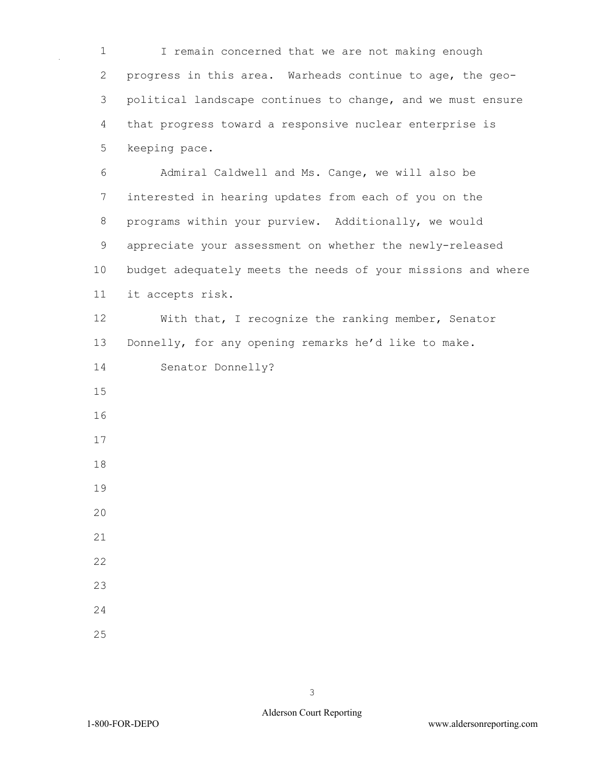I remain concerned that we are not making enough progress in this area. Warheads continue to age, the geo-political landscape continues to change, and we must ensure that progress toward a responsive nuclear enterprise is keeping pace.

Admiral Caldwell and Ms. Cange, we will also be interested in hearing updates from each of you on the programs within your purview. Additionally, we would appreciate your assessment on whether the newly-released budget adequately meets the needs of your missions and where it accepts risk.

With that, I recognize the ranking member, Senator Donnelly, for any opening remarks he'd like to make.

Senator Donnelly?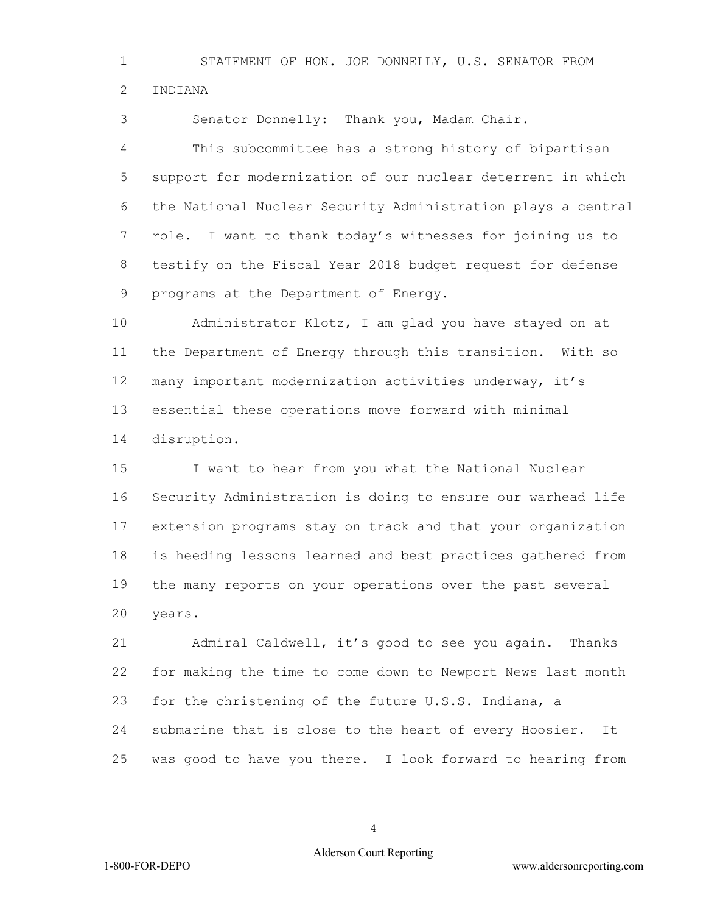STATEMENT OF HON. JOE DONNELLY, U.S. SENATOR FROM INDIANA

Senator Donnelly: Thank you, Madam Chair.

This subcommittee has a strong history of bipartisan support for modernization of our nuclear deterrent in which the National Nuclear Security Administration plays a central role. I want to thank today's witnesses for joining us to testify on the Fiscal Year 2018 budget request for defense programs at the Department of Energy.

Administrator Klotz, I am glad you have stayed on at the Department of Energy through this transition. With so many important modernization activities underway, it's essential these operations move forward with minimal disruption.

I want to hear from you what the National Nuclear Security Administration is doing to ensure our warhead life extension programs stay on track and that your organization is heeding lessons learned and best practices gathered from the many reports on your operations over the past several years.

Admiral Caldwell, it's good to see you again. Thanks for making the time to come down to Newport News last month for the christening of the future U.S.S. Indiana, a submarine that is close to the heart of every Hoosier. It was good to have you there. I look forward to hearing from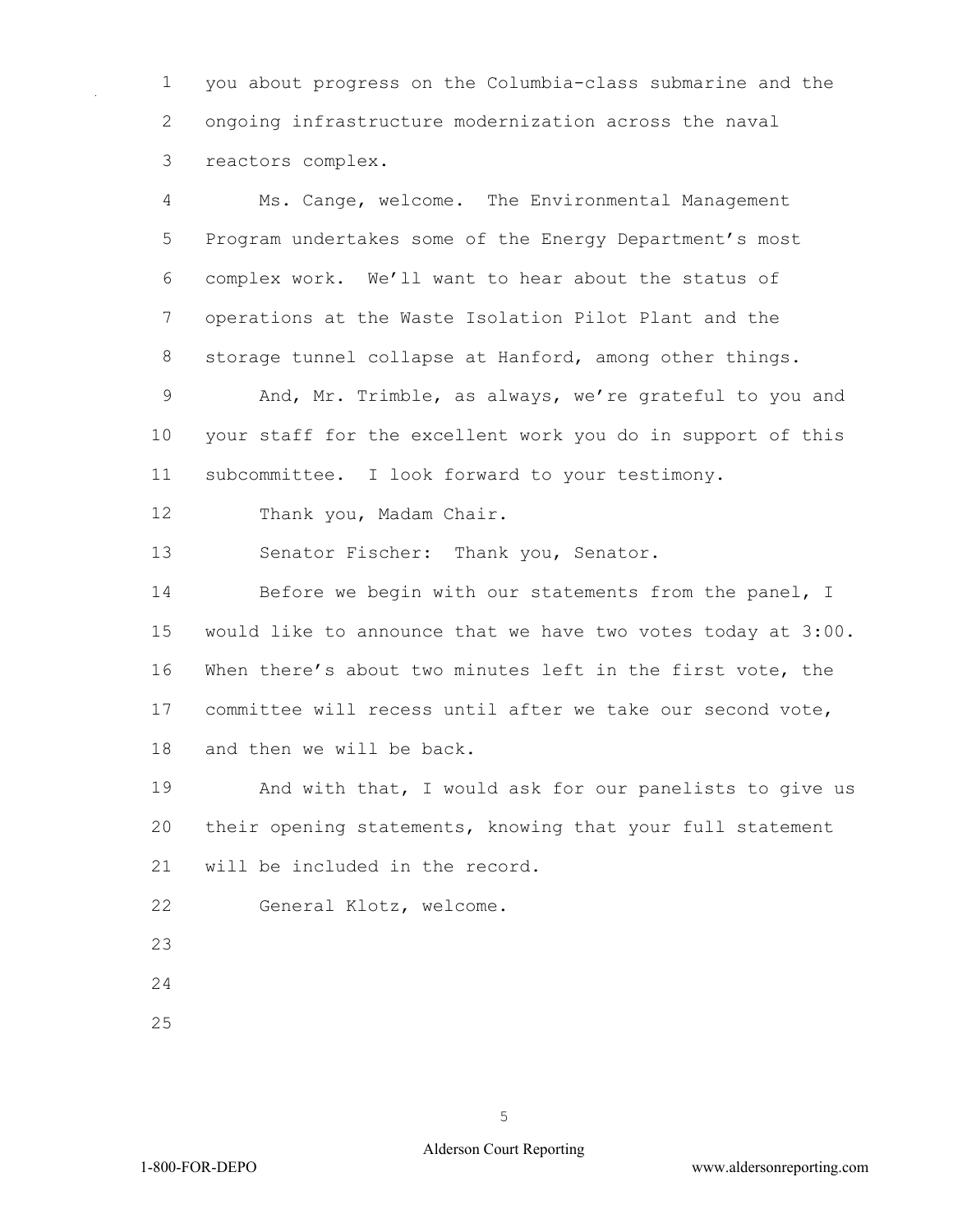you about progress on the Columbia-class submarine and the ongoing infrastructure modernization across the naval reactors complex.

Ms. Cange, welcome. The Environmental Management Program undertakes some of the Energy Department's most complex work. We'll want to hear about the status of operations at the Waste Isolation Pilot Plant and the storage tunnel collapse at Hanford, among other things.

And, Mr. Trimble, as always, we're grateful to you and your staff for the excellent work you do in support of this subcommittee. I look forward to your testimony.

Thank you, Madam Chair.

Senator Fischer: Thank you, Senator.

Before we begin with our statements from the panel, I would like to announce that we have two votes today at 3:00. When there's about two minutes left in the first vote, the committee will recess until after we take our second vote, and then we will be back.

And with that, I would ask for our panelists to give us their opening statements, knowing that your full statement will be included in the record.

General Klotz, welcome.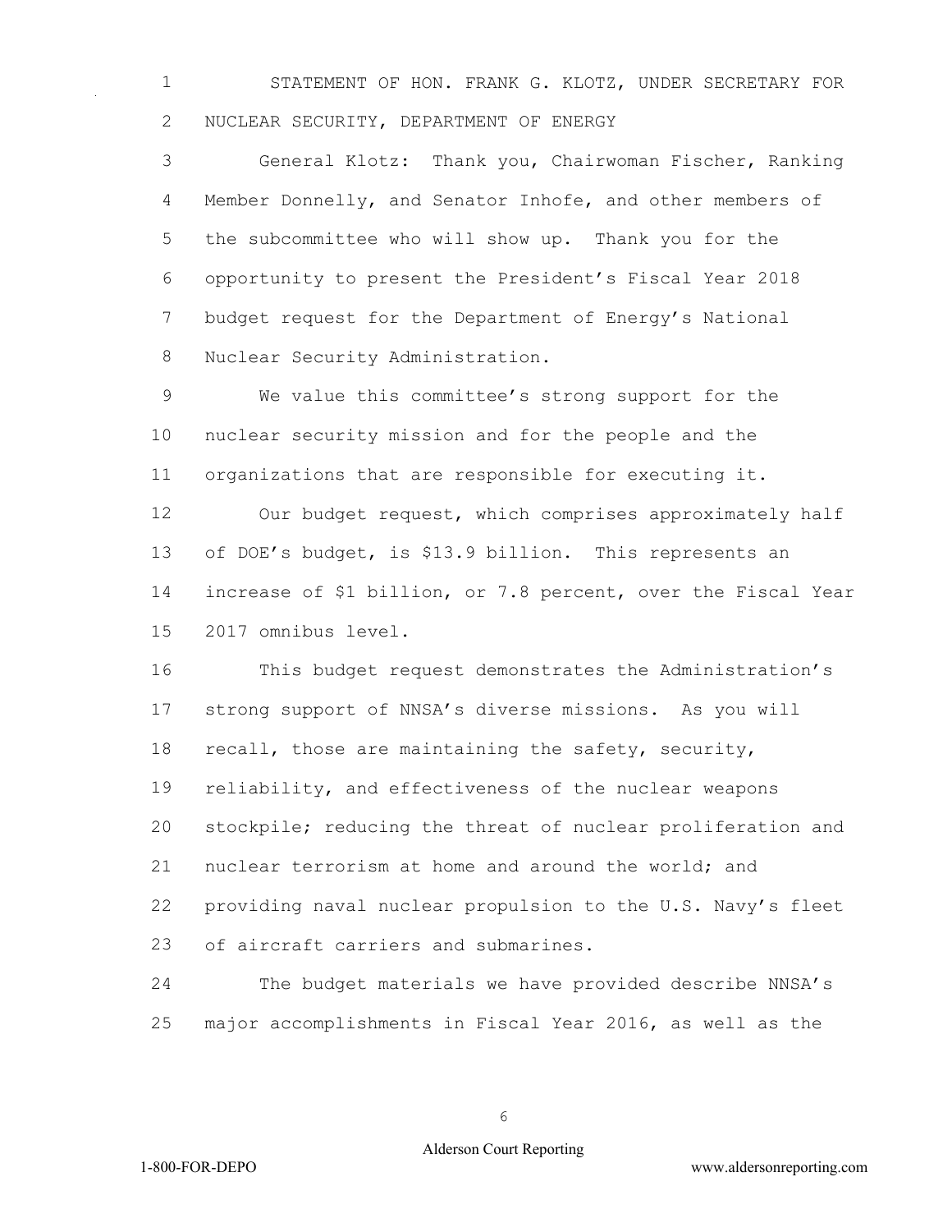STATEMENT OF HON. FRANK G. KLOTZ, UNDER SECRETARY FOR NUCLEAR SECURITY, DEPARTMENT OF ENERGY

General Klotz: Thank you, Chairwoman Fischer, Ranking Member Donnelly, and Senator Inhofe, and other members of the subcommittee who will show up. Thank you for the opportunity to present the President's Fiscal Year 2018 budget request for the Department of Energy's National Nuclear Security Administration.

We value this committee's strong support for the nuclear security mission and for the people and the organizations that are responsible for executing it.

Our budget request, which comprises approximately half of DOE's budget, is $13.9 billion. This represents an increase of $1 billion, or 7.8 percent, over the Fiscal Year 2017 omnibus level.

This budget request demonstrates the Administration's strong support of NNSA's diverse missions. As you will recall, those are maintaining the safety, security, reliability, and effectiveness of the nuclear weapons stockpile; reducing the threat of nuclear proliferation and nuclear terrorism at home and around the world; and providing naval nuclear propulsion to the U.S. Navy's fleet of aircraft carriers and submarines.

The budget materials we have provided describe NNSA's major accomplishments in Fiscal Year 2016, as well as the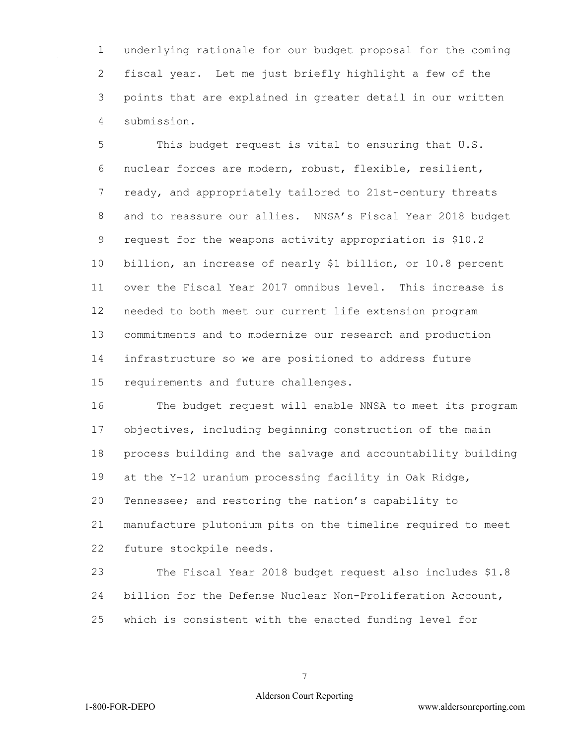underlying rationale for our budget proposal for the coming fiscal year. Let me just briefly highlight a few of the points that are explained in greater detail in our written submission.

This budget request is vital to ensuring that U.S. nuclear forces are modern, robust, flexible, resilient, ready, and appropriately tailored to 21st-century threats and to reassure our allies. NNSA's Fiscal Year 2018 budget request for the weapons activity appropriation is $10.2 billion, an increase of nearly $1 billion, or 10.8 percent over the Fiscal Year 2017 omnibus level. This increase is needed to both meet our current life extension program commitments and to modernize our research and production infrastructure so we are positioned to address future requirements and future challenges.

The budget request will enable NNSA to meet its program objectives, including beginning construction of the main process building and the salvage and accountability building at the Y-12 uranium processing facility in Oak Ridge, Tennessee; and restoring the nation's capability to manufacture plutonium pits on the timeline required to meet future stockpile needs.

The Fiscal Year 2018 budget request also includes $1.8 billion for the Defense Nuclear Non-Proliferation Account, which is consistent with the enacted funding level for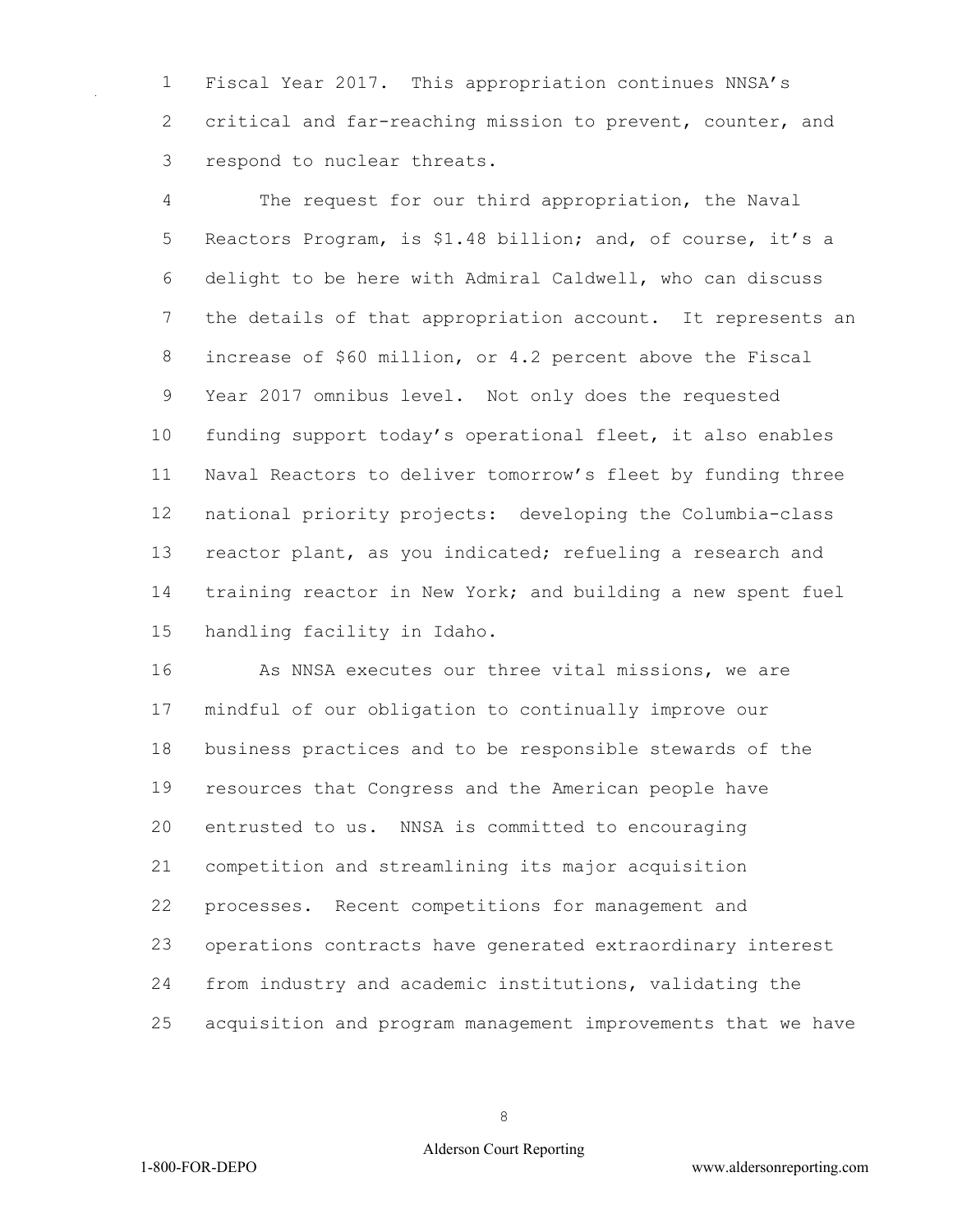Fiscal Year 2017. This appropriation continues NNSA's critical and far-reaching mission to prevent, counter, and respond to nuclear threats.

The request for our third appropriation, the Naval Reactors Program, is $1.48 billion; and, of course, it's a delight to be here with Admiral Caldwell, who can discuss the details of that appropriation account. It represents an increase of $60 million, or 4.2 percent above the Fiscal Year 2017 omnibus level. Not only does the requested funding support today's operational fleet, it also enables Naval Reactors to deliver tomorrow's fleet by funding three national priority projects: developing the Columbia-class reactor plant, as you indicated; refueling a research and training reactor in New York; and building a new spent fuel handling facility in Idaho.

As NNSA executes our three vital missions, we are mindful of our obligation to continually improve our business practices and to be responsible stewards of the resources that Congress and the American people have entrusted to us. NNSA is committed to encouraging competition and streamlining its major acquisition processes. Recent competitions for management and operations contracts have generated extraordinary interest from industry and academic institutions, validating the acquisition and program management improvements that we have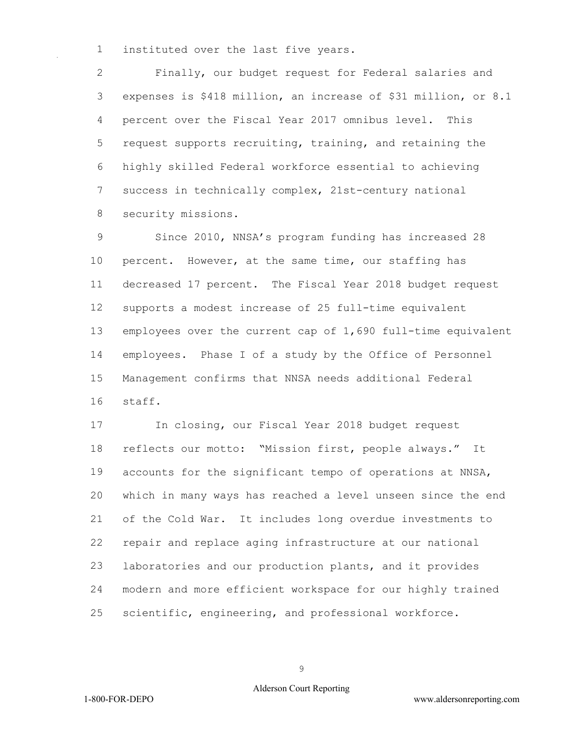instituted over the last five years.

Finally, our budget request for Federal salaries and expenses is $418 million, an increase of $31 million, or 8.1 percent over the Fiscal Year 2017 omnibus level. This request supports recruiting, training, and retaining the highly skilled Federal workforce essential to achieving success in technically complex, 21st-century national security missions.

Since 2010, NNSA's program funding has increased 28 percent. However, at the same time, our staffing has decreased 17 percent. The Fiscal Year 2018 budget request supports a modest increase of 25 full-time equivalent employees over the current cap of 1,690 full-time equivalent employees. Phase I of a study by the Office of Personnel Management confirms that NNSA needs additional Federal staff.

In closing, our Fiscal Year 2018 budget request reflects our motto: "Mission first, people always." It accounts for the significant tempo of operations at NNSA, which in many ways has reached a level unseen since the end of the Cold War. It includes long overdue investments to repair and replace aging infrastructure at our national laboratories and our production plants, and it provides modern and more efficient workspace for our highly trained scientific, engineering, and professional workforce.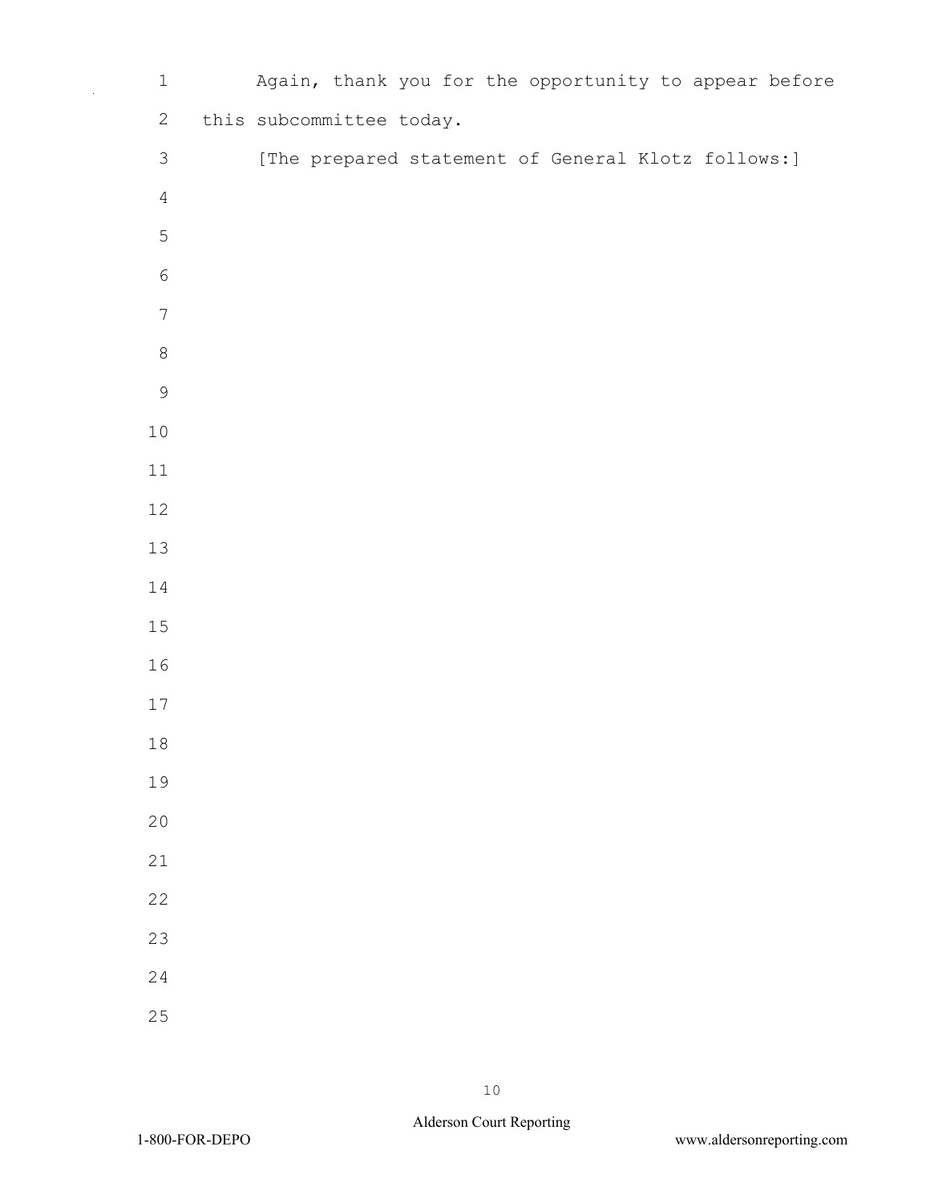Again, thank you for the opportunity to appear before this subcommittee today.

[The prepared statement of General Klotz follows:]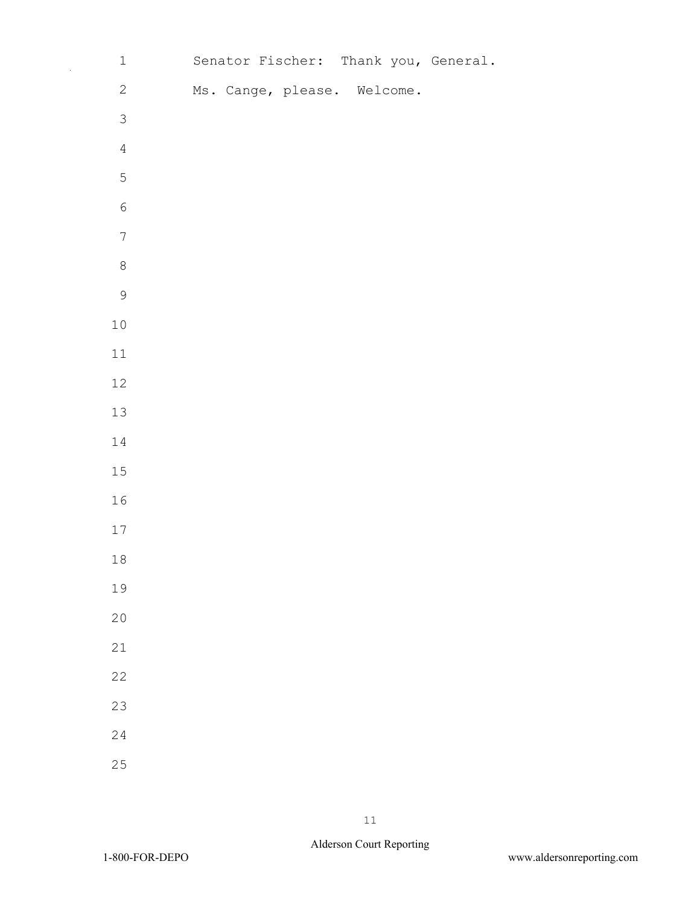Senator Fischer: Thank you, General.

Ms. Cange, please. Welcome.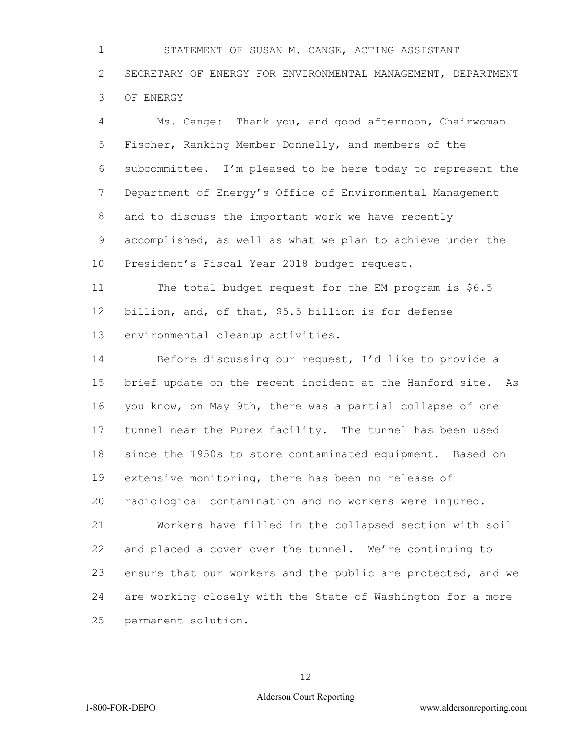STATEMENT OF SUSAN M. CANGE, ACTING ASSISTANT SECRETARY OF ENERGY FOR ENVIRONMENTAL MANAGEMENT, DEPARTMENT OF ENERGY

Ms. Cange: Thank you, and good afternoon, Chairwoman Fischer, Ranking Member Donnelly, and members of the subcommittee. I'm pleased to be here today to represent the Department of Energy's Office of Environmental Management and to discuss the important work we have recently accomplished, as well as what we plan to achieve under the President's Fiscal Year 2018 budget request.

The total budget request for the EM program is $6.5 billion, and, of that, $5.5 billion is for defense environmental cleanup activities.

Before discussing our request, I'd like to provide a brief update on the recent incident at the Hanford site. As you know, on May 9th, there was a partial collapse of one tunnel near the Purex facility. The tunnel has been used since the 1950s to store contaminated equipment. Based on extensive monitoring, there has been no release of radiological contamination and no workers were injured.

Workers have filled in the collapsed section with soil and placed a cover over the tunnel. We're continuing to ensure that our workers and the public are protected, and we are working closely with the State of Washington for a more permanent solution.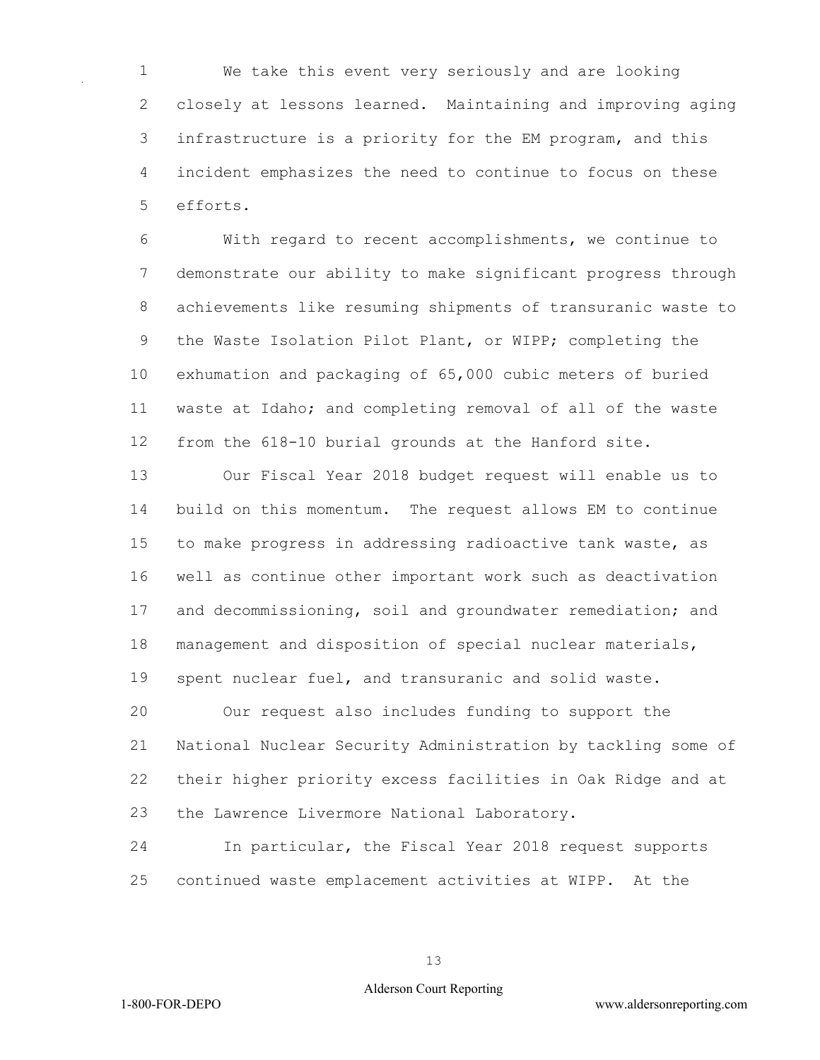We take this event very seriously and are looking closely at lessons learned. Maintaining and improving aging infrastructure is a priority for the EM program, and this incident emphasizes the need to continue to focus on these efforts.

With regard to recent accomplishments, we continue to demonstrate our ability to make significant progress through achievements like resuming shipments of transuranic waste to the Waste Isolation Pilot Plant, or WIPP; completing the exhumation and packaging of 65,000 cubic meters of buried waste at Idaho; and completing removal of all of the waste from the 618-10 burial grounds at the Hanford site.

Our Fiscal Year 2018 budget request will enable us to build on this momentum. The request allows EM to continue to make progress in addressing radioactive tank waste, as well as continue other important work such as deactivation and decommissioning, soil and groundwater remediation; and management and disposition of special nuclear materials, spent nuclear fuel, and transuranic and solid waste.

Our request also includes funding to support the National Nuclear Security Administration by tackling some of their higher priority excess facilities in Oak Ridge and at the Lawrence Livermore National Laboratory.

In particular, the Fiscal Year 2018 request supports continued waste emplacement activities at WIPP. At the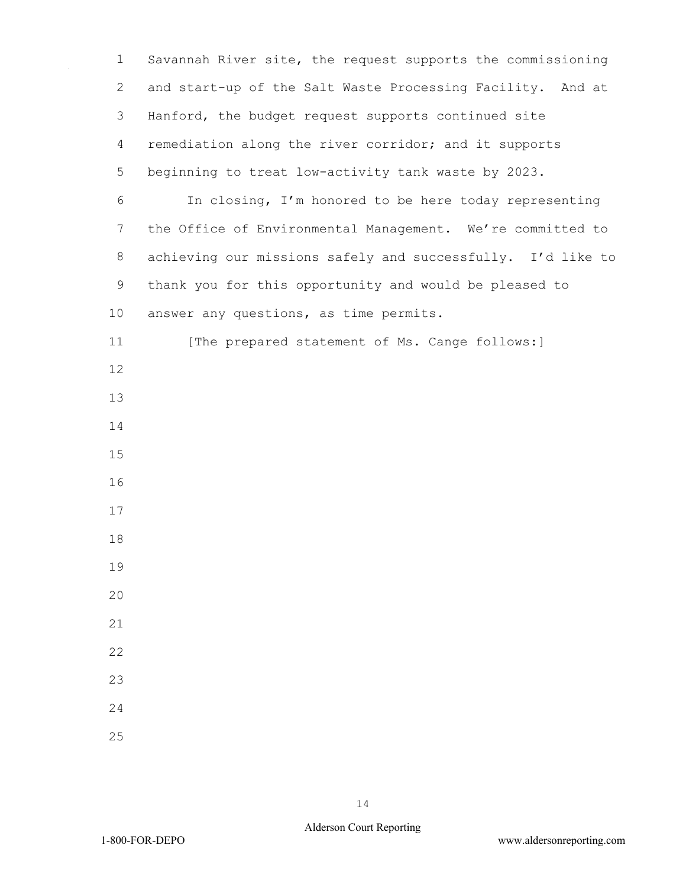Savannah River site, the request supports the commissioning and start-up of the Salt Waste Processing Facility. And at Hanford, the budget request supports continued site remediation along the river corridor; and it supports beginning to treat low-activity tank waste by 2023.

In closing, I'm honored to be here today representing the Office of Environmental Management. We're committed to achieving our missions safely and successfully. I'd like to thank you for this opportunity and would be pleased to answer any questions, as time permits.

[The prepared statement of Ms. Cange follows:]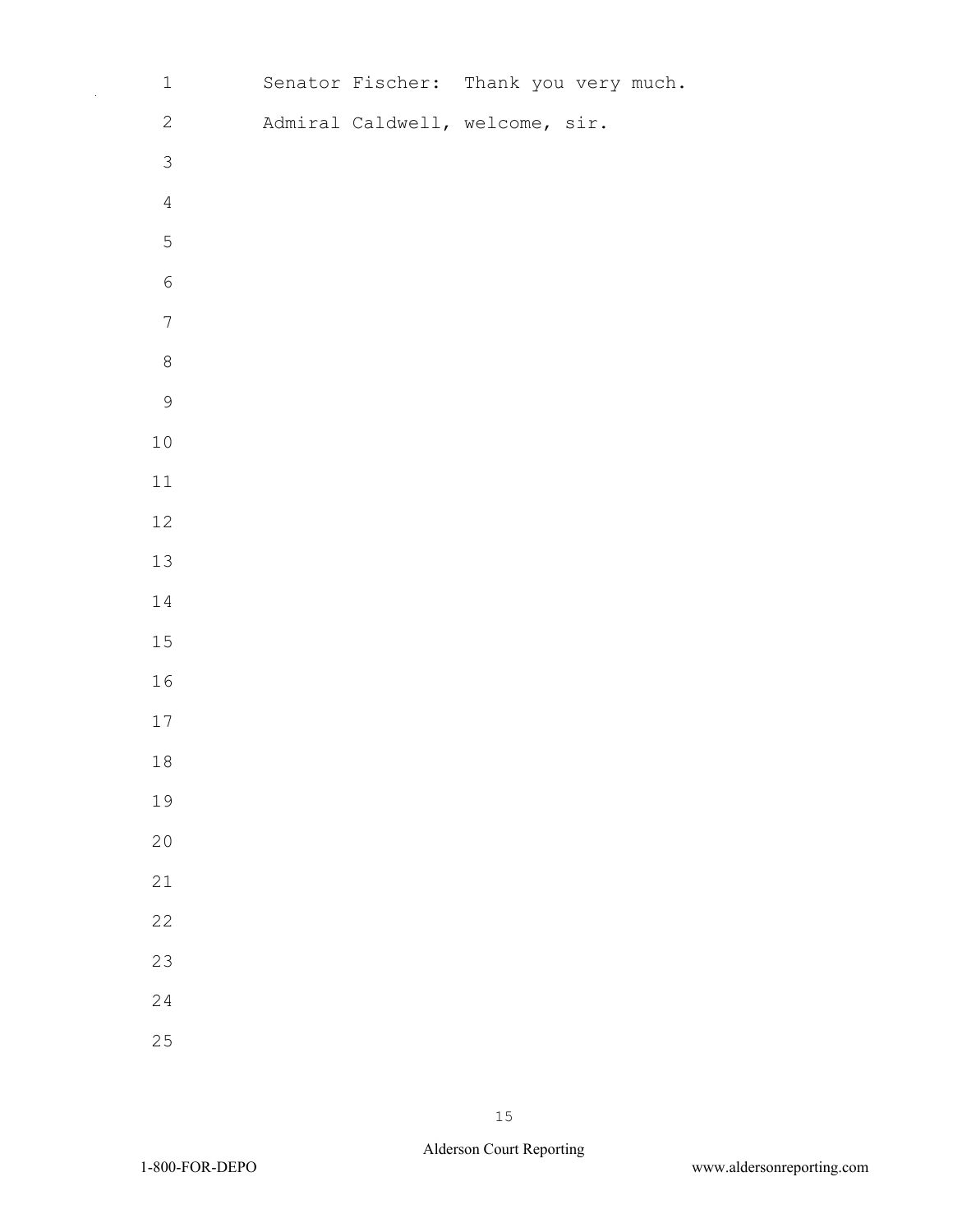Senator Fischer: Thank you very much.

Admiral Caldwell, welcome, sir.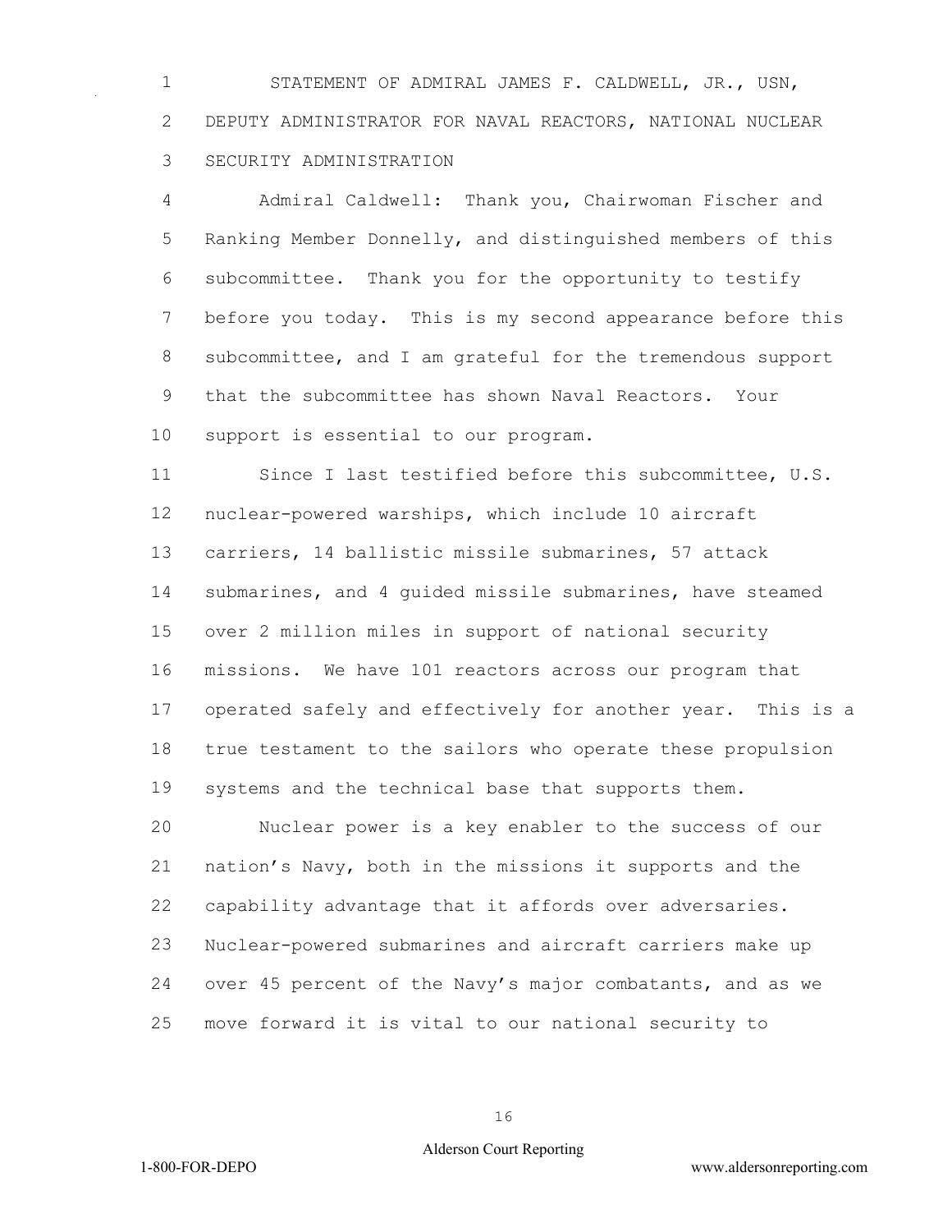STATEMENT OF ADMIRAL JAMES F. CALDWELL, JR., USN, DEPUTY ADMINISTRATOR FOR NAVAL REACTORS, NATIONAL NUCLEAR SECURITY ADMINISTRATION

Admiral Caldwell: Thank you, Chairwoman Fischer and Ranking Member Donnelly, and distinguished members of this subcommittee. Thank you for the opportunity to testify before you today. This is my second appearance before this subcommittee, and I am grateful for the tremendous support that the subcommittee has shown Naval Reactors. Your support is essential to our program.

Since I last testified before this subcommittee, U.S. nuclear-powered warships, which include 10 aircraft carriers, 14 ballistic missile submarines, 57 attack submarines, and 4 guided missile submarines, have steamed over 2 million miles in support of national security missions. We have 101 reactors across our program that operated safely and effectively for another year. This is a true testament to the sailors who operate these propulsion systems and the technical base that supports them.

Nuclear power is a key enabler to the success of our nation's Navy, both in the missions it supports and the capability advantage that it affords over adversaries. Nuclear-powered submarines and aircraft carriers make up over 45 percent of the Navy's major combatants, and as we move forward it is vital to our national security to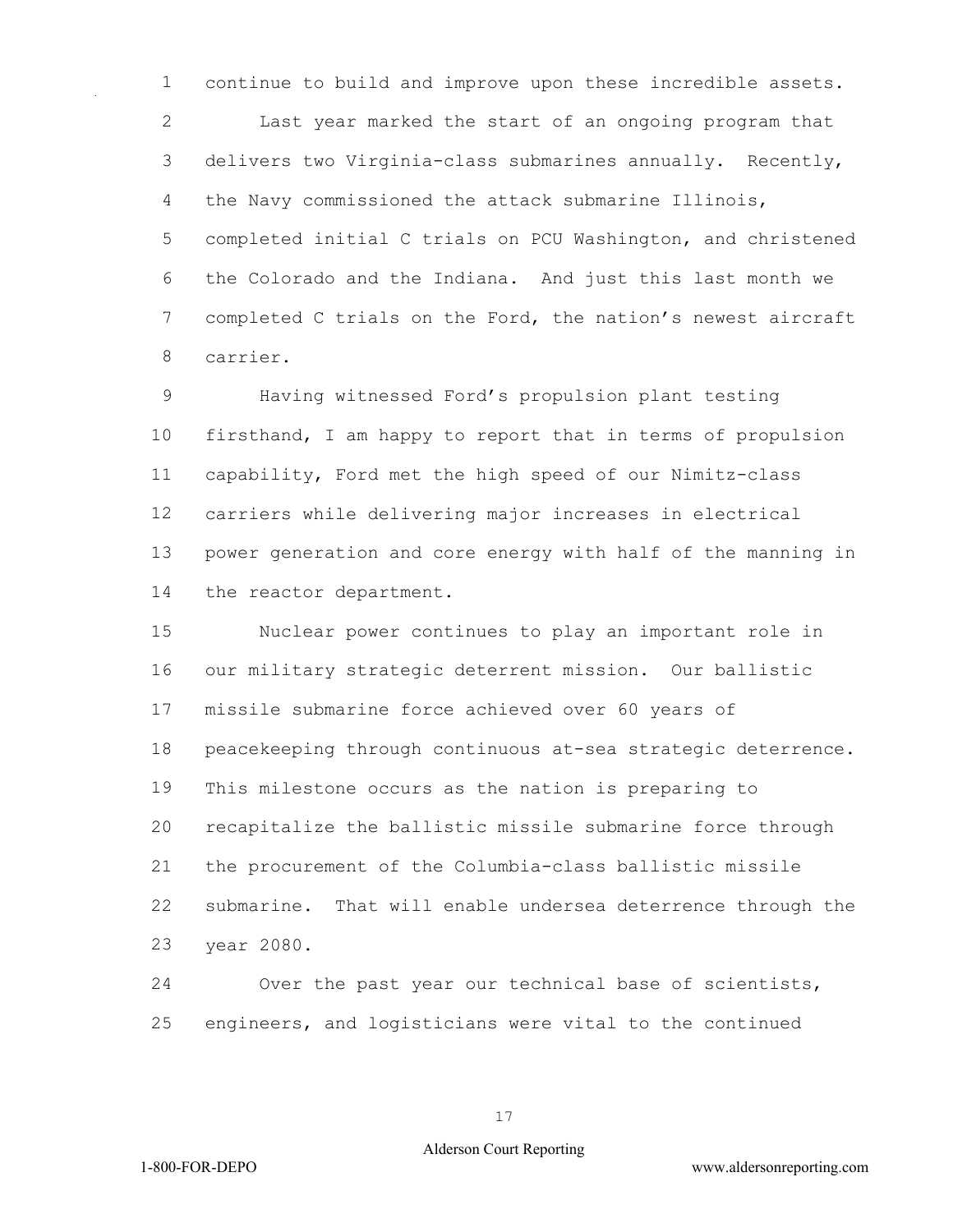continue to build and improve upon these incredible assets.

Last year marked the start of an ongoing program that delivers two Virginia-class submarines annually. Recently, the Navy commissioned the attack submarine Illinois, completed initial C trials on PCU Washington, and christened the Colorado and the Indiana. And just this last month we completed C trials on the Ford, the nation's newest aircraft carrier.

Having witnessed Ford's propulsion plant testing firsthand, I am happy to report that in terms of propulsion capability, Ford met the high speed of our Nimitz-class carriers while delivering major increases in electrical power generation and core energy with half of the manning in the reactor department.

Nuclear power continues to play an important role in our military strategic deterrent mission. Our ballistic missile submarine force achieved over 60 years of peacekeeping through continuous at-sea strategic deterrence. This milestone occurs as the nation is preparing to recapitalize the ballistic missile submarine force through the procurement of the Columbia-class ballistic missile submarine. That will enable undersea deterrence through the year 2080.

Over the past year our technical base of scientists, engineers, and logisticians were vital to the continued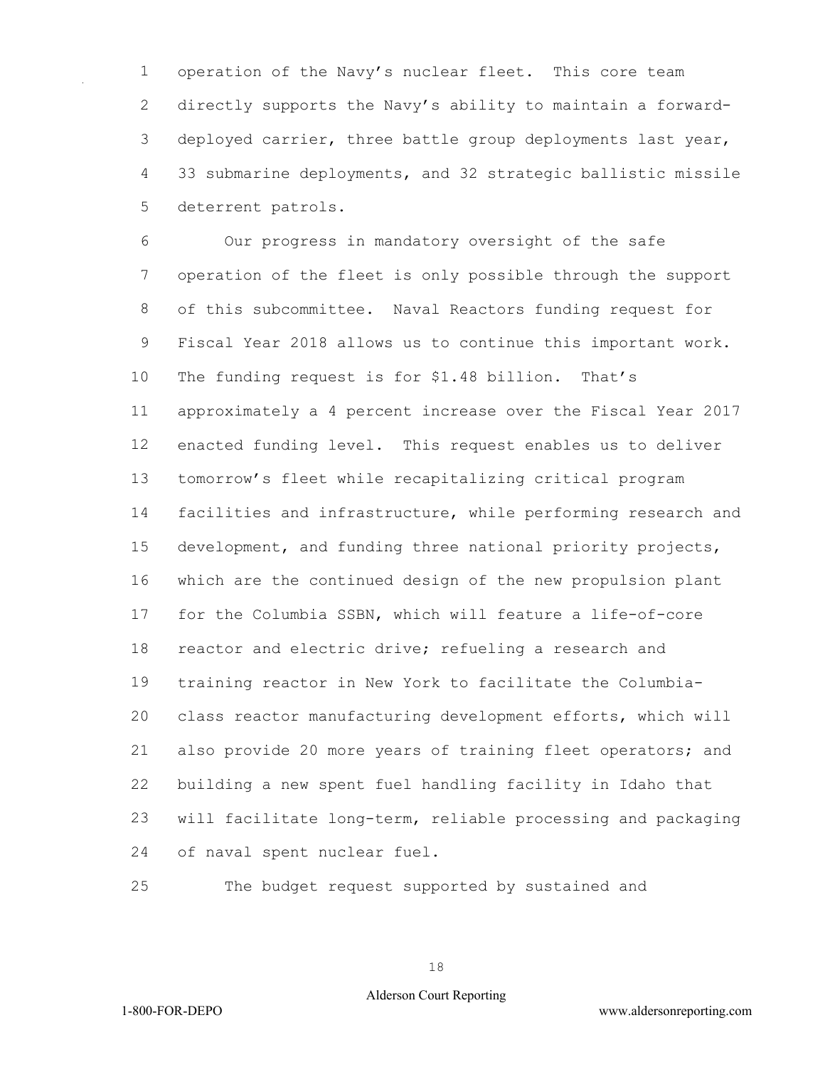operation of the Navy's nuclear fleet. This core team directly supports the Navy's ability to maintain a forward-deployed carrier, three battle group deployments last year, 33 submarine deployments, and 32 strategic ballistic missile deterrent patrols.

Our progress in mandatory oversight of the safe operation of the fleet is only possible through the support of this subcommittee. Naval Reactors funding request for Fiscal Year 2018 allows us to continue this important work. The funding request is for $1.48 billion. That's approximately a 4 percent increase over the Fiscal Year 2017 enacted funding level. This request enables us to deliver tomorrow's fleet while recapitalizing critical program facilities and infrastructure, while performing research and development, and funding three national priority projects, which are the continued design of the new propulsion plant for the Columbia SSBN, which will feature a life-of-core reactor and electric drive; refueling a research and training reactor in New York to facilitate the Columbia-class reactor manufacturing development efforts, which will also provide 20 more years of training fleet operators; and building a new spent fuel handling facility in Idaho that will facilitate long-term, reliable processing and packaging of naval spent nuclear fuel.

The budget request supported by sustained and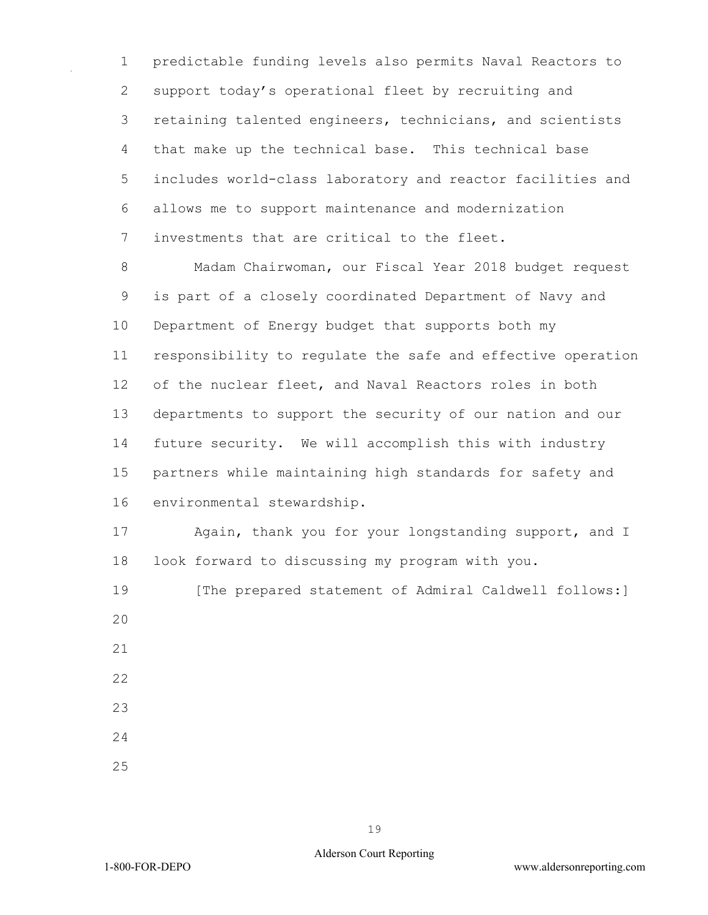predictable funding levels also permits Naval Reactors to support today's operational fleet by recruiting and retaining talented engineers, technicians, and scientists that make up the technical base. This technical base includes world-class laboratory and reactor facilities and allows me to support maintenance and modernization investments that are critical to the fleet.

Madam Chairwoman, our Fiscal Year 2018 budget request is part of a closely coordinated Department of Navy and Department of Energy budget that supports both my responsibility to regulate the safe and effective operation of the nuclear fleet, and Naval Reactors roles in both departments to support the security of our nation and our future security. We will accomplish this with industry partners while maintaining high standards for safety and environmental stewardship.

Again, thank you for your longstanding support, and I look forward to discussing my program with you.

[The prepared statement of Admiral Caldwell follows:]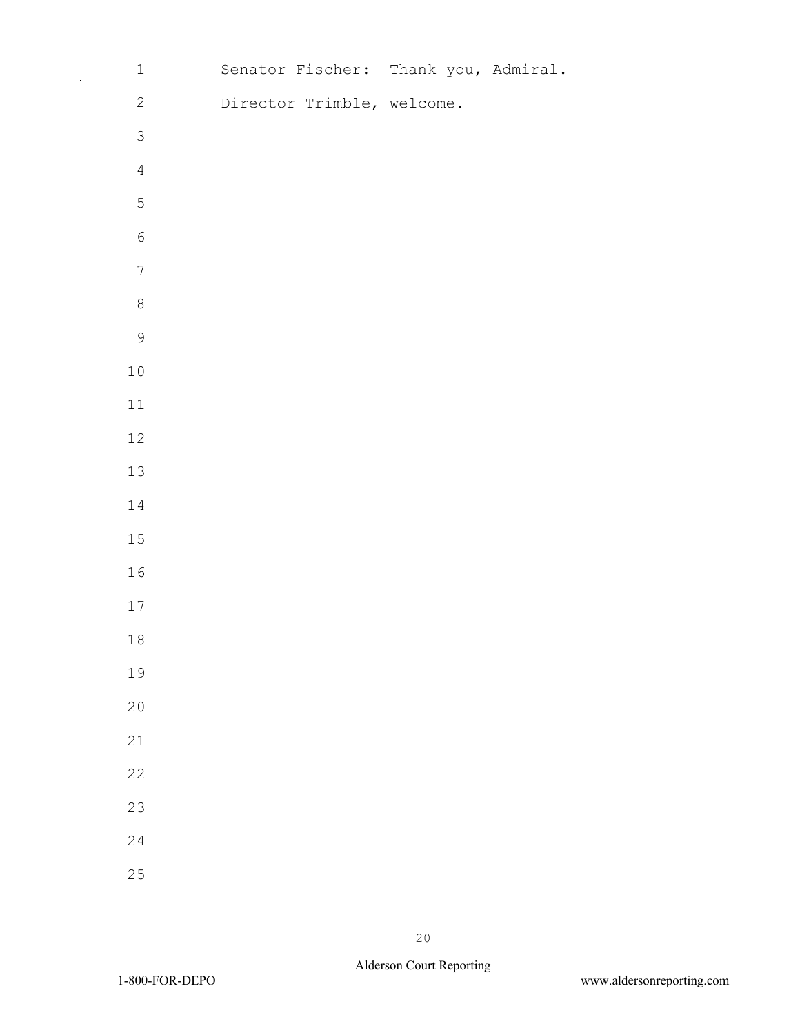Senator Fischer: Thank you, Admiral.

Director Trimble, welcome.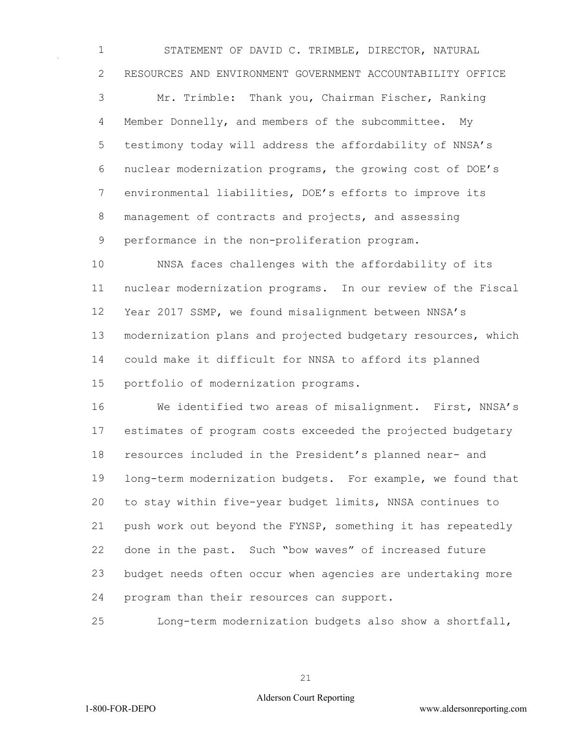STATEMENT OF DAVID C. TRIMBLE, DIRECTOR, NATURAL RESOURCES AND ENVIRONMENT GOVERNMENT ACCOUNTABILITY OFFICE

Mr. Trimble: Thank you, Chairman Fischer, Ranking Member Donnelly, and members of the subcommittee. My testimony today will address the affordability of NNSA's nuclear modernization programs, the growing cost of DOE's environmental liabilities, DOE's efforts to improve its management of contracts and projects, and assessing performance in the non-proliferation program.

NNSA faces challenges with the affordability of its nuclear modernization programs. In our review of the Fiscal Year 2017 SSMP, we found misalignment between NNSA's modernization plans and projected budgetary resources, which could make it difficult for NNSA to afford its planned portfolio of modernization programs.

We identified two areas of misalignment. First, NNSA's estimates of program costs exceeded the projected budgetary resources included in the President's planned near- and long-term modernization budgets. For example, we found that to stay within five-year budget limits, NNSA continues to push work out beyond the FYNSP, something it has repeatedly done in the past. Such "bow waves" of increased future budget needs often occur when agencies are undertaking more program than their resources can support.

Long-term modernization budgets also show a shortfall,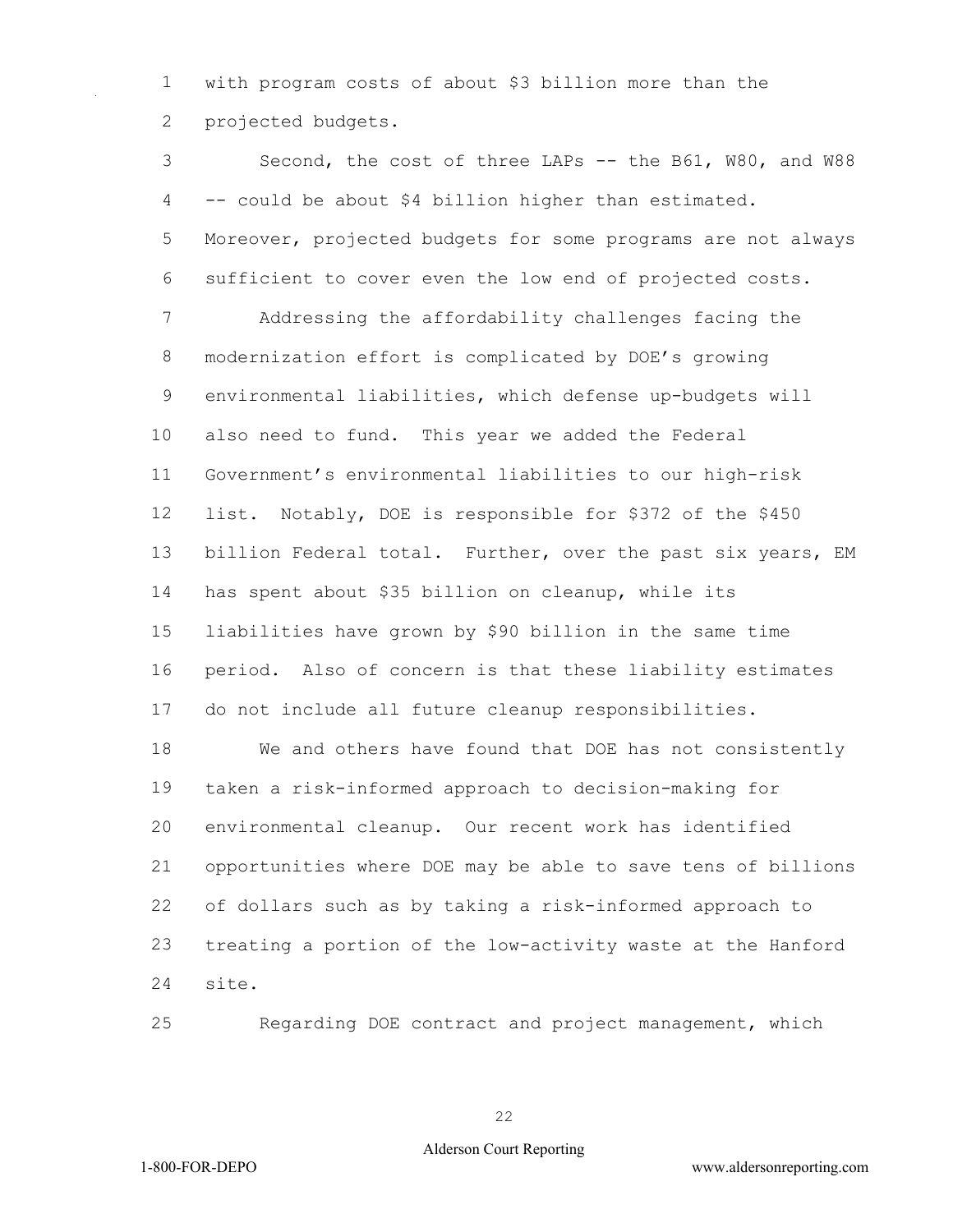with program costs of about $3 billion more than the projected budgets.

Second, the cost of three LAPs -- the B61, W80, and W88 -- could be about $4 billion higher than estimated. Moreover, projected budgets for some programs are not always sufficient to cover even the low end of projected costs.

Addressing the affordability challenges facing the modernization effort is complicated by DOE's growing environmental liabilities, which defense up-budgets will also need to fund. This year we added the Federal Government's environmental liabilities to our high-risk list. Notably, DOE is responsible for $372 of the $450 billion Federal total. Further, over the past six years, EM has spent about $35 billion on cleanup, while its liabilities have grown by $90 billion in the same time period. Also of concern is that these liability estimates do not include all future cleanup responsibilities.

We and others have found that DOE has not consistently taken a risk-informed approach to decision-making for environmental cleanup. Our recent work has identified opportunities where DOE may be able to save tens of billions of dollars such as by taking a risk-informed approach to treating a portion of the low-activity waste at the Hanford site.

Regarding DOE contract and project management, which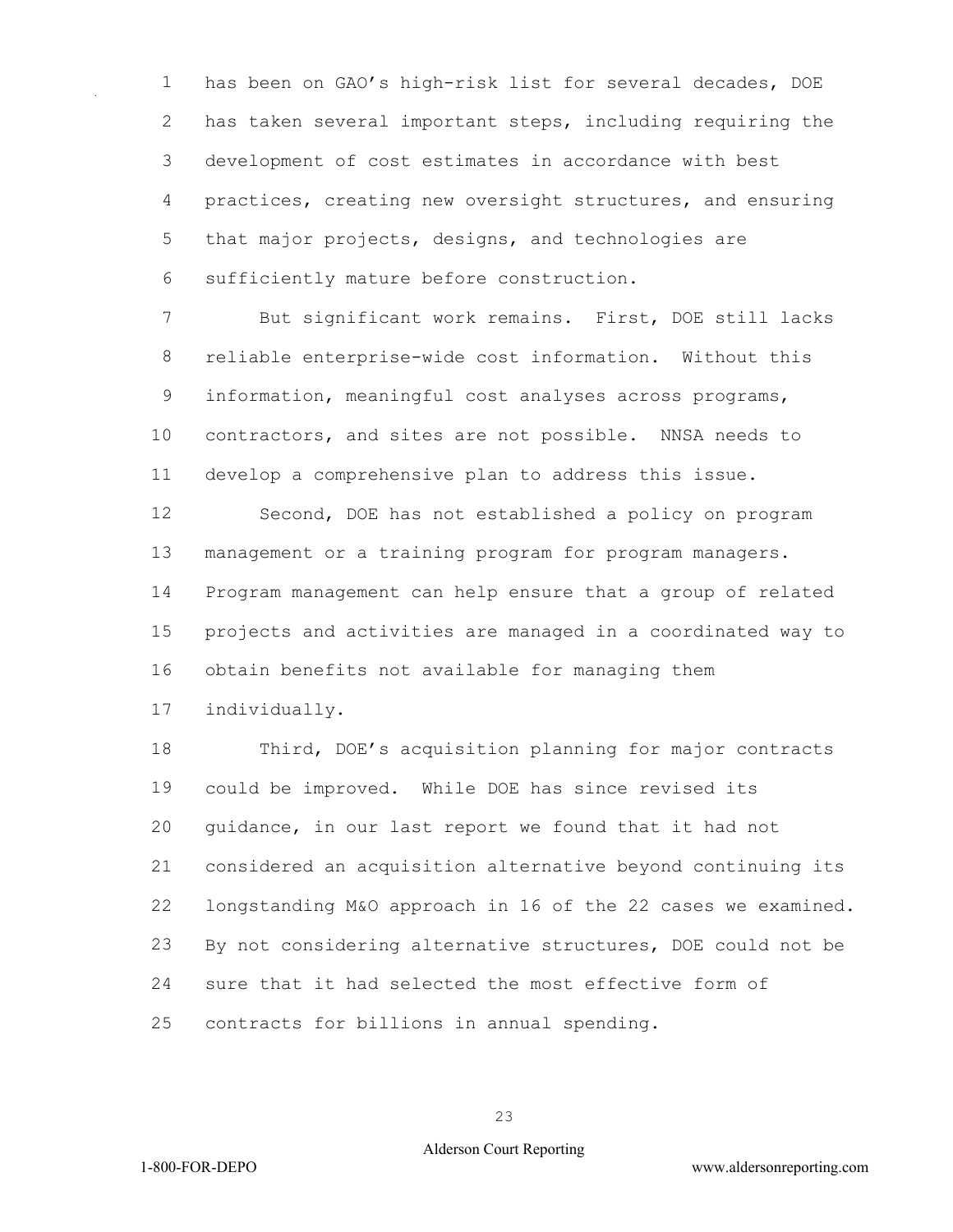has been on GAO's high-risk list for several decades, DOE has taken several important steps, including requiring the development of cost estimates in accordance with best practices, creating new oversight structures, and ensuring that major projects, designs, and technologies are sufficiently mature before construction.

But significant work remains. First, DOE still lacks reliable enterprise-wide cost information. Without this information, meaningful cost analyses across programs, contractors, and sites are not possible. NNSA needs to develop a comprehensive plan to address this issue.

Second, DOE has not established a policy on program management or a training program for program managers. Program management can help ensure that a group of related projects and activities are managed in a coordinated way to obtain benefits not available for managing them individually.

Third, DOE's acquisition planning for major contracts could be improved. While DOE has since revised its guidance, in our last report we found that it had not considered an acquisition alternative beyond continuing its longstanding M&O approach in 16 of the 22 cases we examined. By not considering alternative structures, DOE could not be sure that it had selected the most effective form of contracts for billions in annual spending.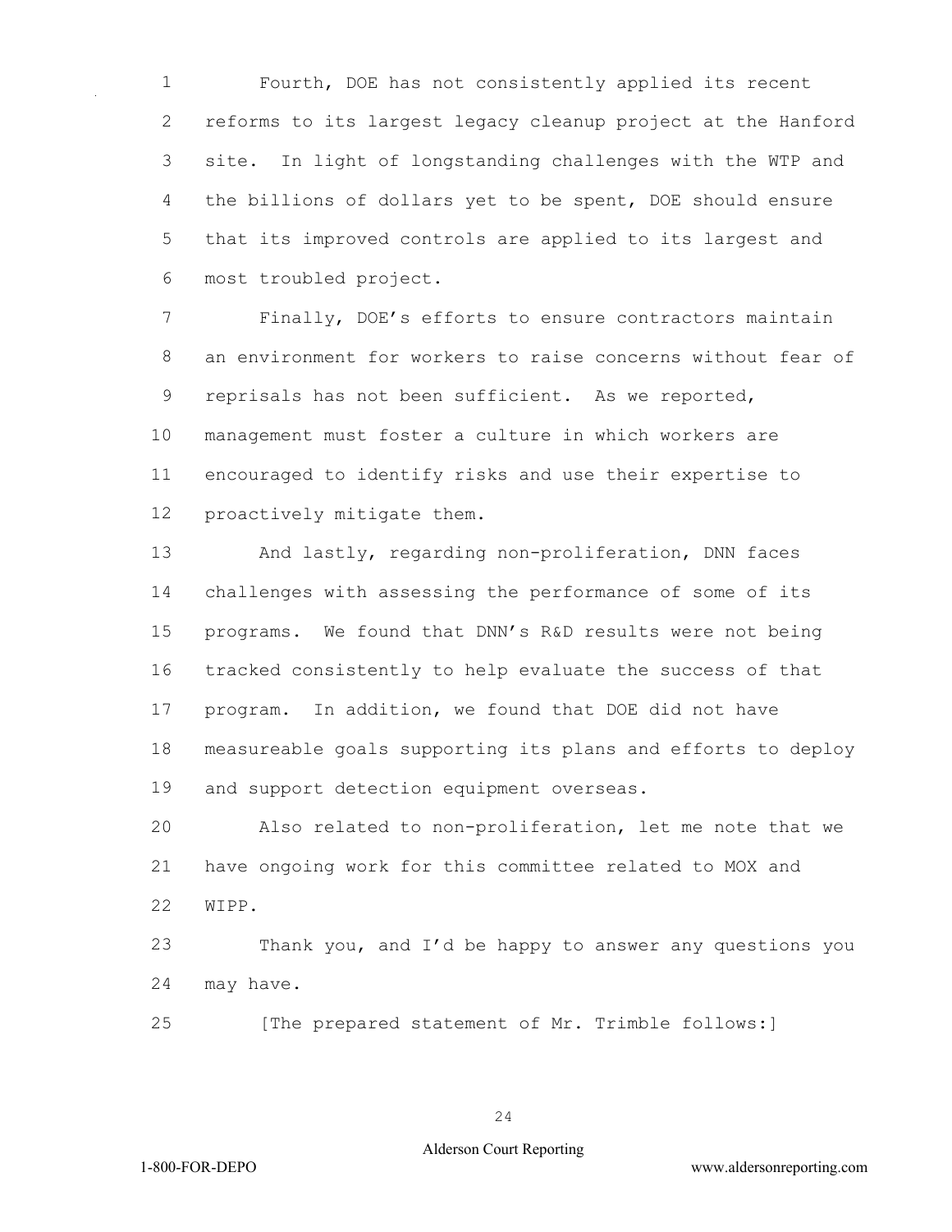Fourth, DOE has not consistently applied its recent reforms to its largest legacy cleanup project at the Hanford site. In light of longstanding challenges with the WTP and the billions of dollars yet to be spent, DOE should ensure that its improved controls are applied to its largest and most troubled project.

Finally, DOE's efforts to ensure contractors maintain an environment for workers to raise concerns without fear of reprisals has not been sufficient. As we reported, management must foster a culture in which workers are encouraged to identify risks and use their expertise to proactively mitigate them.

And lastly, regarding non-proliferation, DNN faces challenges with assessing the performance of some of its programs. We found that DNN's R&D results were not being tracked consistently to help evaluate the success of that program. In addition, we found that DOE did not have measureable goals supporting its plans and efforts to deploy and support detection equipment overseas.

Also related to non-proliferation, let me note that we have ongoing work for this committee related to MOX and WIPP.

Thank you, and I'd be happy to answer any questions you may have.

[The prepared statement of Mr. Trimble follows:]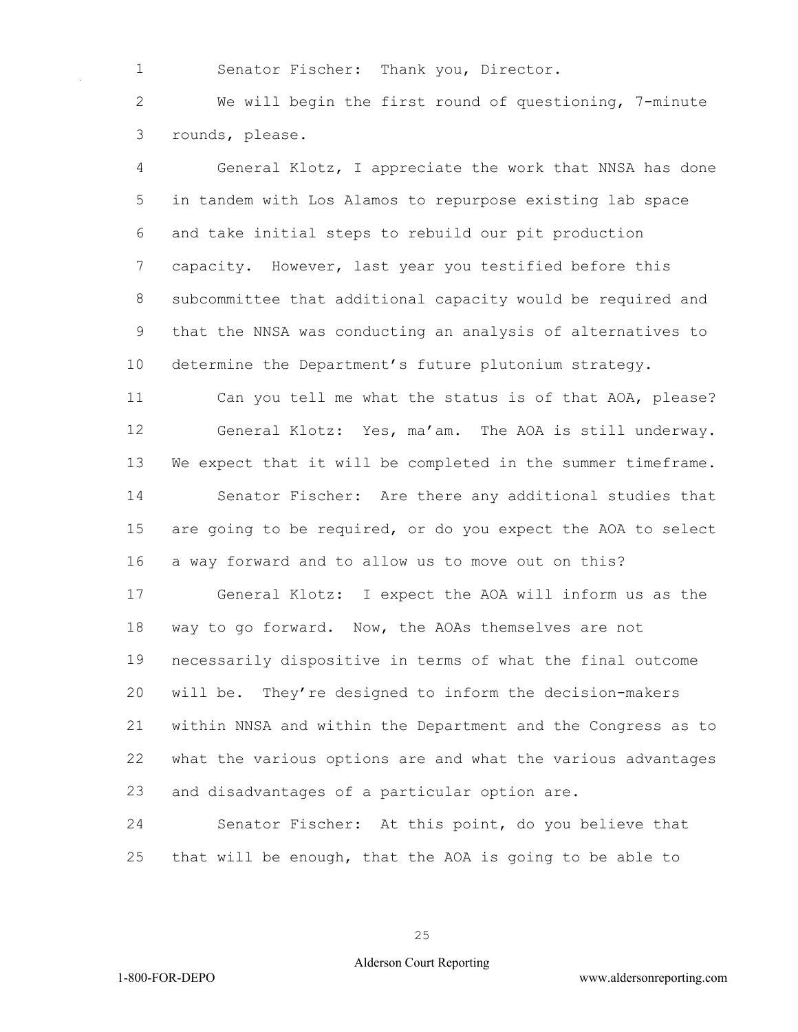Senator Fischer: Thank you, Director.

We will begin the first round of questioning, 7-minute rounds, please.

General Klotz, I appreciate the work that NNSA has done in tandem with Los Alamos to repurpose existing lab space and take initial steps to rebuild our pit production capacity. However, last year you testified before this subcommittee that additional capacity would be required and that the NNSA was conducting an analysis of alternatives to determine the Department's future plutonium strategy.

Can you tell me what the status is of that AOA, please?

General Klotz: Yes, ma'am. The AOA is still underway. We expect that it will be completed in the summer timeframe.

Senator Fischer: Are there any additional studies that are going to be required, or do you expect the AOA to select a way forward and to allow us to move out on this?

General Klotz: I expect the AOA will inform us as the way to go forward. Now, the AOAs themselves are not necessarily dispositive in terms of what the final outcome will be. They're designed to inform the decision-makers within NNSA and within the Department and the Congress as to what the various options are and what the various advantages and disadvantages of a particular option are.

Senator Fischer: At this point, do you believe that that will be enough, that the AOA is going to be able to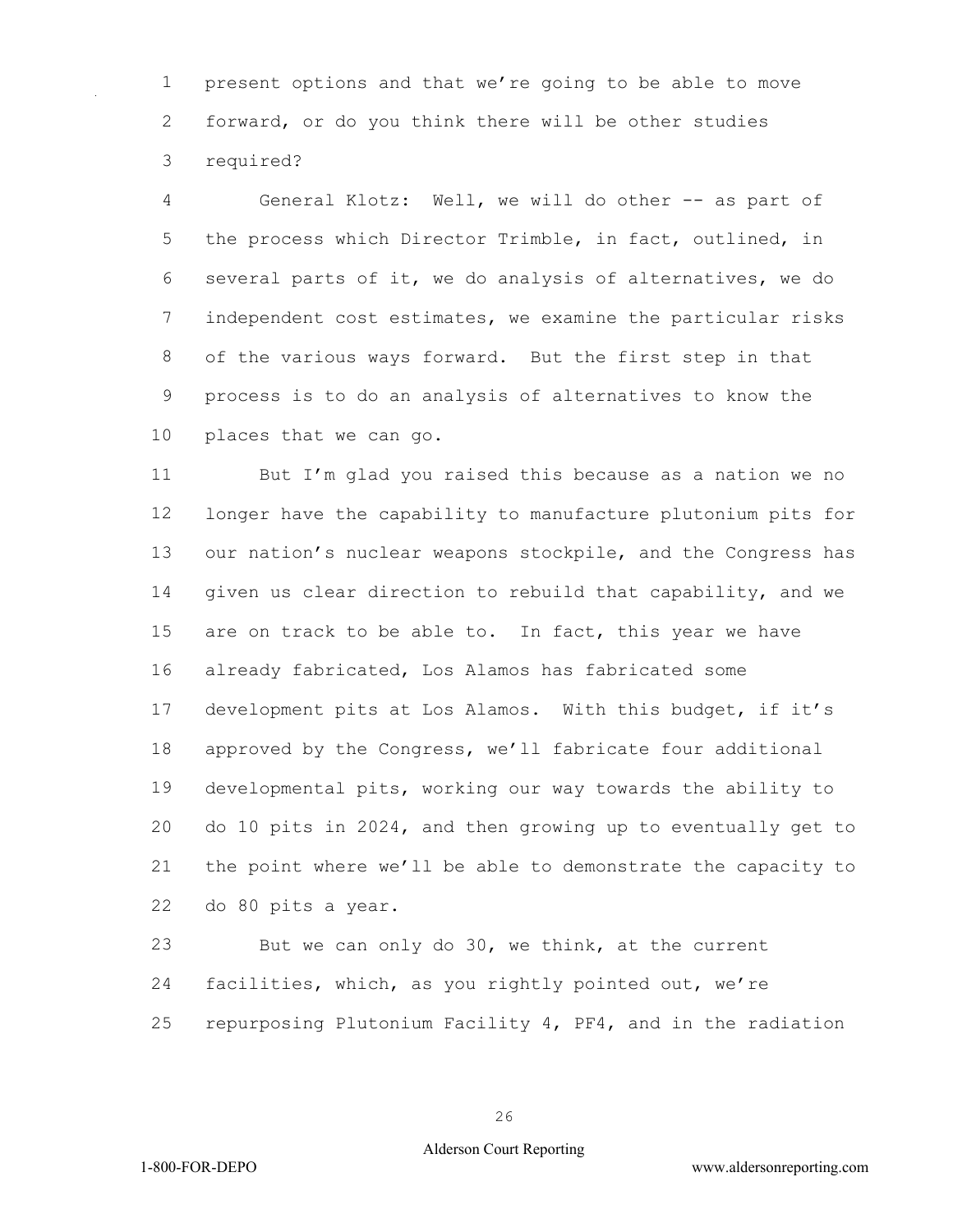present options and that we're going to be able to move forward, or do you think there will be other studies required?

General Klotz: Well, we will do other -- as part of the process which Director Trimble, in fact, outlined, in several parts of it, we do analysis of alternatives, we do independent cost estimates, we examine the particular risks of the various ways forward. But the first step in that process is to do an analysis of alternatives to know the places that we can go.

But I'm glad you raised this because as a nation we no longer have the capability to manufacture plutonium pits for our nation's nuclear weapons stockpile, and the Congress has given us clear direction to rebuild that capability, and we are on track to be able to. In fact, this year we have already fabricated, Los Alamos has fabricated some development pits at Los Alamos. With this budget, if it's approved by the Congress, we'll fabricate four additional developmental pits, working our way towards the ability to do 10 pits in 2024, and then growing up to eventually get to the point where we'll be able to demonstrate the capacity to do 80 pits a year.

But we can only do 30, we think, at the current facilities, which, as you rightly pointed out, we're repurposing Plutonium Facility 4, PF4, and in the radiation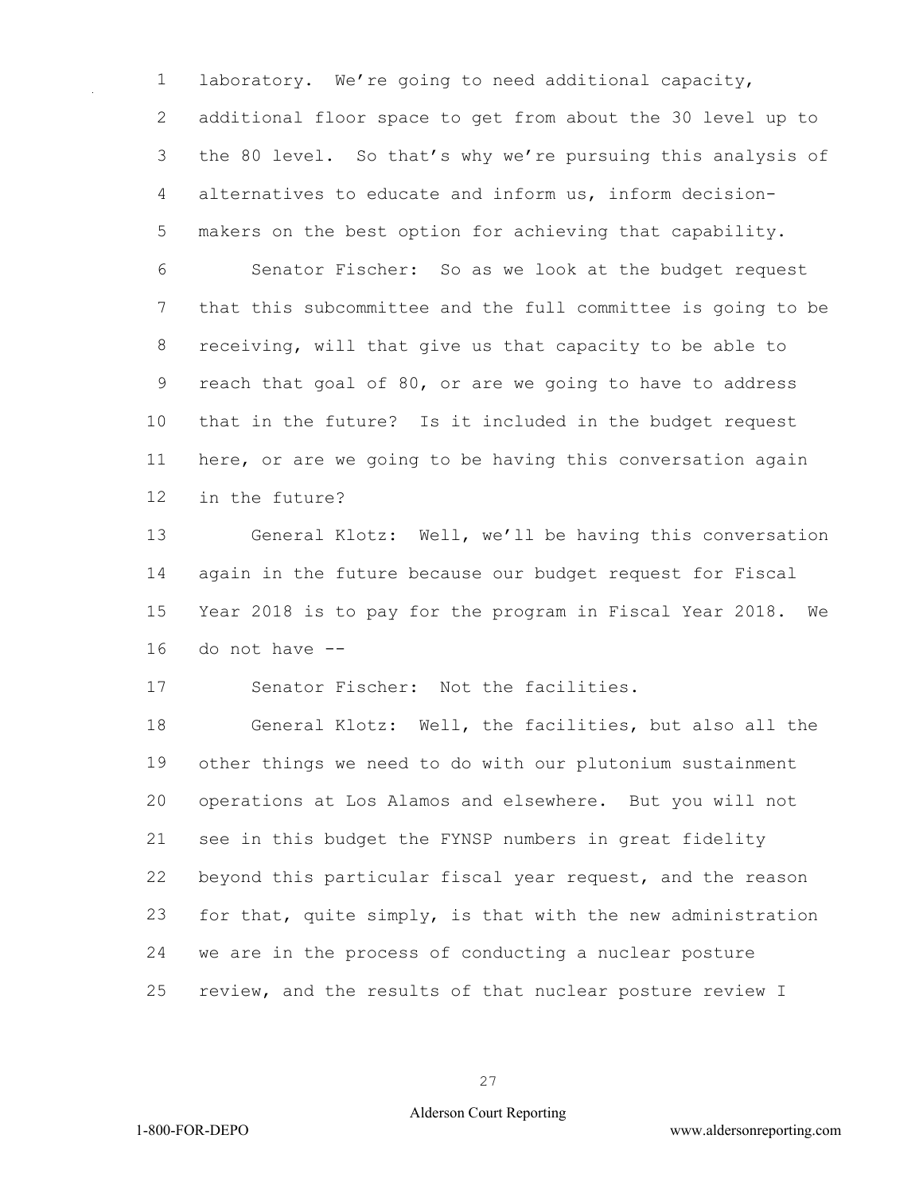laboratory. We're going to need additional capacity, additional floor space to get from about the 30 level up to the 80 level. So that's why we're pursuing this analysis of alternatives to educate and inform us, inform decision-makers on the best option for achieving that capability.

Senator Fischer: So as we look at the budget request that this subcommittee and the full committee is going to be receiving, will that give us that capacity to be able to reach that goal of 80, or are we going to have to address that in the future? Is it included in the budget request here, or are we going to be having this conversation again in the future?

General Klotz: Well, we'll be having this conversation again in the future because our budget request for Fiscal Year 2018 is to pay for the program in Fiscal Year 2018. We do not have --

Senator Fischer: Not the facilities.

General Klotz: Well, the facilities, but also all the other things we need to do with our plutonium sustainment operations at Los Alamos and elsewhere. But you will not see in this budget the FYNSP numbers in great fidelity beyond this particular fiscal year request, and the reason for that, quite simply, is that with the new administration we are in the process of conducting a nuclear posture review, and the results of that nuclear posture review I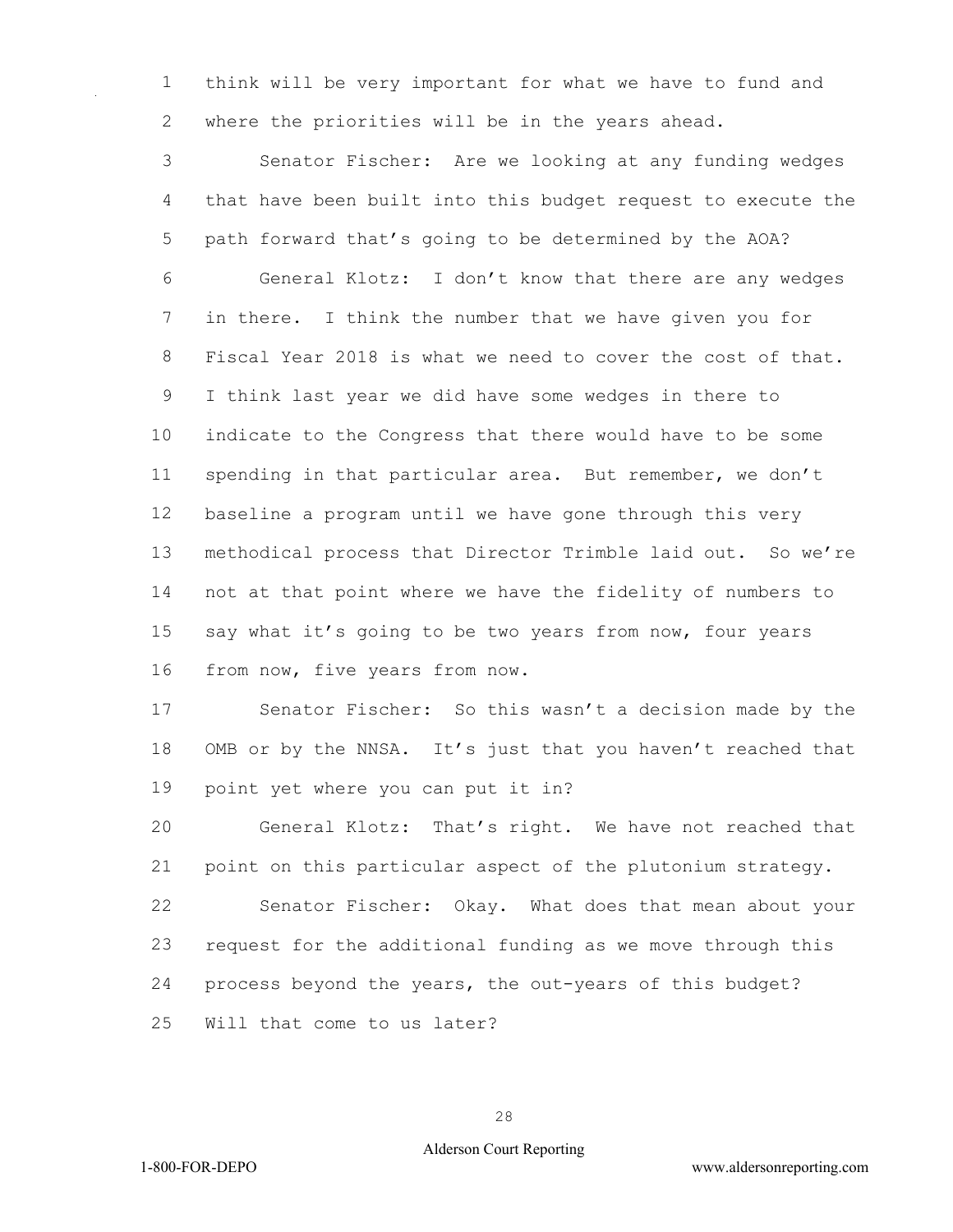think will be very important for what we have to fund and where the priorities will be in the years ahead.

Senator Fischer: Are we looking at any funding wedges that have been built into this budget request to execute the path forward that's going to be determined by the AOA?

General Klotz: I don't know that there are any wedges in there. I think the number that we have given you for Fiscal Year 2018 is what we need to cover the cost of that. I think last year we did have some wedges in there to indicate to the Congress that there would have to be some spending in that particular area. But remember, we don't baseline a program until we have gone through this very methodical process that Director Trimble laid out. So we're not at that point where we have the fidelity of numbers to say what it's going to be two years from now, four years from now, five years from now.

Senator Fischer: So this wasn't a decision made by the OMB or by the NNSA. It's just that you haven't reached that point yet where you can put it in?

General Klotz: That's right. We have not reached that point on this particular aspect of the plutonium strategy.

Senator Fischer: Okay. What does that mean about your request for the additional funding as we move through this process beyond the years, the out-years of this budget? Will that come to us later?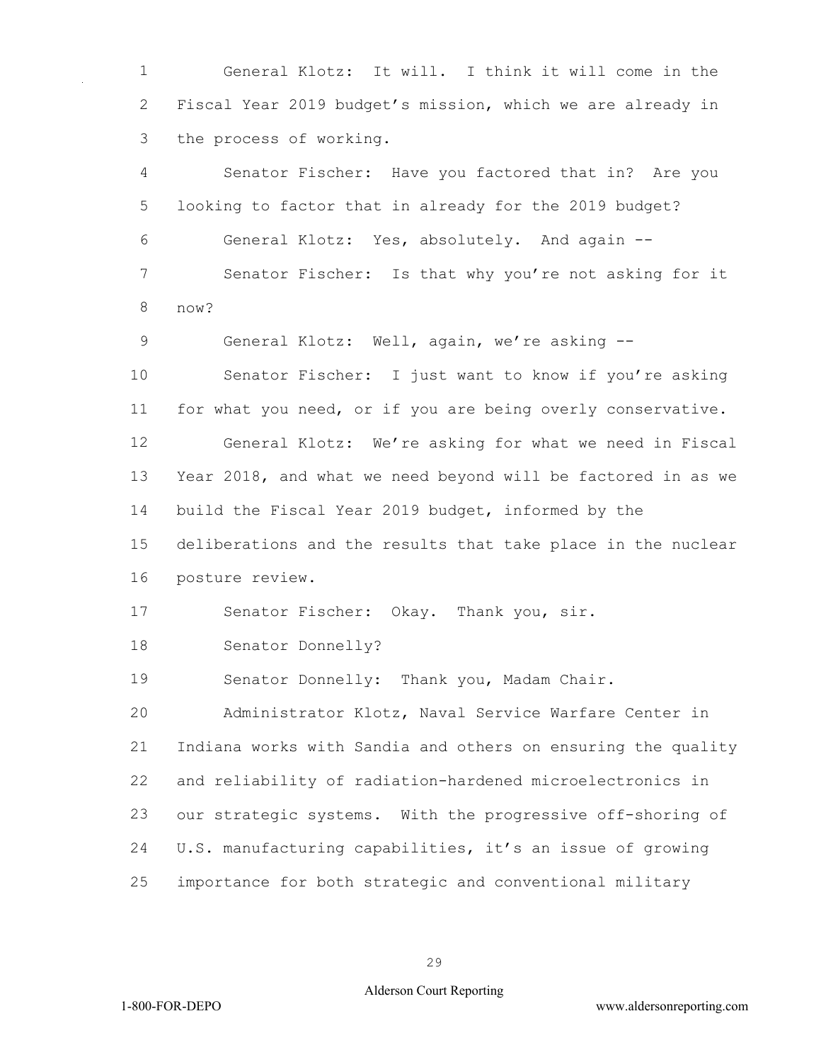General Klotz: It will. I think it will come in the Fiscal Year 2019 budget's mission, which we are already in the process of working.

Senator Fischer: Have you factored that in? Are you looking to factor that in already for the 2019 budget?

General Klotz: Yes, absolutely. And again --

Senator Fischer: Is that why you're not asking for it now?

General Klotz: Well, again, we're asking --

Senator Fischer: I just want to know if you're asking for what you need, or if you are being overly conservative.

General Klotz: We're asking for what we need in Fiscal Year 2018, and what we need beyond will be factored in as we build the Fiscal Year 2019 budget, informed by the deliberations and the results that take place in the nuclear posture review.

Senator Fischer: Okay. Thank you, sir.

Senator Donnelly?

Senator Donnelly: Thank you, Madam Chair.

Administrator Klotz, Naval Service Warfare Center in Indiana works with Sandia and others on ensuring the quality and reliability of radiation-hardened microelectronics in our strategic systems. With the progressive off-shoring of U.S. manufacturing capabilities, it's an issue of growing importance for both strategic and conventional military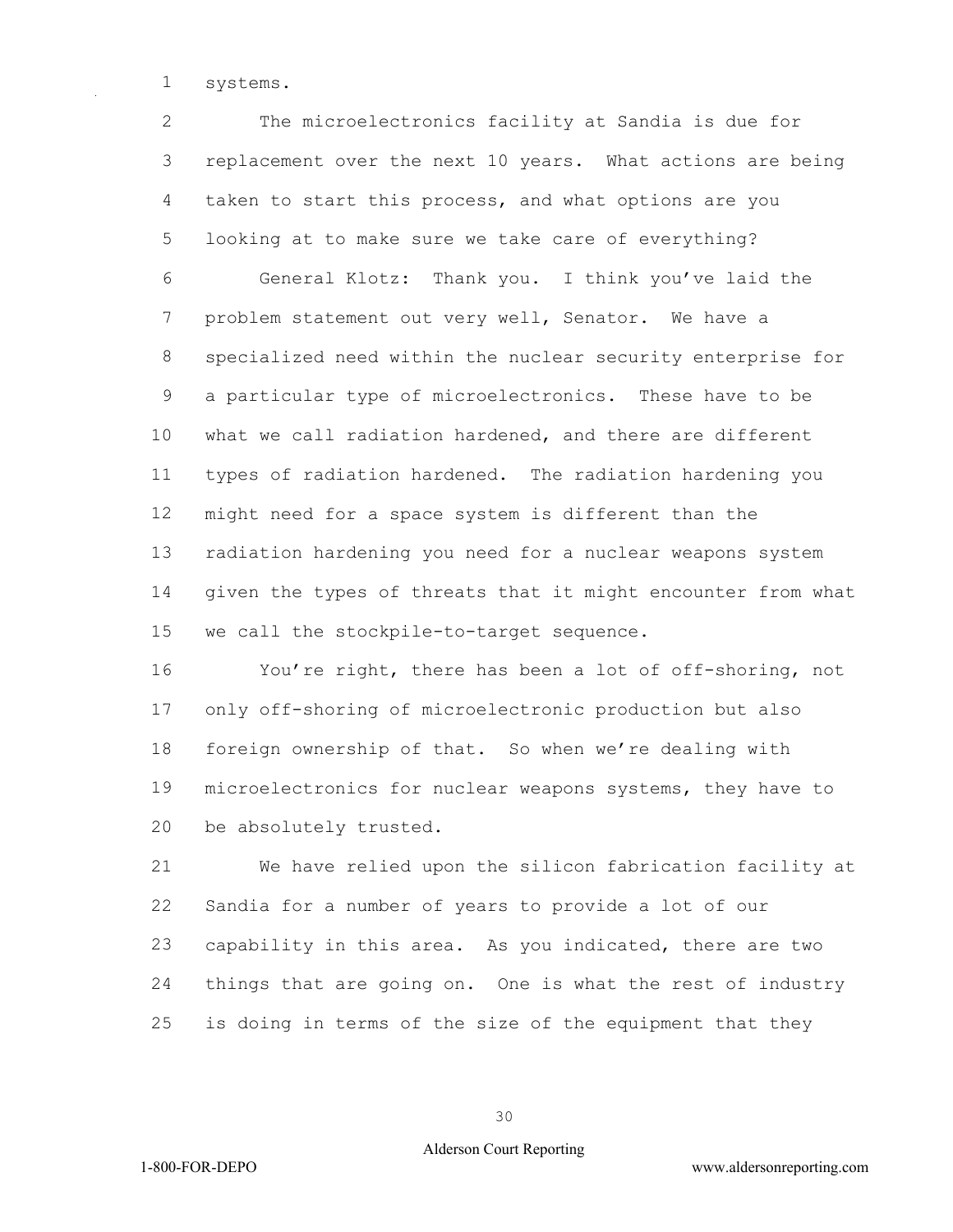systems.

The microelectronics facility at Sandia is due for replacement over the next 10 years. What actions are being taken to start this process, and what options are you looking at to make sure we take care of everything?

General Klotz: Thank you. I think you've laid the problem statement out very well, Senator. We have a specialized need within the nuclear security enterprise for a particular type of microelectronics. These have to be what we call radiation hardened, and there are different types of radiation hardened. The radiation hardening you might need for a space system is different than the radiation hardening you need for a nuclear weapons system given the types of threats that it might encounter from what we call the stockpile-to-target sequence.

You're right, there has been a lot of off-shoring, not only off-shoring of microelectronic production but also foreign ownership of that. So when we're dealing with microelectronics for nuclear weapons systems, they have to be absolutely trusted.

We have relied upon the silicon fabrication facility at Sandia for a number of years to provide a lot of our capability in this area. As you indicated, there are two things that are going on. One is what the rest of industry is doing in terms of the size of the equipment that they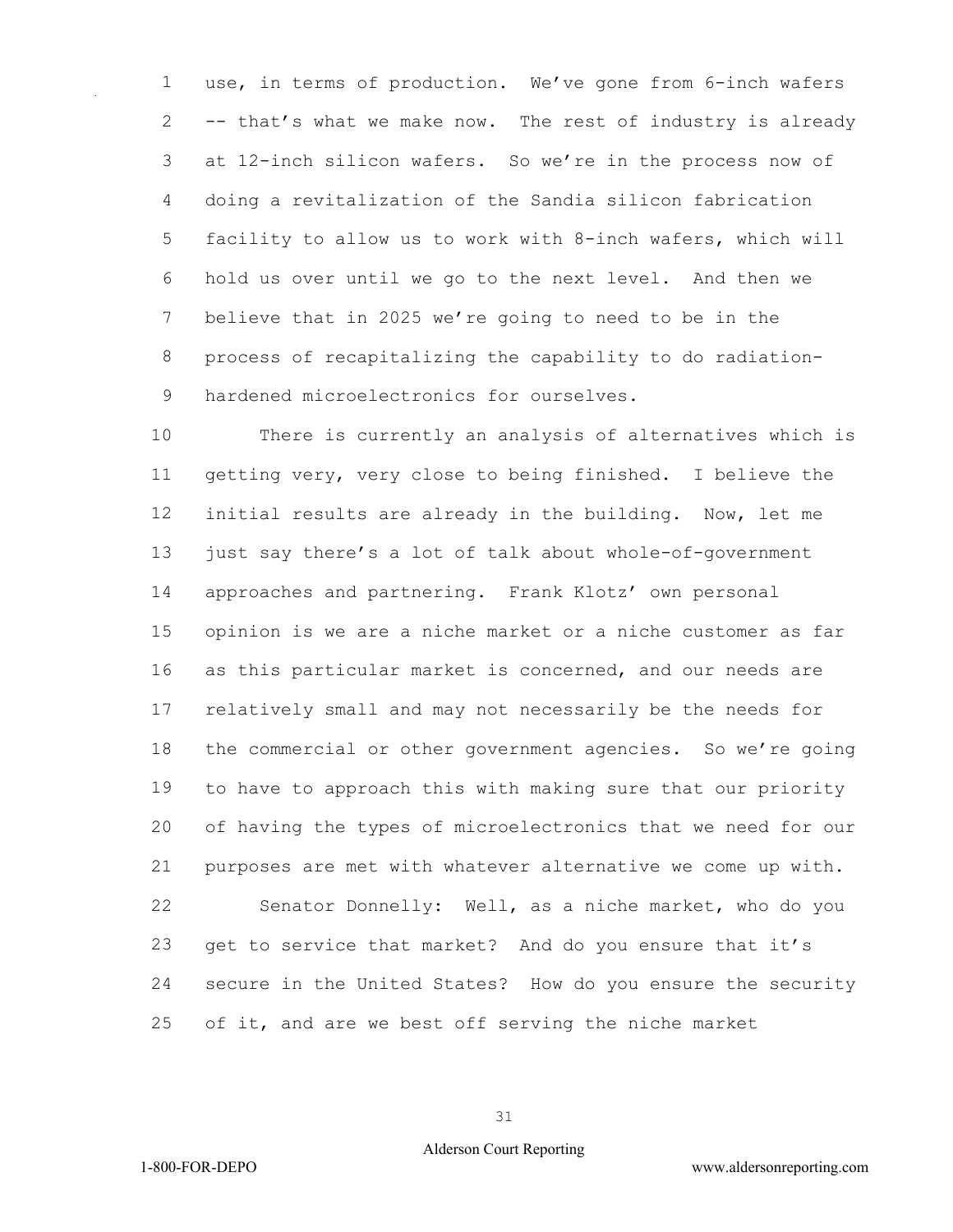use, in terms of production. We've gone from 6-inch wafers -- that's what we make now. The rest of industry is already at 12-inch silicon wafers. So we're in the process now of doing a revitalization of the Sandia silicon fabrication facility to allow us to work with 8-inch wafers, which will hold us over until we go to the next level. And then we believe that in 2025 we're going to need to be in the process of recapitalizing the capability to do radiation-hardened microelectronics for ourselves.

There is currently an analysis of alternatives which is getting very, very close to being finished. I believe the initial results are already in the building. Now, let me just say there's a lot of talk about whole-of-government approaches and partnering. Frank Klotz' own personal opinion is we are a niche market or a niche customer as far as this particular market is concerned, and our needs are relatively small and may not necessarily be the needs for the commercial or other government agencies. So we're going to have to approach this with making sure that our priority of having the types of microelectronics that we need for our purposes are met with whatever alternative we come up with.

Senator Donnelly: Well, as a niche market, who do you get to service that market? And do you ensure that it's secure in the United States? How do you ensure the security of it, and are we best off serving the niche market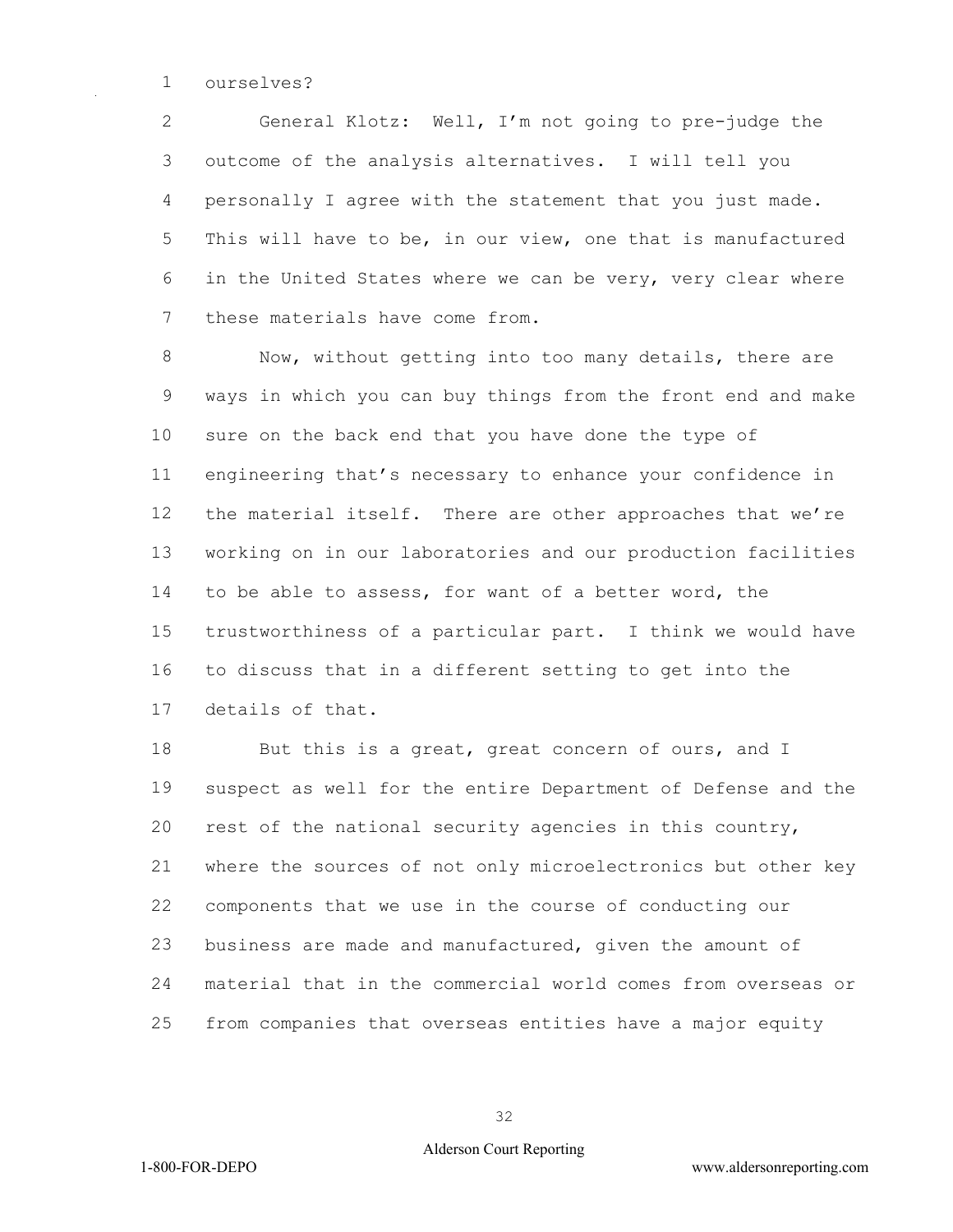ourselves?

General Klotz: Well, I'm not going to pre-judge the outcome of the analysis alternatives. I will tell you personally I agree with the statement that you just made. This will have to be, in our view, one that is manufactured in the United States where we can be very, very clear where these materials have come from.

Now, without getting into too many details, there are ways in which you can buy things from the front end and make sure on the back end that you have done the type of engineering that's necessary to enhance your confidence in the material itself. There are other approaches that we're working on in our laboratories and our production facilities to be able to assess, for want of a better word, the trustworthiness of a particular part. I think we would have to discuss that in a different setting to get into the details of that.

But this is a great, great concern of ours, and I suspect as well for the entire Department of Defense and the rest of the national security agencies in this country, where the sources of not only microelectronics but other key components that we use in the course of conducting our business are made and manufactured, given the amount of material that in the commercial world comes from overseas or from companies that overseas entities have a major equity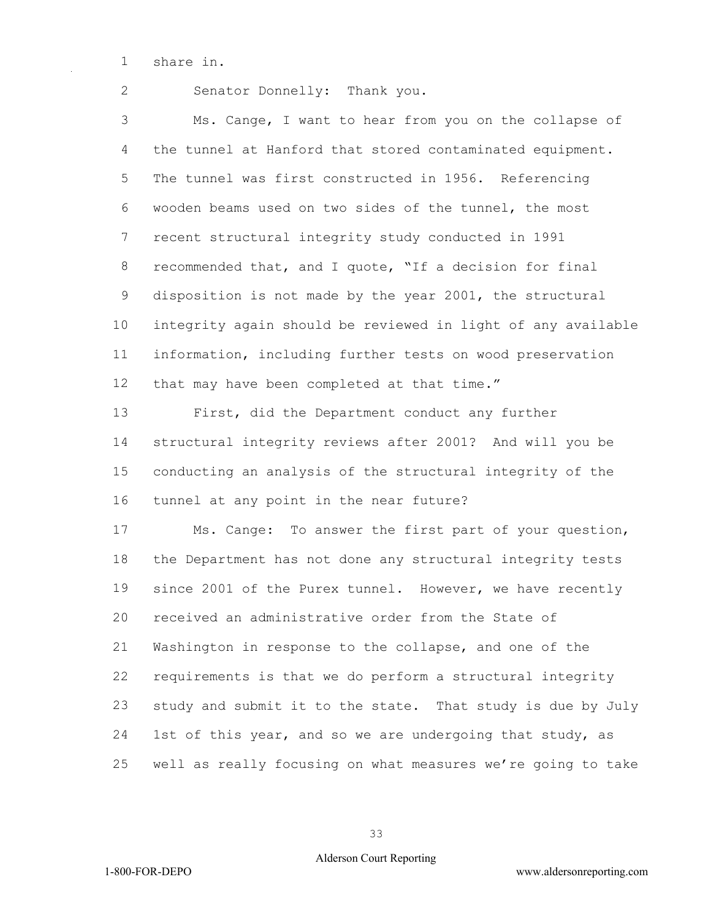share in.

Senator Donnelly: Thank you.

Ms. Cange, I want to hear from you on the collapse of the tunnel at Hanford that stored contaminated equipment. The tunnel was first constructed in 1956. Referencing wooden beams used on two sides of the tunnel, the most recent structural integrity study conducted in 1991 recommended that, and I quote, "If a decision for final disposition is not made by the year 2001, the structural integrity again should be reviewed in light of any available information, including further tests on wood preservation that may have been completed at that time."

First, did the Department conduct any further structural integrity reviews after 2001? And will you be conducting an analysis of the structural integrity of the tunnel at any point in the near future?

Ms. Cange: To answer the first part of your question, the Department has not done any structural integrity tests since 2001 of the Purex tunnel. However, we have recently received an administrative order from the State of Washington in response to the collapse, and one of the requirements is that we do perform a structural integrity study and submit it to the state. That study is due by July 1st of this year, and so we are undergoing that study, as well as really focusing on what measures we're going to take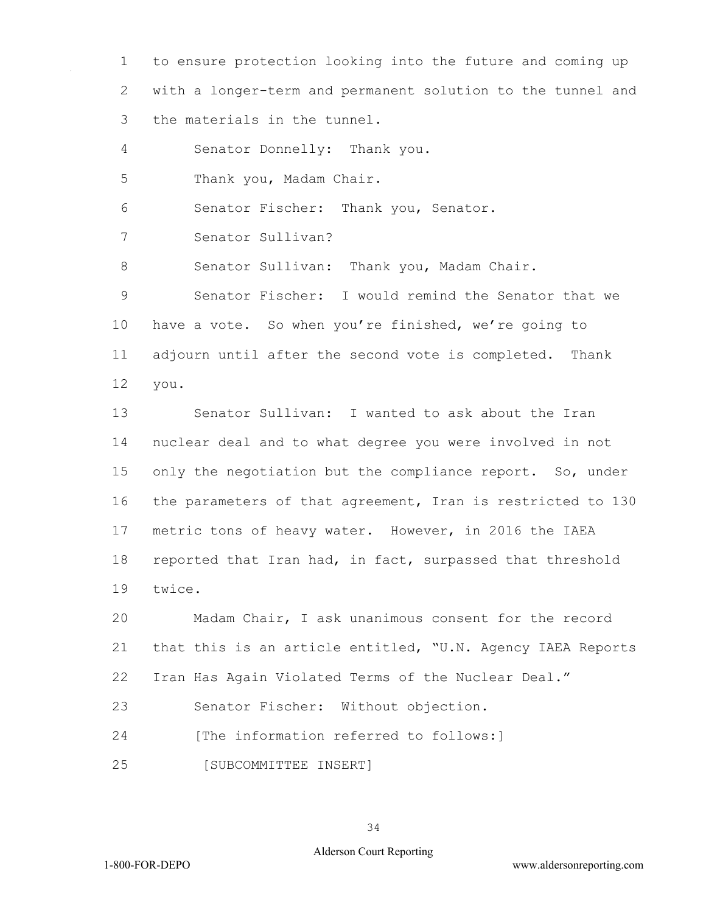to ensure protection looking into the future and coming up with a longer-term and permanent solution to the tunnel and the materials in the tunnel.

Senator Donnelly: Thank you.

Thank you, Madam Chair.

Senator Fischer: Thank you, Senator.

Senator Sullivan?

Senator Sullivan: Thank you, Madam Chair.

Senator Fischer: I would remind the Senator that we have a vote. So when you're finished, we're going to adjourn until after the second vote is completed. Thank you.

Senator Sullivan: I wanted to ask about the Iran nuclear deal and to what degree you were involved in not only the negotiation but the compliance report. So, under the parameters of that agreement, Iran is restricted to 130 metric tons of heavy water. However, in 2016 the IAEA reported that Iran had, in fact, surpassed that threshold twice.

Madam Chair, I ask unanimous consent for the record that this is an article entitled, "U.N. Agency IAEA Reports Iran Has Again Violated Terms of the Nuclear Deal."

Senator Fischer: Without objection.

[The information referred to follows:]

[SUBCOMMITTEE INSERT]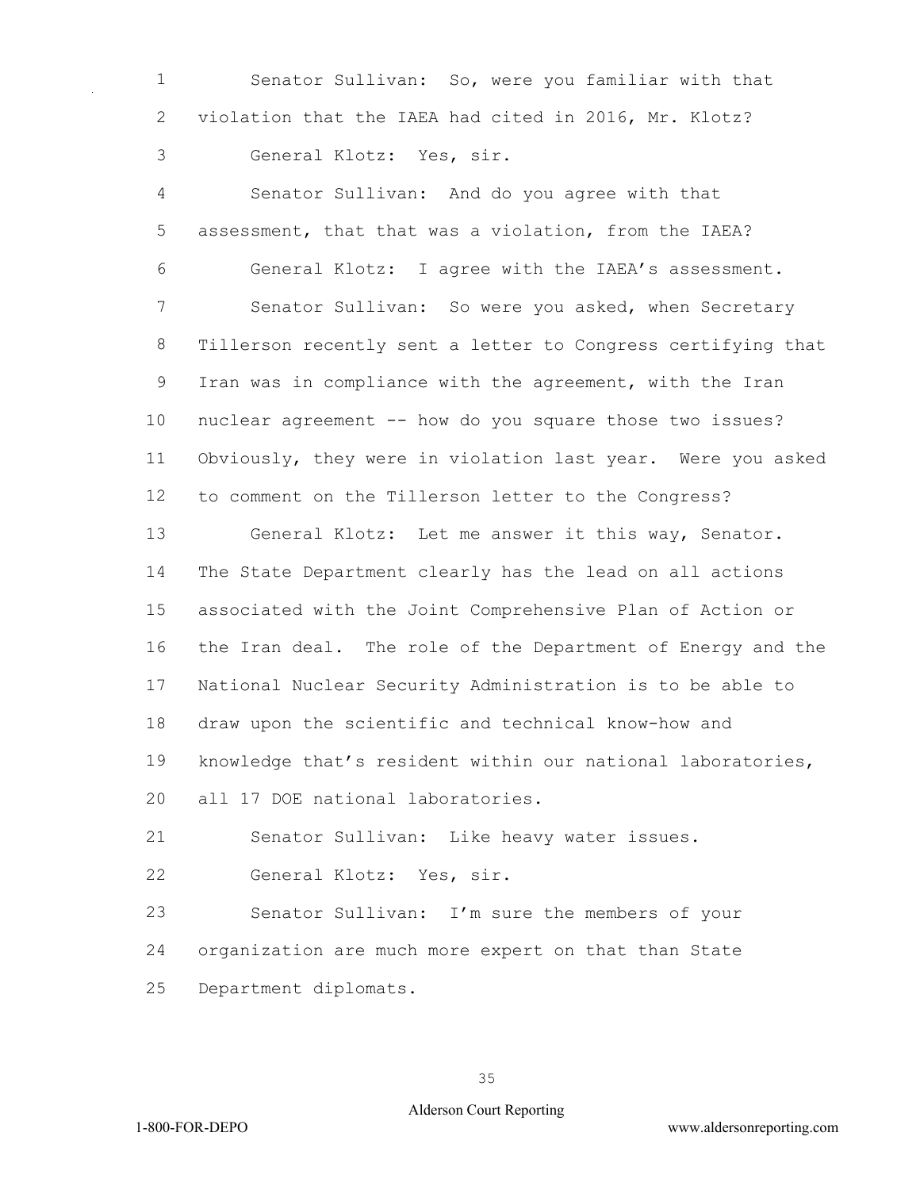Senator Sullivan: So, were you familiar with that violation that the IAEA had cited in 2016, Mr. Klotz?

General Klotz: Yes, sir.

Senator Sullivan: And do you agree with that assessment, that that was a violation, from the IAEA?

General Klotz: I agree with the IAEA's assessment.

Senator Sullivan: So were you asked, when Secretary Tillerson recently sent a letter to Congress certifying that Iran was in compliance with the agreement, with the Iran nuclear agreement -- how do you square those two issues? Obviously, they were in violation last year. Were you asked to comment on the Tillerson letter to the Congress?

General Klotz: Let me answer it this way, Senator. The State Department clearly has the lead on all actions associated with the Joint Comprehensive Plan of Action or the Iran deal. The role of the Department of Energy and the National Nuclear Security Administration is to be able to draw upon the scientific and technical know-how and knowledge that's resident within our national laboratories, all 17 DOE national laboratories.

Senator Sullivan: Like heavy water issues.

General Klotz: Yes, sir.

Senator Sullivan: I'm sure the members of your organization are much more expert on that than State Department diplomats.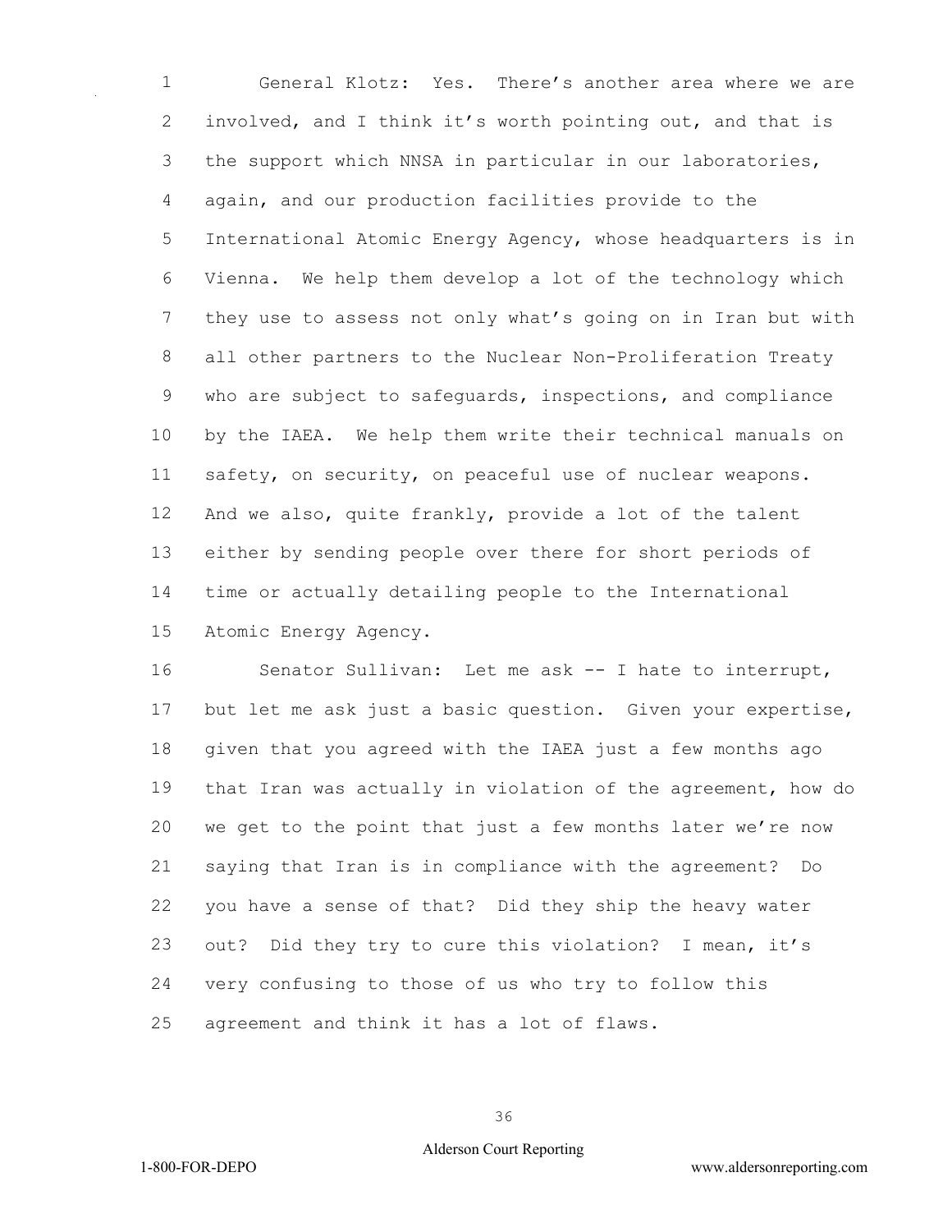General Klotz: Yes. There's another area where we are involved, and I think it's worth pointing out, and that is the support which NNSA in particular in our laboratories, again, and our production facilities provide to the International Atomic Energy Agency, whose headquarters is in Vienna. We help them develop a lot of the technology which they use to assess not only what's going on in Iran but with all other partners to the Nuclear Non-Proliferation Treaty who are subject to safeguards, inspections, and compliance by the IAEA. We help them write their technical manuals on safety, on security, on peaceful use of nuclear weapons. And we also, quite frankly, provide a lot of the talent either by sending people over there for short periods of time or actually detailing people to the International Atomic Energy Agency.

Senator Sullivan: Let me ask -- I hate to interrupt, but let me ask just a basic question. Given your expertise, given that you agreed with the IAEA just a few months ago that Iran was actually in violation of the agreement, how do we get to the point that just a few months later we're now saying that Iran is in compliance with the agreement? Do you have a sense of that? Did they ship the heavy water out? Did they try to cure this violation? I mean, it's very confusing to those of us who try to follow this agreement and think it has a lot of flaws.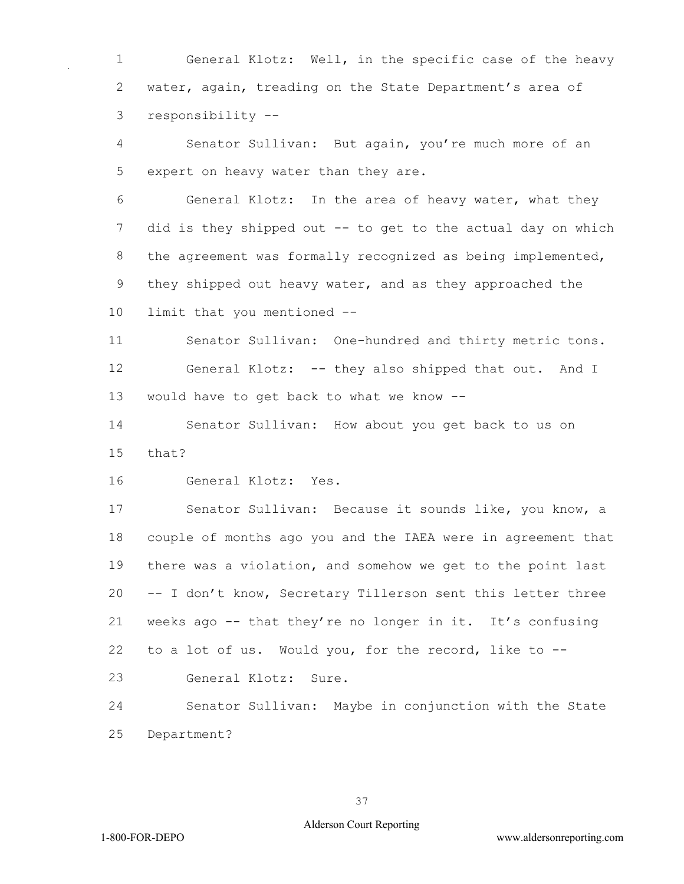General Klotz: Well, in the specific case of the heavy water, again, treading on the State Department's area of responsibility --

Senator Sullivan: But again, you're much more of an expert on heavy water than they are.

General Klotz: In the area of heavy water, what they did is they shipped out -- to get to the actual day on which the agreement was formally recognized as being implemented, they shipped out heavy water, and as they approached the limit that you mentioned --

Senator Sullivan: One-hundred and thirty metric tons.

General Klotz: -- they also shipped that out. And I would have to get back to what we know --

Senator Sullivan: How about you get back to us on that?

General Klotz: Yes.

Senator Sullivan: Because it sounds like, you know, a couple of months ago you and the IAEA were in agreement that there was a violation, and somehow we get to the point last -- I don't know, Secretary Tillerson sent this letter three weeks ago -- that they're no longer in it. It's confusing to a lot of us. Would you, for the record, like to --

General Klotz: Sure.

Senator Sullivan: Maybe in conjunction with the State Department?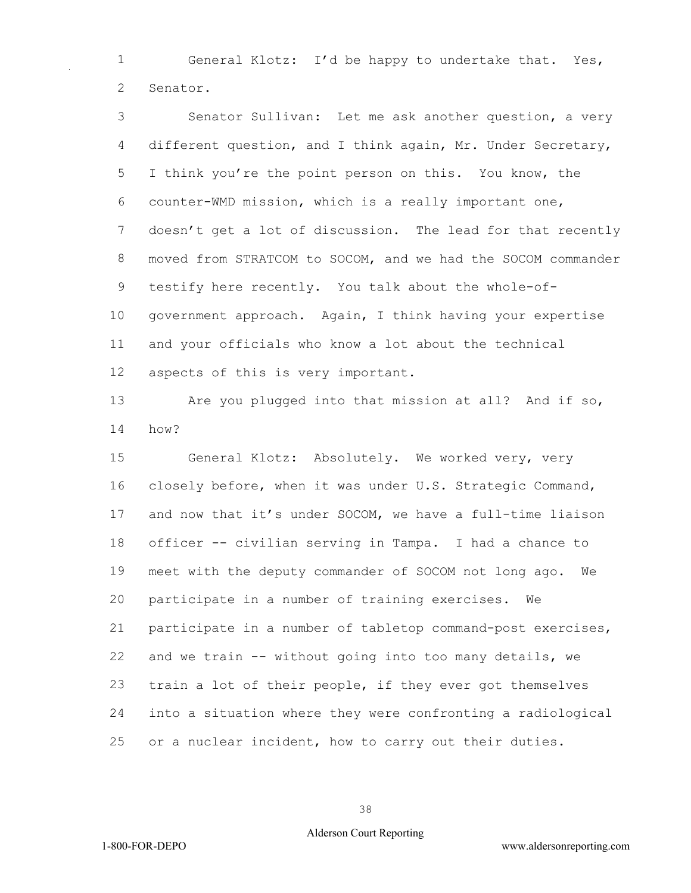General Klotz: I'd be happy to undertake that. Yes, Senator.

Senator Sullivan: Let me ask another question, a very different question, and I think again, Mr. Under Secretary, I think you're the point person on this. You know, the counter-WMD mission, which is a really important one, doesn't get a lot of discussion. The lead for that recently moved from STRATCOM to SOCOM, and we had the SOCOM commander testify here recently. You talk about the whole-of-government approach. Again, I think having your expertise and your officials who know a lot about the technical aspects of this is very important.

Are you plugged into that mission at all? And if so, how?

General Klotz: Absolutely. We worked very, very closely before, when it was under U.S. Strategic Command, and now that it's under SOCOM, we have a full-time liaison officer -- civilian serving in Tampa. I had a chance to meet with the deputy commander of SOCOM not long ago. We participate in a number of training exercises. We participate in a number of tabletop command-post exercises, and we train -- without going into too many details, we train a lot of their people, if they ever got themselves into a situation where they were confronting a radiological or a nuclear incident, how to carry out their duties.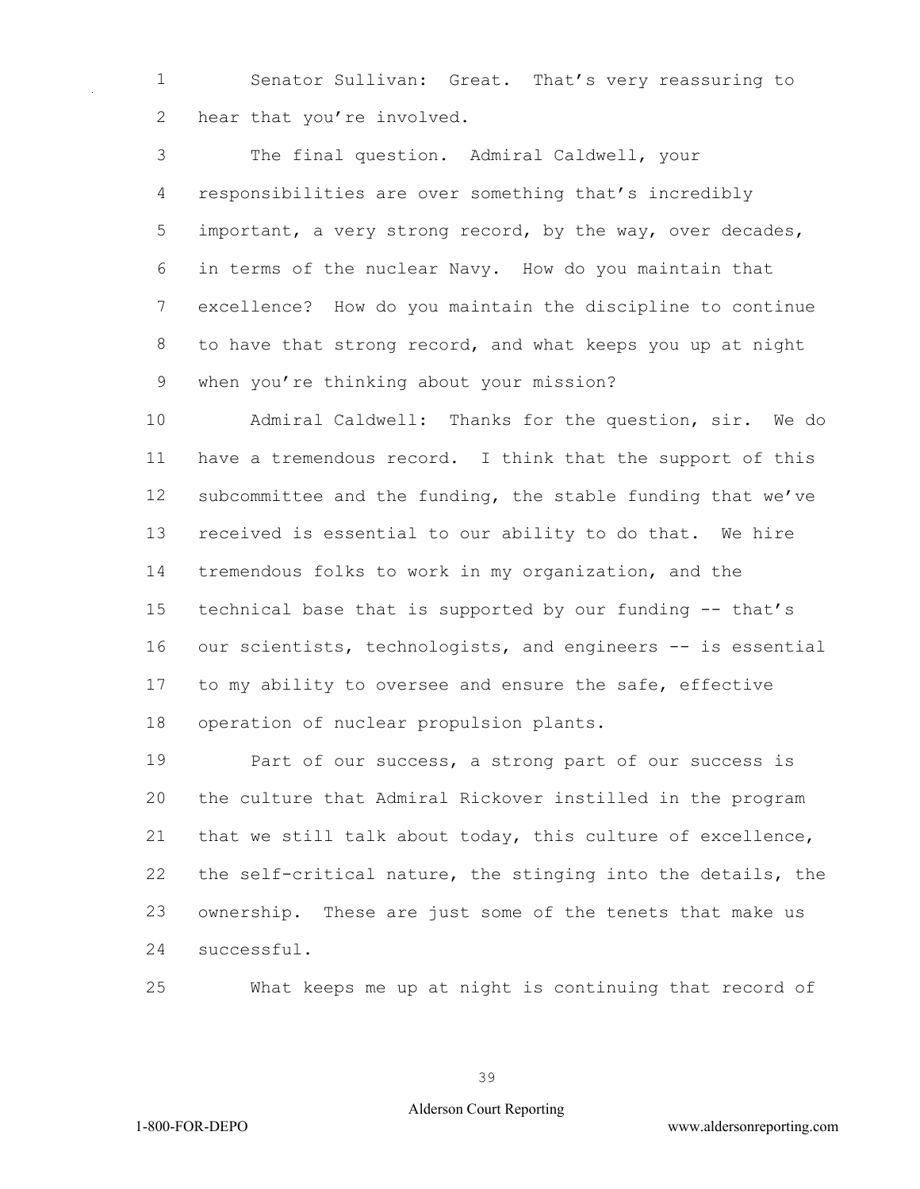Senator Sullivan: Great. That's very reassuring to hear that you're involved.

The final question. Admiral Caldwell, your responsibilities are over something that's incredibly important, a very strong record, by the way, over decades, in terms of the nuclear Navy. How do you maintain that excellence? How do you maintain the discipline to continue to have that strong record, and what keeps you up at night when you're thinking about your mission?

Admiral Caldwell: Thanks for the question, sir. We do have a tremendous record. I think that the support of this subcommittee and the funding, the stable funding that we've received is essential to our ability to do that. We hire tremendous folks to work in my organization, and the technical base that is supported by our funding -- that's our scientists, technologists, and engineers -- is essential to my ability to oversee and ensure the safe, effective operation of nuclear propulsion plants.

Part of our success, a strong part of our success is the culture that Admiral Rickover instilled in the program that we still talk about today, this culture of excellence, the self-critical nature, the stinging into the details, the ownership. These are just some of the tenets that make us successful.

What keeps me up at night is continuing that record of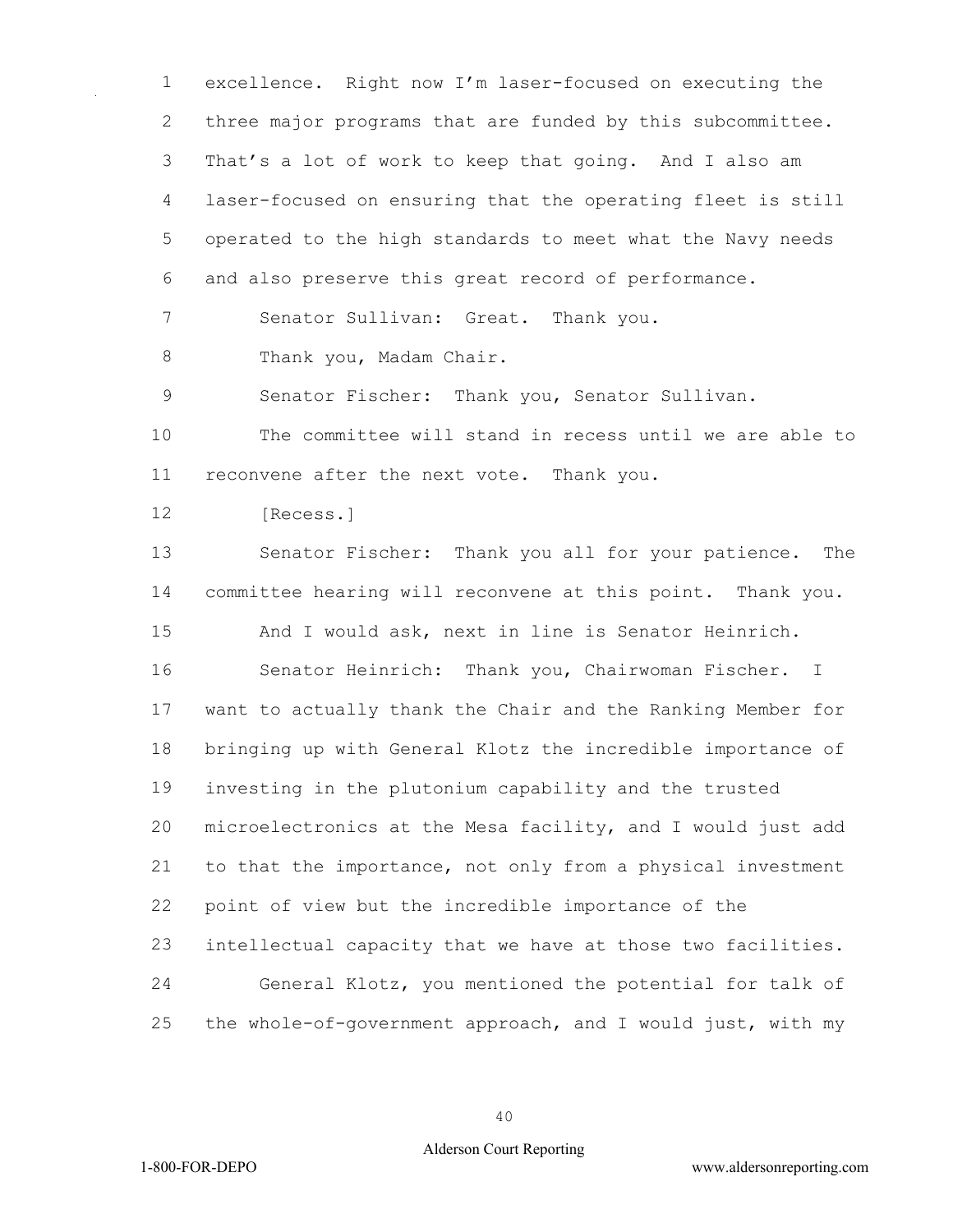excellence. Right now I'm laser-focused on executing the three major programs that are funded by this subcommittee. That's a lot of work to keep that going. And I also am laser-focused on ensuring that the operating fleet is still operated to the high standards to meet what the Navy needs and also preserve this great record of performance.

Senator Sullivan: Great. Thank you.

Thank you, Madam Chair.

Senator Fischer: Thank you, Senator Sullivan.

The committee will stand in recess until we are able to reconvene after the next vote. Thank you.

[Recess.]

Senator Fischer: Thank you all for your patience. The committee hearing will reconvene at this point. Thank you.

And I would ask, next in line is Senator Heinrich.

Senator Heinrich: Thank you, Chairwoman Fischer. I want to actually thank the Chair and the Ranking Member for bringing up with General Klotz the incredible importance of investing in the plutonium capability and the trusted microelectronics at the Mesa facility, and I would just add to that the importance, not only from a physical investment point of view but the incredible importance of the intellectual capacity that we have at those two facilities.

General Klotz, you mentioned the potential for talk of the whole-of-government approach, and I would just, with my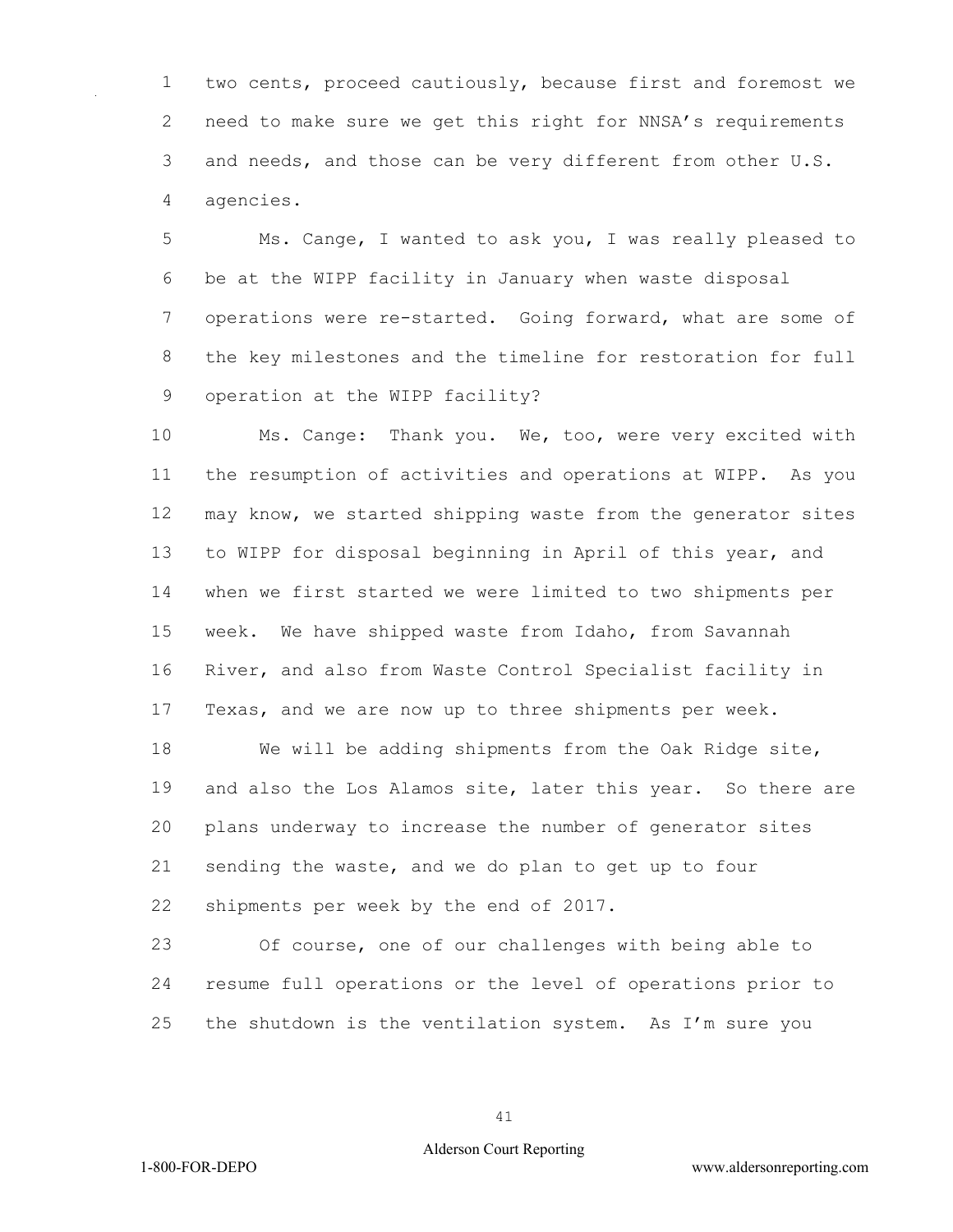two cents, proceed cautiously, because first and foremost we need to make sure we get this right for NNSA's requirements and needs, and those can be very different from other U.S. agencies.

Ms. Cange, I wanted to ask you, I was really pleased to be at the WIPP facility in January when waste disposal operations were re-started. Going forward, what are some of the key milestones and the timeline for restoration for full operation at the WIPP facility?

Ms. Cange: Thank you. We, too, were very excited with the resumption of activities and operations at WIPP. As you may know, we started shipping waste from the generator sites to WIPP for disposal beginning in April of this year, and when we first started we were limited to two shipments per week. We have shipped waste from Idaho, from Savannah River, and also from Waste Control Specialist facility in Texas, and we are now up to three shipments per week.

We will be adding shipments from the Oak Ridge site, and also the Los Alamos site, later this year. So there are plans underway to increase the number of generator sites sending the waste, and we do plan to get up to four shipments per week by the end of 2017.

Of course, one of our challenges with being able to resume full operations or the level of operations prior to the shutdown is the ventilation system. As I'm sure you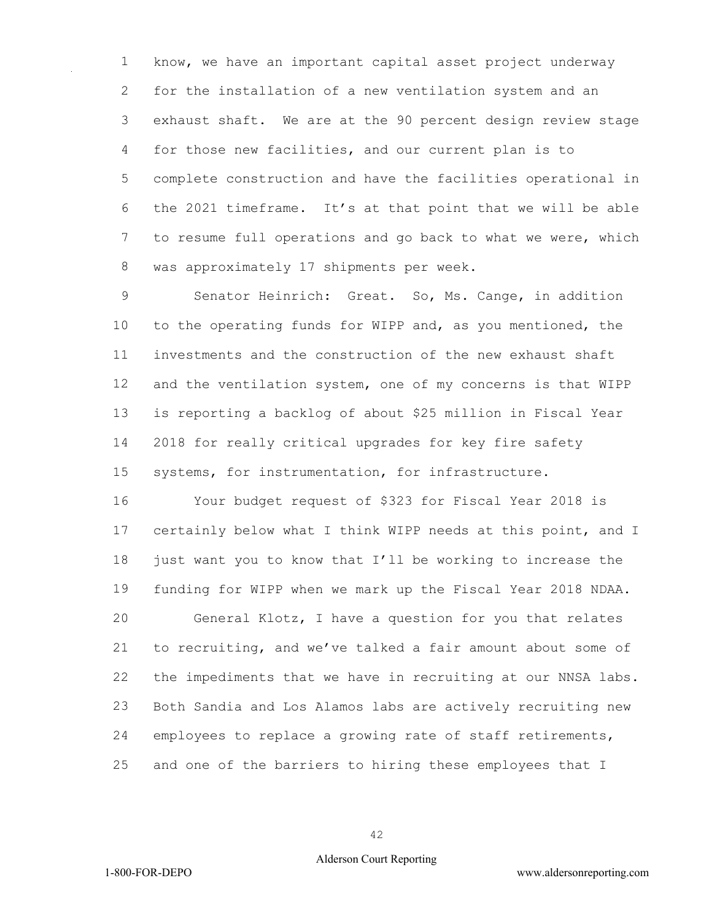know, we have an important capital asset project underway for the installation of a new ventilation system and an exhaust shaft. We are at the 90 percent design review stage for those new facilities, and our current plan is to complete construction and have the facilities operational in the 2021 timeframe. It's at that point that we will be able to resume full operations and go back to what we were, which was approximately 17 shipments per week.

Senator Heinrich: Great. So, Ms. Cange, in addition to the operating funds for WIPP and, as you mentioned, the investments and the construction of the new exhaust shaft and the ventilation system, one of my concerns is that WIPP is reporting a backlog of about $25 million in Fiscal Year 2018 for really critical upgrades for key fire safety systems, for instrumentation, for infrastructure.

Your budget request of $323 for Fiscal Year 2018 is certainly below what I think WIPP needs at this point, and I just want you to know that I'll be working to increase the funding for WIPP when we mark up the Fiscal Year 2018 NDAA.

General Klotz, I have a question for you that relates to recruiting, and we've talked a fair amount about some of the impediments that we have in recruiting at our NNSA labs. Both Sandia and Los Alamos labs are actively recruiting new employees to replace a growing rate of staff retirements, and one of the barriers to hiring these employees that I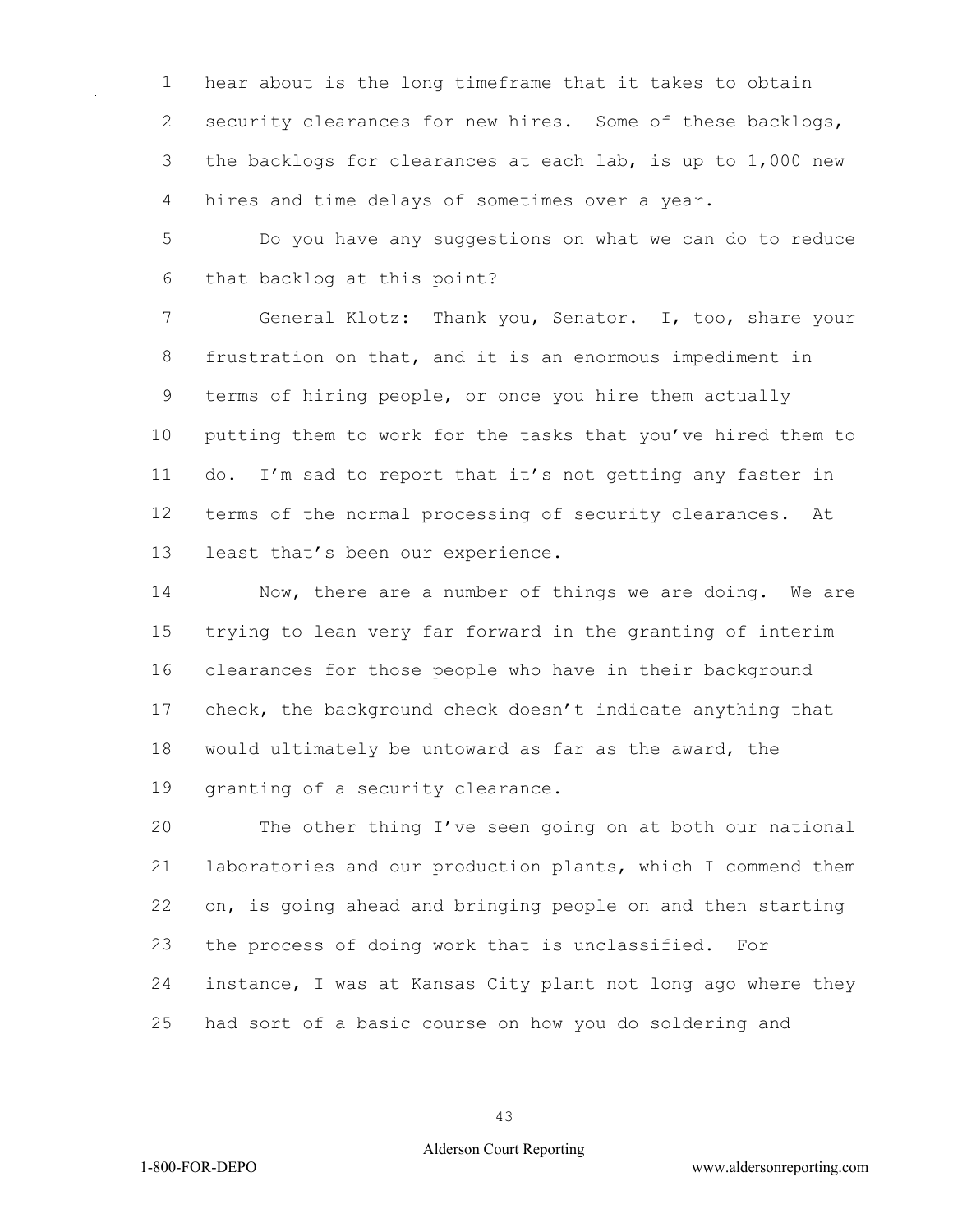hear about is the long timeframe that it takes to obtain security clearances for new hires. Some of these backlogs, the backlogs for clearances at each lab, is up to 1,000 new hires and time delays of sometimes over a year.

Do you have any suggestions on what we can do to reduce that backlog at this point?

General Klotz: Thank you, Senator. I, too, share your frustration on that, and it is an enormous impediment in terms of hiring people, or once you hire them actually putting them to work for the tasks that you've hired them to do. I'm sad to report that it's not getting any faster in terms of the normal processing of security clearances. At least that's been our experience.

Now, there are a number of things we are doing. We are trying to lean very far forward in the granting of interim clearances for those people who have in their background check, the background check doesn't indicate anything that would ultimately be untoward as far as the award, the granting of a security clearance.

The other thing I've seen going on at both our national laboratories and our production plants, which I commend them on, is going ahead and bringing people on and then starting the process of doing work that is unclassified. For instance, I was at Kansas City plant not long ago where they had sort of a basic course on how you do soldering and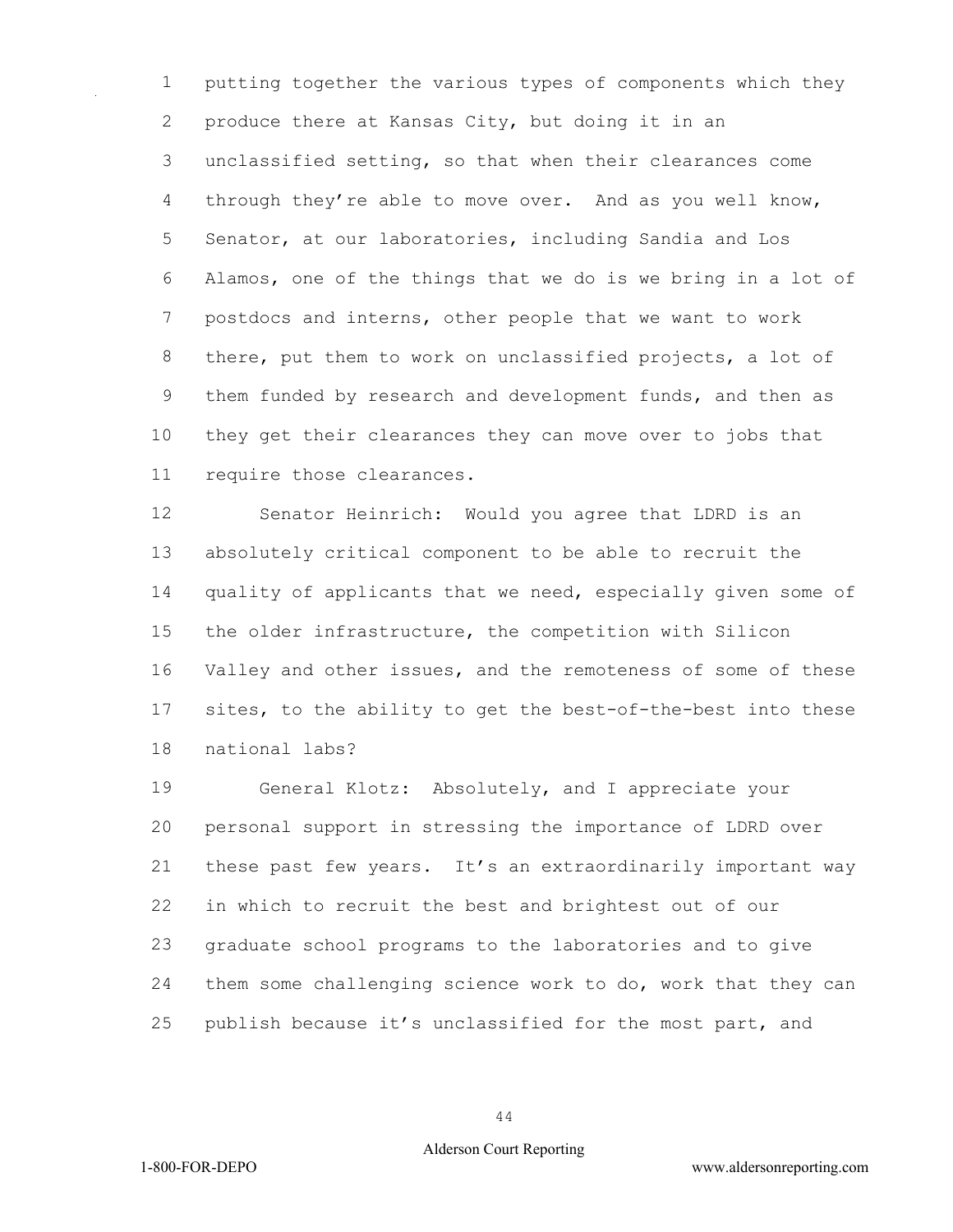putting together the various types of components which they produce there at Kansas City, but doing it in an unclassified setting, so that when their clearances come through they're able to move over. And as you well know, Senator, at our laboratories, including Sandia and Los Alamos, one of the things that we do is we bring in a lot of postdocs and interns, other people that we want to work there, put them to work on unclassified projects, a lot of them funded by research and development funds, and then as they get their clearances they can move over to jobs that require those clearances.

Senator Heinrich: Would you agree that LDRD is an absolutely critical component to be able to recruit the quality of applicants that we need, especially given some of the older infrastructure, the competition with Silicon Valley and other issues, and the remoteness of some of these sites, to the ability to get the best-of-the-best into these national labs?

General Klotz: Absolutely, and I appreciate your personal support in stressing the importance of LDRD over these past few years. It's an extraordinarily important way in which to recruit the best and brightest out of our graduate school programs to the laboratories and to give them some challenging science work to do, work that they can publish because it's unclassified for the most part, and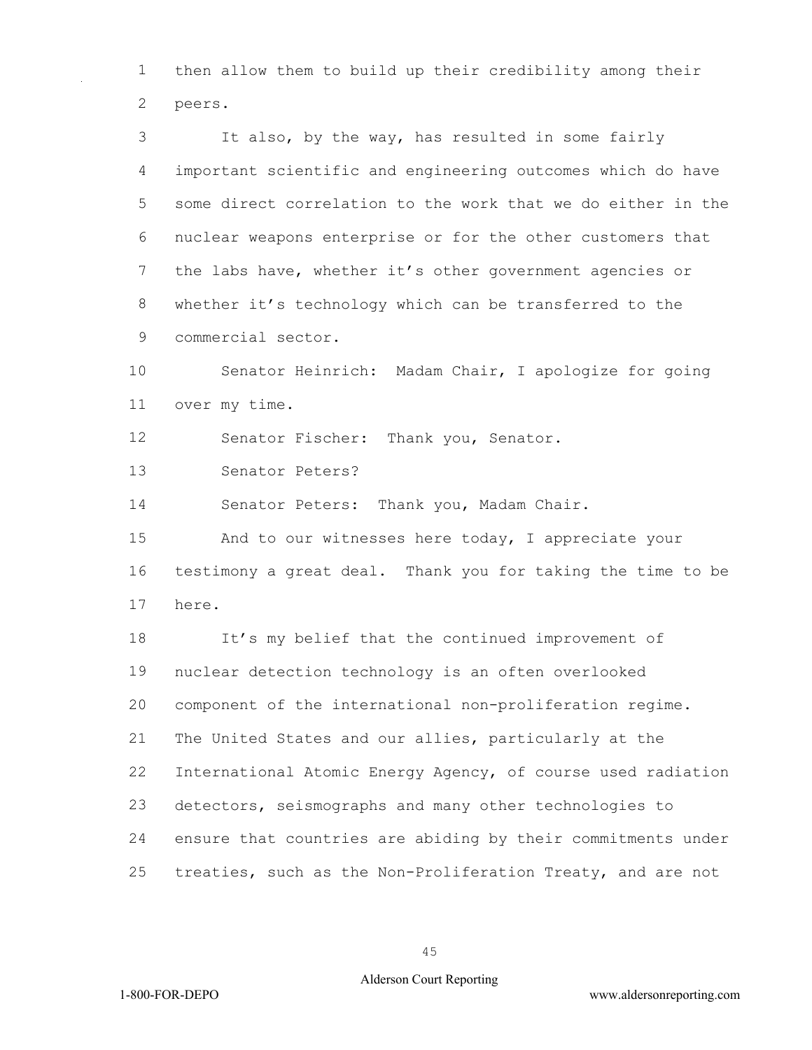then allow them to build up their credibility among their peers.

It also, by the way, has resulted in some fairly important scientific and engineering outcomes which do have some direct correlation to the work that we do either in the nuclear weapons enterprise or for the other customers that the labs have, whether it's other government agencies or whether it's technology which can be transferred to the commercial sector.

Senator Heinrich: Madam Chair, I apologize for going over my time.

Senator Fischer: Thank you, Senator.

Senator Peters?

Senator Peters: Thank you, Madam Chair.

And to our witnesses here today, I appreciate your testimony a great deal. Thank you for taking the time to be here.

It's my belief that the continued improvement of nuclear detection technology is an often overlooked component of the international non-proliferation regime. The United States and our allies, particularly at the International Atomic Energy Agency, of course used radiation detectors, seismographs and many other technologies to ensure that countries are abiding by their commitments under treaties, such as the Non-Proliferation Treaty, and are not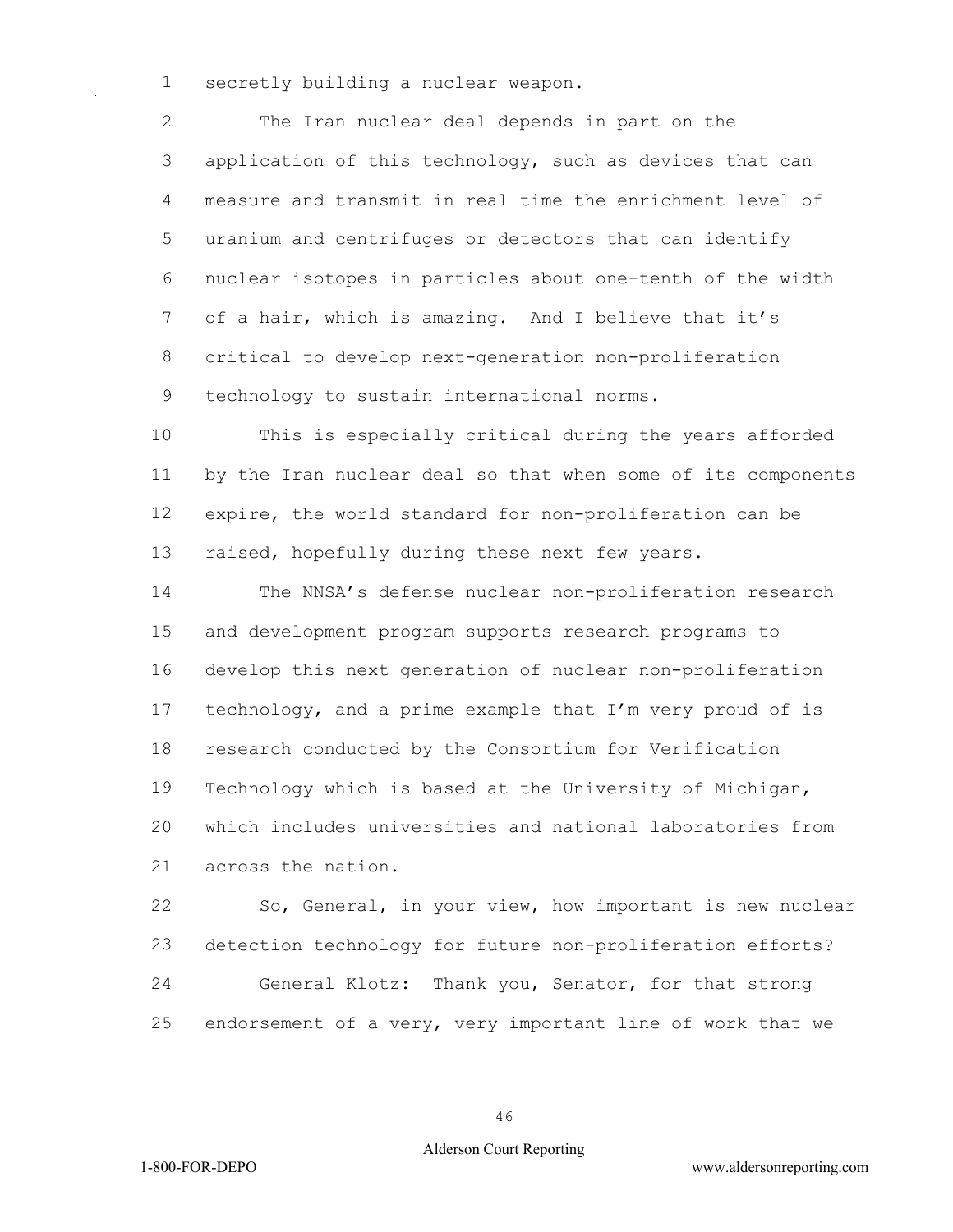secretly building a nuclear weapon.

The Iran nuclear deal depends in part on the application of this technology, such as devices that can measure and transmit in real time the enrichment level of uranium and centrifuges or detectors that can identify nuclear isotopes in particles about one-tenth of the width of a hair, which is amazing. And I believe that it's critical to develop next-generation non-proliferation technology to sustain international norms.

This is especially critical during the years afforded by the Iran nuclear deal so that when some of its components expire, the world standard for non-proliferation can be raised, hopefully during these next few years.

The NNSA's defense nuclear non-proliferation research and development program supports research programs to develop this next generation of nuclear non-proliferation technology, and a prime example that I'm very proud of is research conducted by the Consortium for Verification Technology which is based at the University of Michigan, which includes universities and national laboratories from across the nation.

So, General, in your view, how important is new nuclear detection technology for future non-proliferation efforts?

General Klotz: Thank you, Senator, for that strong endorsement of a very, very important line of work that we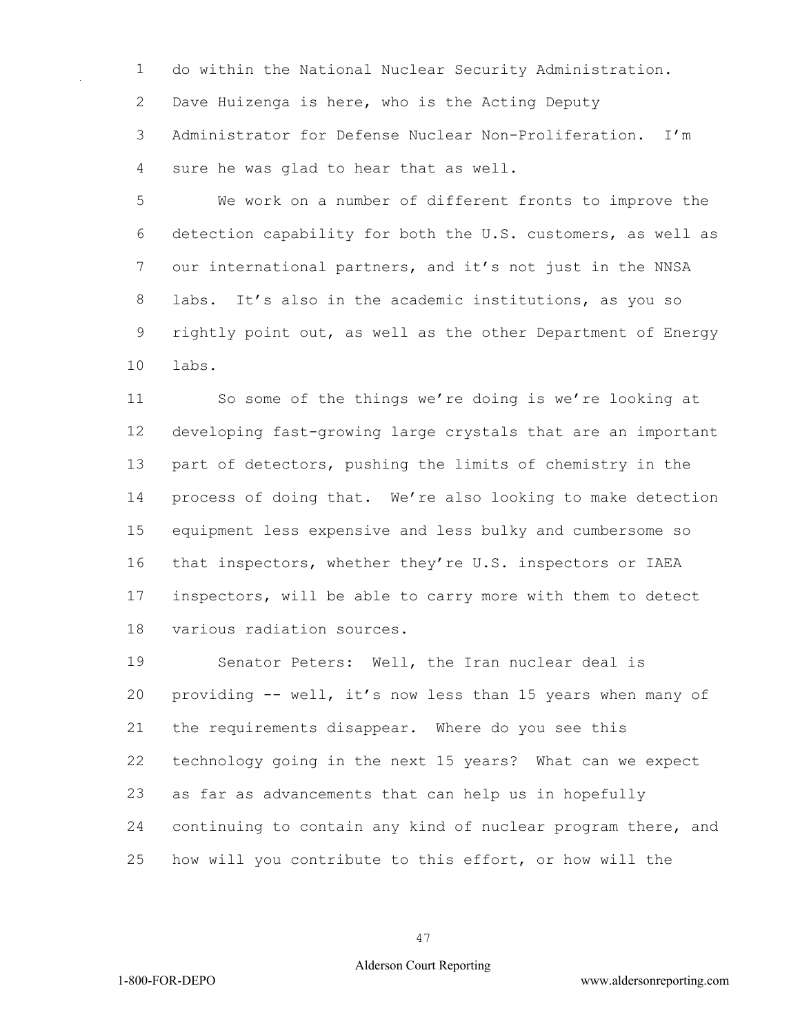do within the National Nuclear Security Administration. Dave Huizenga is here, who is the Acting Deputy Administrator for Defense Nuclear Non-Proliferation. I'm sure he was glad to hear that as well.

We work on a number of different fronts to improve the detection capability for both the U.S. customers, as well as our international partners, and it's not just in the NNSA labs. It's also in the academic institutions, as you so rightly point out, as well as the other Department of Energy labs.

So some of the things we're doing is we're looking at developing fast-growing large crystals that are an important part of detectors, pushing the limits of chemistry in the process of doing that. We're also looking to make detection equipment less expensive and less bulky and cumbersome so that inspectors, whether they're U.S. inspectors or IAEA inspectors, will be able to carry more with them to detect various radiation sources.

Senator Peters: Well, the Iran nuclear deal is providing -- well, it's now less than 15 years when many of the requirements disappear. Where do you see this technology going in the next 15 years? What can we expect as far as advancements that can help us in hopefully continuing to contain any kind of nuclear program there, and how will you contribute to this effort, or how will the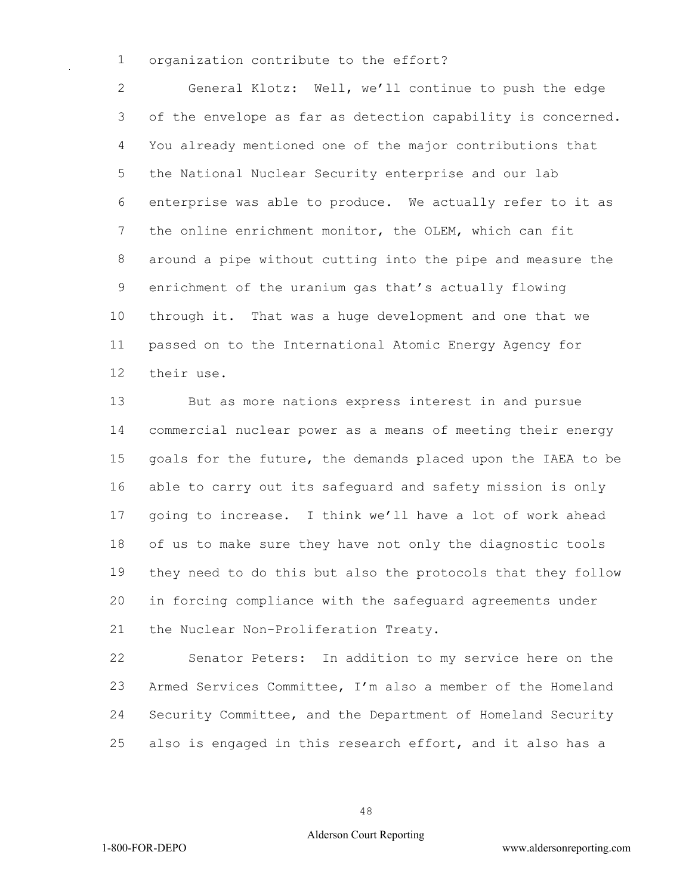organization contribute to the effort?

General Klotz: Well, we'll continue to push the edge of the envelope as far as detection capability is concerned. You already mentioned one of the major contributions that the National Nuclear Security enterprise and our lab enterprise was able to produce. We actually refer to it as the online enrichment monitor, the OLEM, which can fit around a pipe without cutting into the pipe and measure the enrichment of the uranium gas that's actually flowing through it. That was a huge development and one that we passed on to the International Atomic Energy Agency for their use.

But as more nations express interest in and pursue commercial nuclear power as a means of meeting their energy goals for the future, the demands placed upon the IAEA to be able to carry out its safeguard and safety mission is only going to increase. I think we'll have a lot of work ahead of us to make sure they have not only the diagnostic tools they need to do this but also the protocols that they follow in forcing compliance with the safeguard agreements under the Nuclear Non-Proliferation Treaty.

Senator Peters: In addition to my service here on the Armed Services Committee, I'm also a member of the Homeland Security Committee, and the Department of Homeland Security also is engaged in this research effort, and it also has a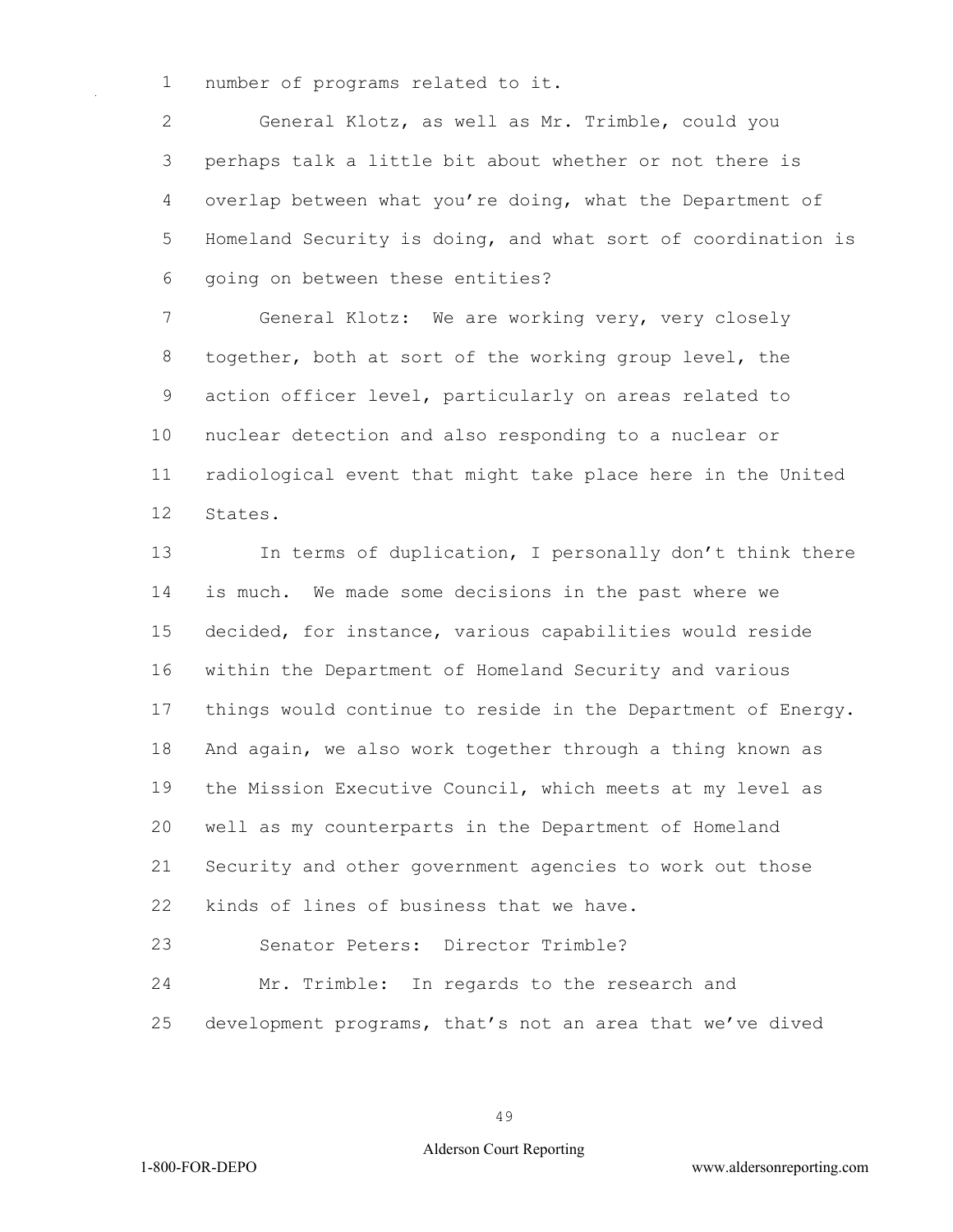number of programs related to it.

General Klotz, as well as Mr. Trimble, could you perhaps talk a little bit about whether or not there is overlap between what you're doing, what the Department of Homeland Security is doing, and what sort of coordination is going on between these entities?

General Klotz: We are working very, very closely together, both at sort of the working group level, the action officer level, particularly on areas related to nuclear detection and also responding to a nuclear or radiological event that might take place here in the United States.

In terms of duplication, I personally don't think there is much. We made some decisions in the past where we decided, for instance, various capabilities would reside within the Department of Homeland Security and various things would continue to reside in the Department of Energy. And again, we also work together through a thing known as the Mission Executive Council, which meets at my level as well as my counterparts in the Department of Homeland Security and other government agencies to work out those kinds of lines of business that we have.

Senator Peters: Director Trimble?

Mr. Trimble: In regards to the research and development programs, that's not an area that we've dived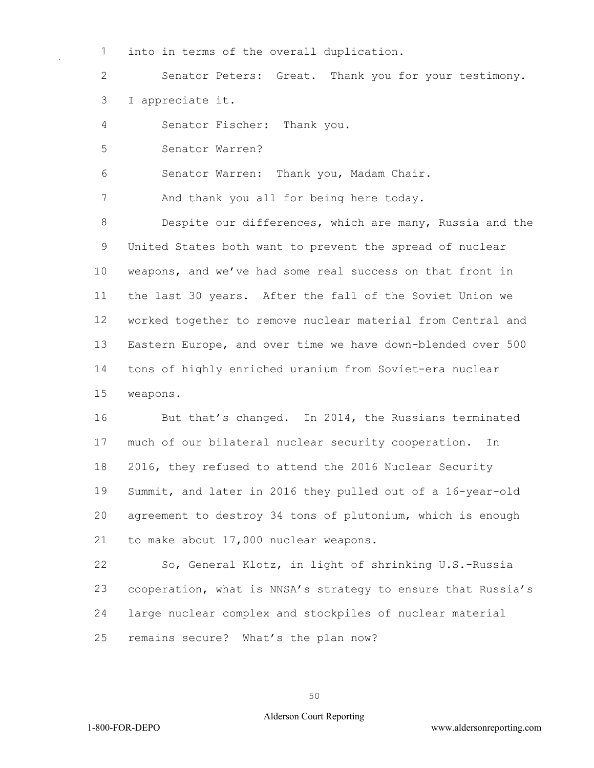into in terms of the overall duplication.

Senator Peters: Great. Thank you for your testimony. I appreciate it.

Senator Fischer: Thank you.

Senator Warren?

Senator Warren: Thank you, Madam Chair.

And thank you all for being here today.

Despite our differences, which are many, Russia and the United States both want to prevent the spread of nuclear weapons, and we've had some real success on that front in the last 30 years. After the fall of the Soviet Union we worked together to remove nuclear material from Central and Eastern Europe, and over time we have down-blended over 500 tons of highly enriched uranium from Soviet-era nuclear weapons.

But that's changed. In 2014, the Russians terminated much of our bilateral nuclear security cooperation. In 2016, they refused to attend the 2016 Nuclear Security Summit, and later in 2016 they pulled out of a 16-year-old agreement to destroy 34 tons of plutonium, which is enough to make about 17,000 nuclear weapons.

So, General Klotz, in light of shrinking U.S.-Russia cooperation, what is NNSA's strategy to ensure that Russia's large nuclear complex and stockpiles of nuclear material remains secure? What's the plan now?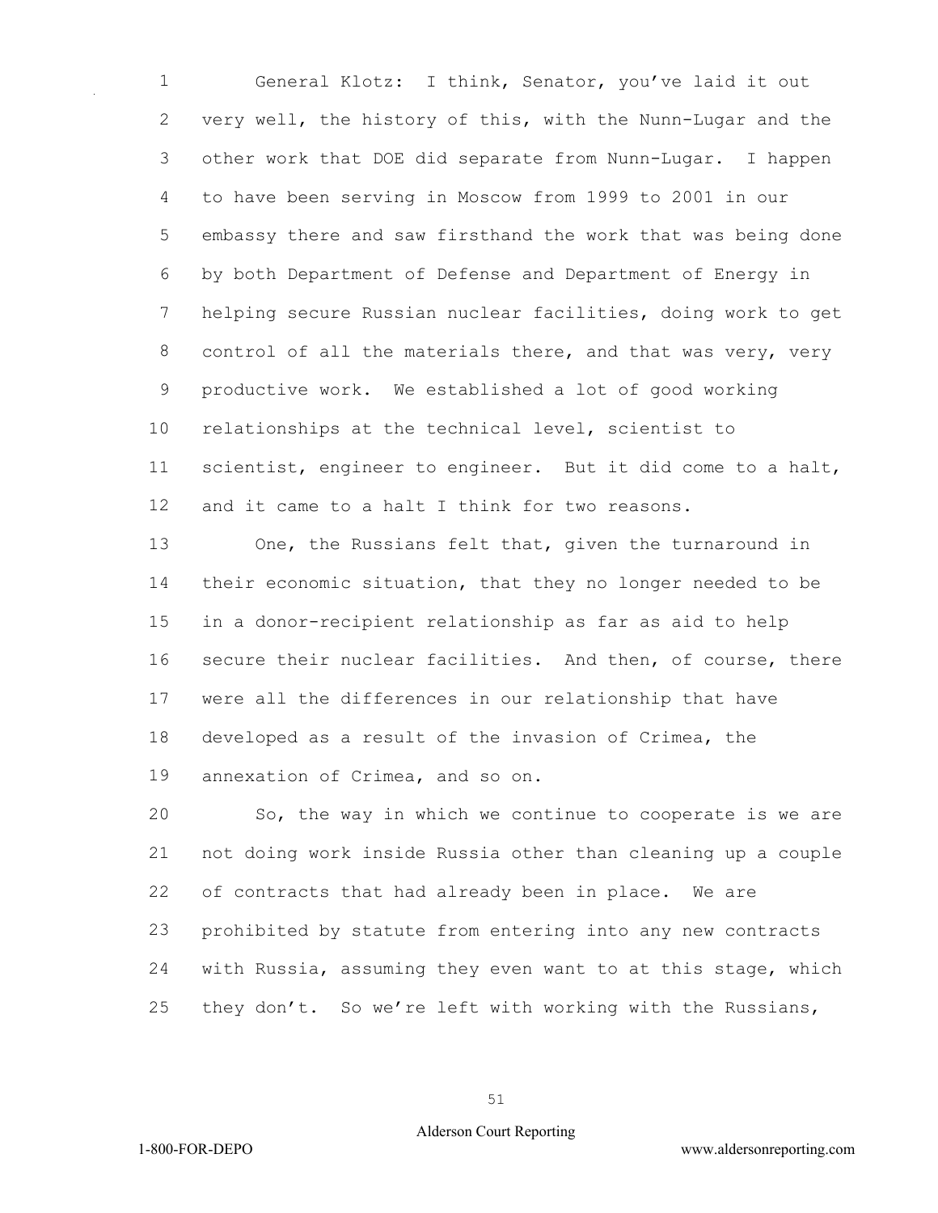General Klotz: I think, Senator, you've laid it out very well, the history of this, with the Nunn-Lugar and the other work that DOE did separate from Nunn-Lugar. I happen to have been serving in Moscow from 1999 to 2001 in our embassy there and saw firsthand the work that was being done by both Department of Defense and Department of Energy in helping secure Russian nuclear facilities, doing work to get control of all the materials there, and that was very, very productive work. We established a lot of good working relationships at the technical level, scientist to scientist, engineer to engineer. But it did come to a halt, and it came to a halt I think for two reasons.

One, the Russians felt that, given the turnaround in their economic situation, that they no longer needed to be in a donor-recipient relationship as far as aid to help secure their nuclear facilities. And then, of course, there were all the differences in our relationship that have developed as a result of the invasion of Crimea, the annexation of Crimea, and so on.

So, the way in which we continue to cooperate is we are not doing work inside Russia other than cleaning up a couple of contracts that had already been in place. We are prohibited by statute from entering into any new contracts with Russia, assuming they even want to at this stage, which they don't. So we're left with working with the Russians,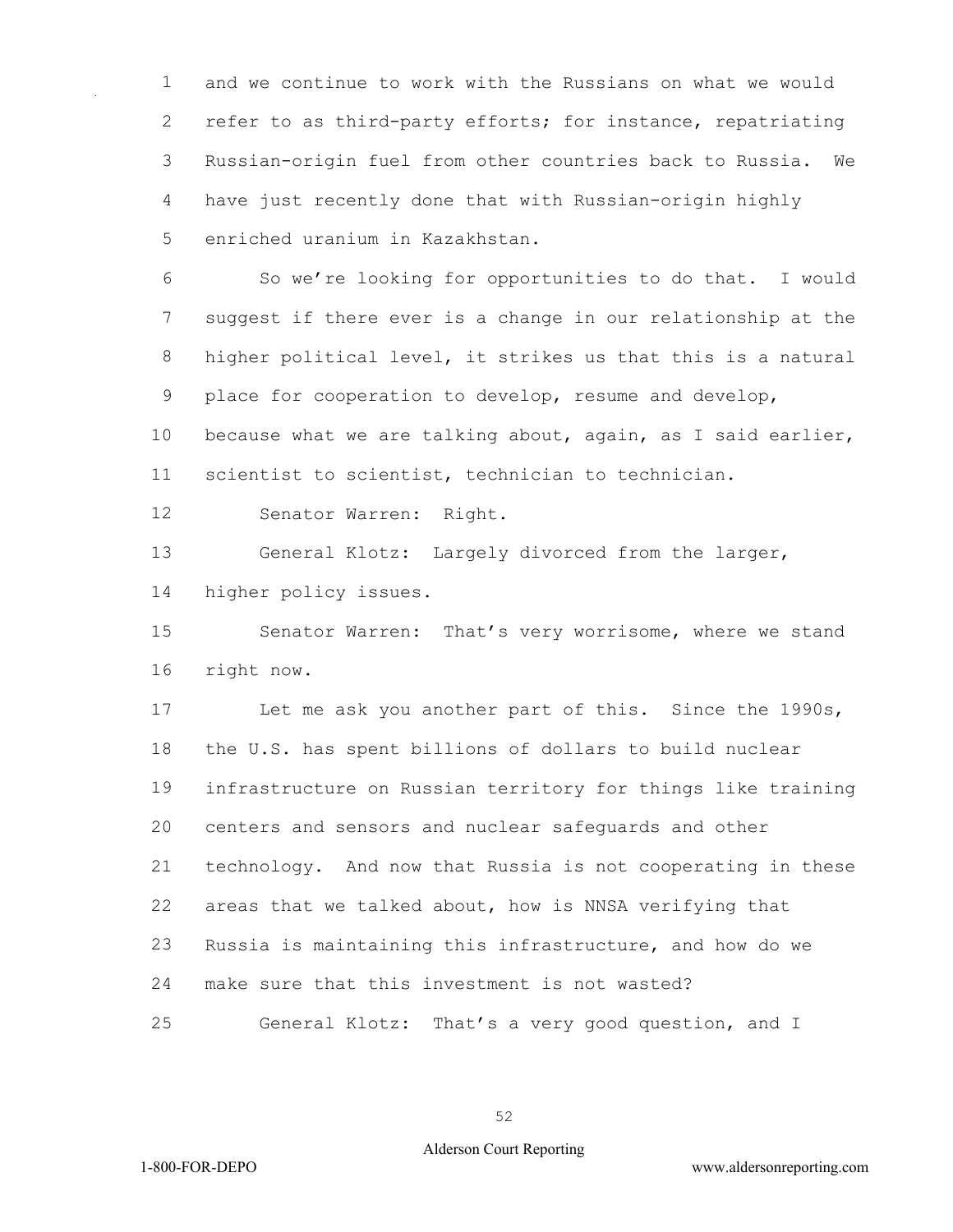and we continue to work with the Russians on what we would refer to as third-party efforts; for instance, repatriating Russian-origin fuel from other countries back to Russia. We have just recently done that with Russian-origin highly enriched uranium in Kazakhstan.

So we're looking for opportunities to do that. I would suggest if there ever is a change in our relationship at the higher political level, it strikes us that this is a natural place for cooperation to develop, resume and develop, because what we are talking about, again, as I said earlier, scientist to scientist, technician to technician.

Senator Warren: Right.

General Klotz: Largely divorced from the larger, higher policy issues.

Senator Warren: That's very worrisome, where we stand right now.

Let me ask you another part of this. Since the 1990s, the U.S. has spent billions of dollars to build nuclear infrastructure on Russian territory for things like training centers and sensors and nuclear safeguards and other technology. And now that Russia is not cooperating in these areas that we talked about, how is NNSA verifying that Russia is maintaining this infrastructure, and how do we make sure that this investment is not wasted?

General Klotz: That's a very good question, and I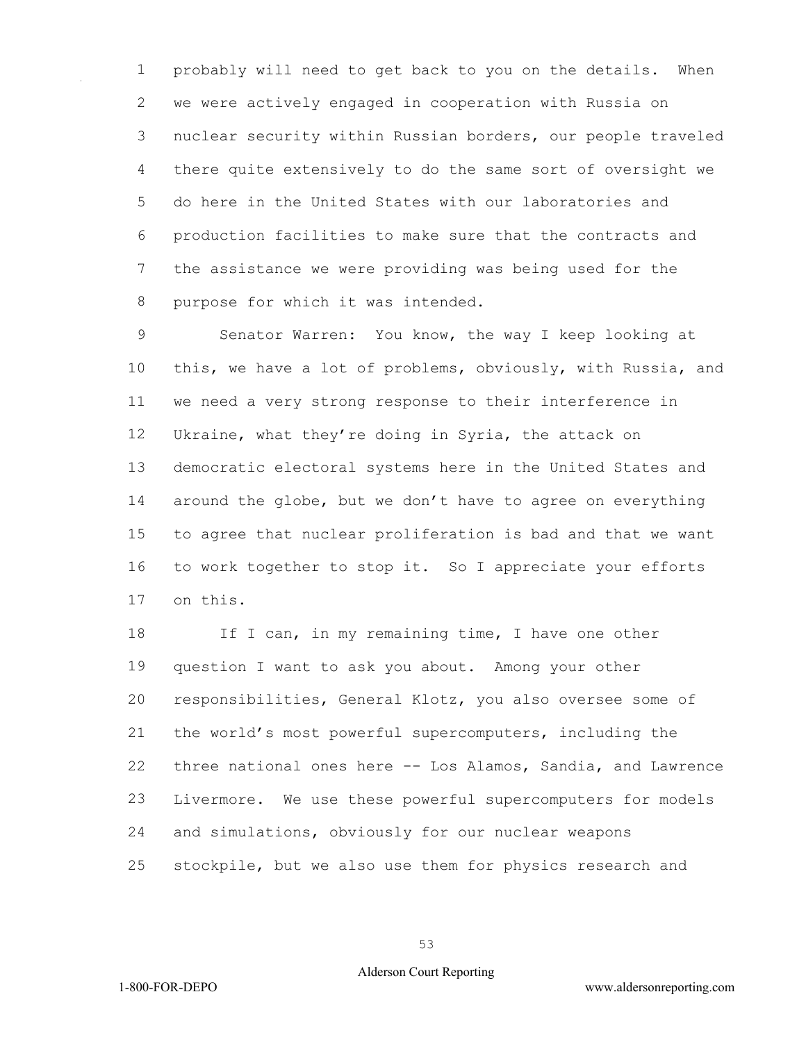probably will need to get back to you on the details. When we were actively engaged in cooperation with Russia on nuclear security within Russian borders, our people traveled there quite extensively to do the same sort of oversight we do here in the United States with our laboratories and production facilities to make sure that the contracts and the assistance we were providing was being used for the purpose for which it was intended.

Senator Warren: You know, the way I keep looking at this, we have a lot of problems, obviously, with Russia, and we need a very strong response to their interference in Ukraine, what they're doing in Syria, the attack on democratic electoral systems here in the United States and around the globe, but we don't have to agree on everything to agree that nuclear proliferation is bad and that we want to work together to stop it. So I appreciate your efforts on this.

If I can, in my remaining time, I have one other question I want to ask you about. Among your other responsibilities, General Klotz, you also oversee some of the world's most powerful supercomputers, including the three national ones here -- Los Alamos, Sandia, and Lawrence Livermore. We use these powerful supercomputers for models and simulations, obviously for our nuclear weapons stockpile, but we also use them for physics research and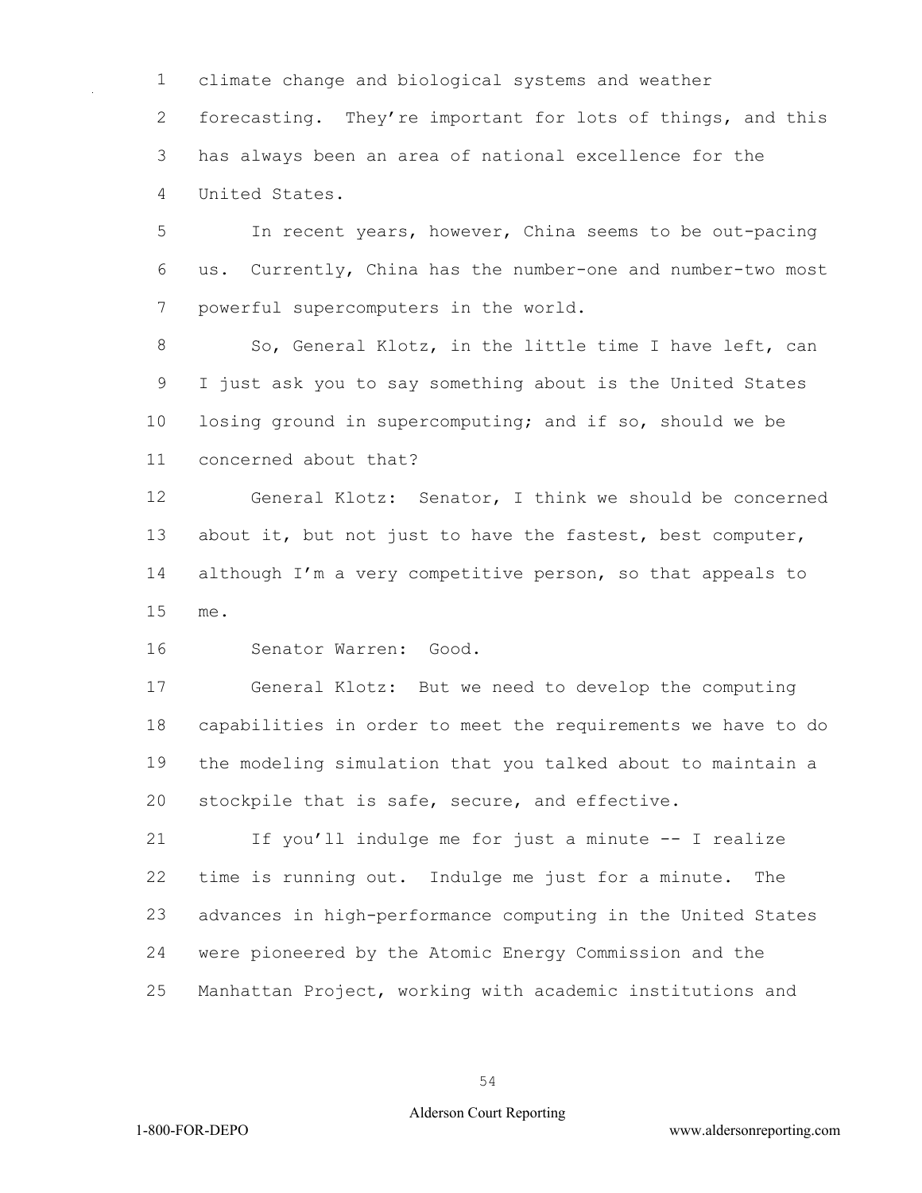climate change and biological systems and weather forecasting. They're important for lots of things, and this has always been an area of national excellence for the United States.

In recent years, however, China seems to be out-pacing us. Currently, China has the number-one and number-two most powerful supercomputers in the world.

So, General Klotz, in the little time I have left, can I just ask you to say something about is the United States losing ground in supercomputing; and if so, should we be concerned about that?

General Klotz: Senator, I think we should be concerned about it, but not just to have the fastest, best computer, although I'm a very competitive person, so that appeals to me.

Senator Warren: Good.

General Klotz: But we need to develop the computing capabilities in order to meet the requirements we have to do the modeling simulation that you talked about to maintain a stockpile that is safe, secure, and effective.

If you'll indulge me for just a minute -- I realize time is running out. Indulge me just for a minute. The advances in high-performance computing in the United States were pioneered by the Atomic Energy Commission and the Manhattan Project, working with academic institutions and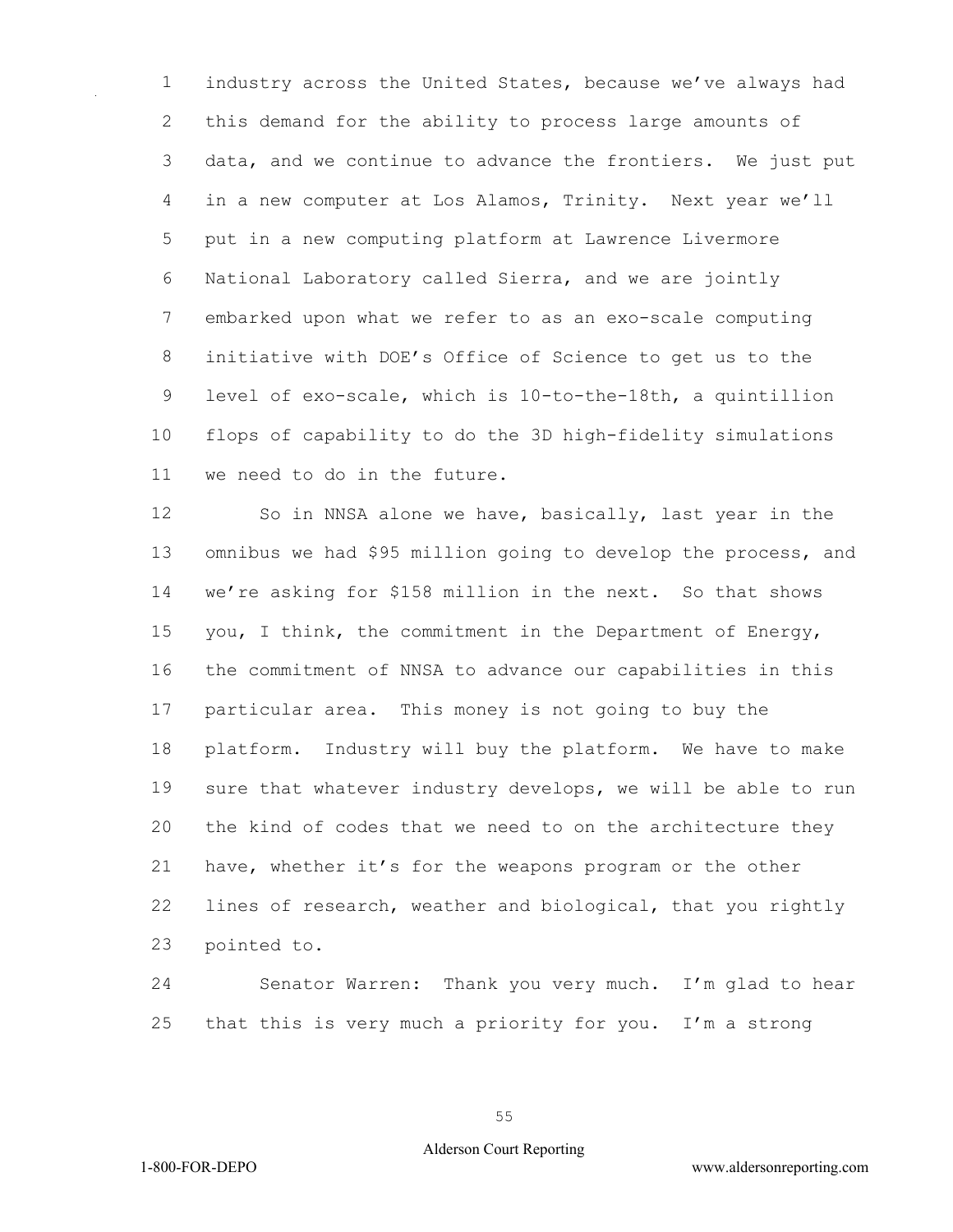industry across the United States, because we've always had this demand for the ability to process large amounts of data, and we continue to advance the frontiers. We just put in a new computer at Los Alamos, Trinity. Next year we'll put in a new computing platform at Lawrence Livermore National Laboratory called Sierra, and we are jointly embarked upon what we refer to as an exo-scale computing initiative with DOE's Office of Science to get us to the level of exo-scale, which is 10-to-the-18th, a quintillion flops of capability to do the 3D high-fidelity simulations we need to do in the future.

So in NNSA alone we have, basically, last year in the omnibus we had $95 million going to develop the process, and we're asking for $158 million in the next. So that shows you, I think, the commitment in the Department of Energy, the commitment of NNSA to advance our capabilities in this particular area. This money is not going to buy the platform. Industry will buy the platform. We have to make sure that whatever industry develops, we will be able to run the kind of codes that we need to on the architecture they have, whether it's for the weapons program or the other lines of research, weather and biological, that you rightly pointed to.

Senator Warren: Thank you very much. I'm glad to hear that this is very much a priority for you. I'm a strong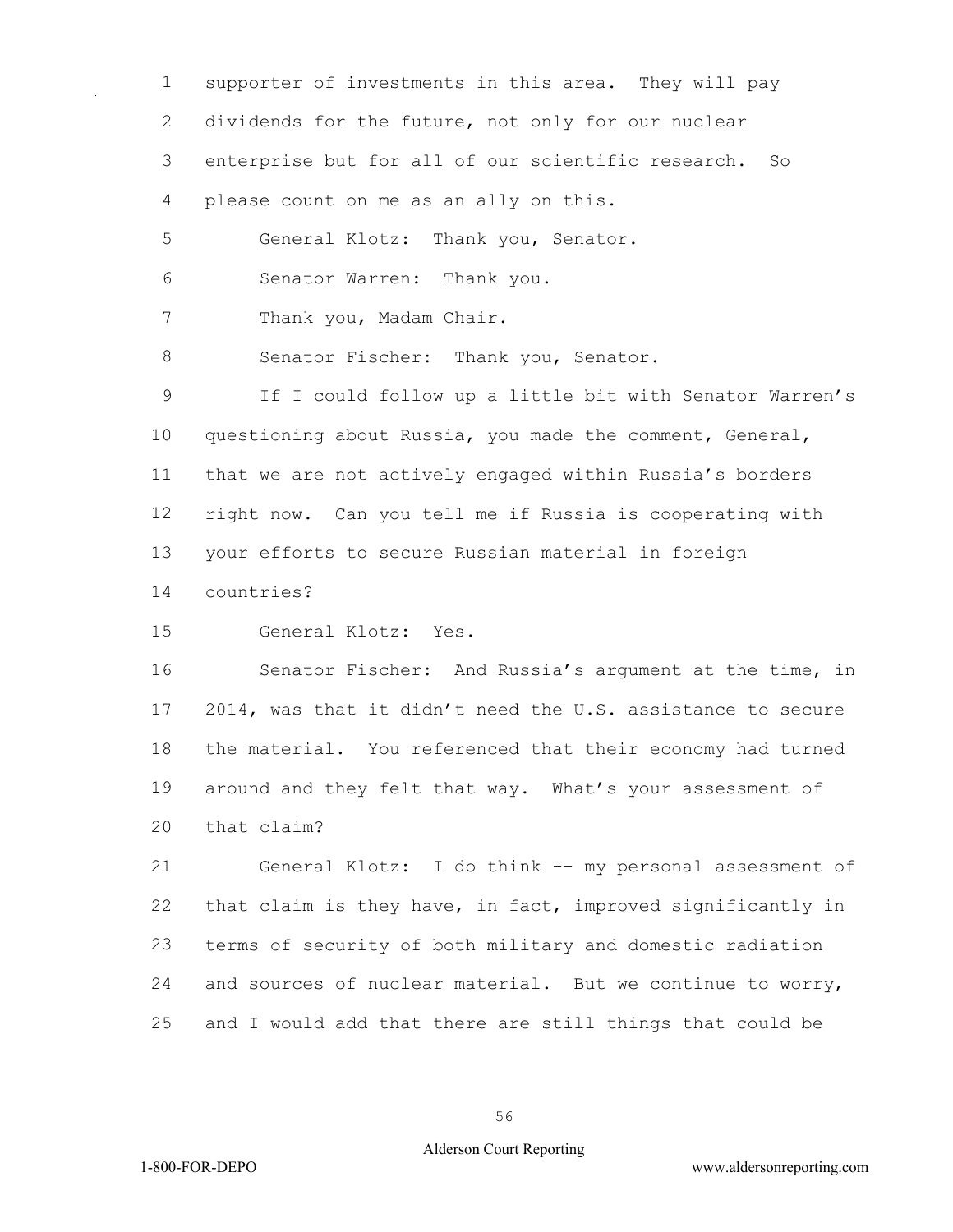supporter of investments in this area. They will pay dividends for the future, not only for our nuclear enterprise but for all of our scientific research. So please count on me as an ally on this.

General Klotz: Thank you, Senator.

Senator Warren: Thank you.

Thank you, Madam Chair.

Senator Fischer: Thank you, Senator.

If I could follow up a little bit with Senator Warren's questioning about Russia, you made the comment, General, that we are not actively engaged within Russia's borders right now. Can you tell me if Russia is cooperating with your efforts to secure Russian material in foreign countries?

General Klotz: Yes.

Senator Fischer: And Russia's argument at the time, in 2014, was that it didn't need the U.S. assistance to secure the material. You referenced that their economy had turned around and they felt that way. What's your assessment of that claim?

General Klotz: I do think -- my personal assessment of that claim is they have, in fact, improved significantly in terms of security of both military and domestic radiation and sources of nuclear material. But we continue to worry, and I would add that there are still things that could be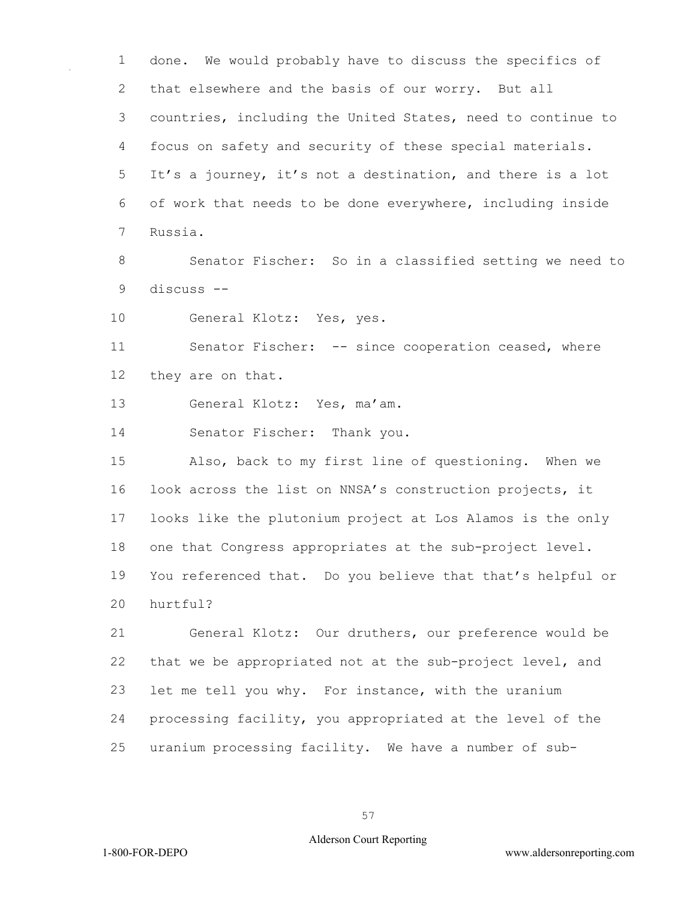done. We would probably have to discuss the specifics of that elsewhere and the basis of our worry. But all countries, including the United States, need to continue to focus on safety and security of these special materials. It's a journey, it's not a destination, and there is a lot of work that needs to be done everywhere, including inside Russia.

Senator Fischer: So in a classified setting we need to discuss --

General Klotz: Yes, yes.

Senator Fischer: -- since cooperation ceased, where they are on that.

General Klotz: Yes, ma'am.

Senator Fischer: Thank you.

Also, back to my first line of questioning. When we look across the list on NNSA's construction projects, it looks like the plutonium project at Los Alamos is the only one that Congress appropriates at the sub-project level. You referenced that. Do you believe that that's helpful or hurtful?

General Klotz: Our druthers, our preference would be that we be appropriated not at the sub-project level, and let me tell you why. For instance, with the uranium processing facility, you appropriated at the level of the uranium processing facility. We have a number of sub-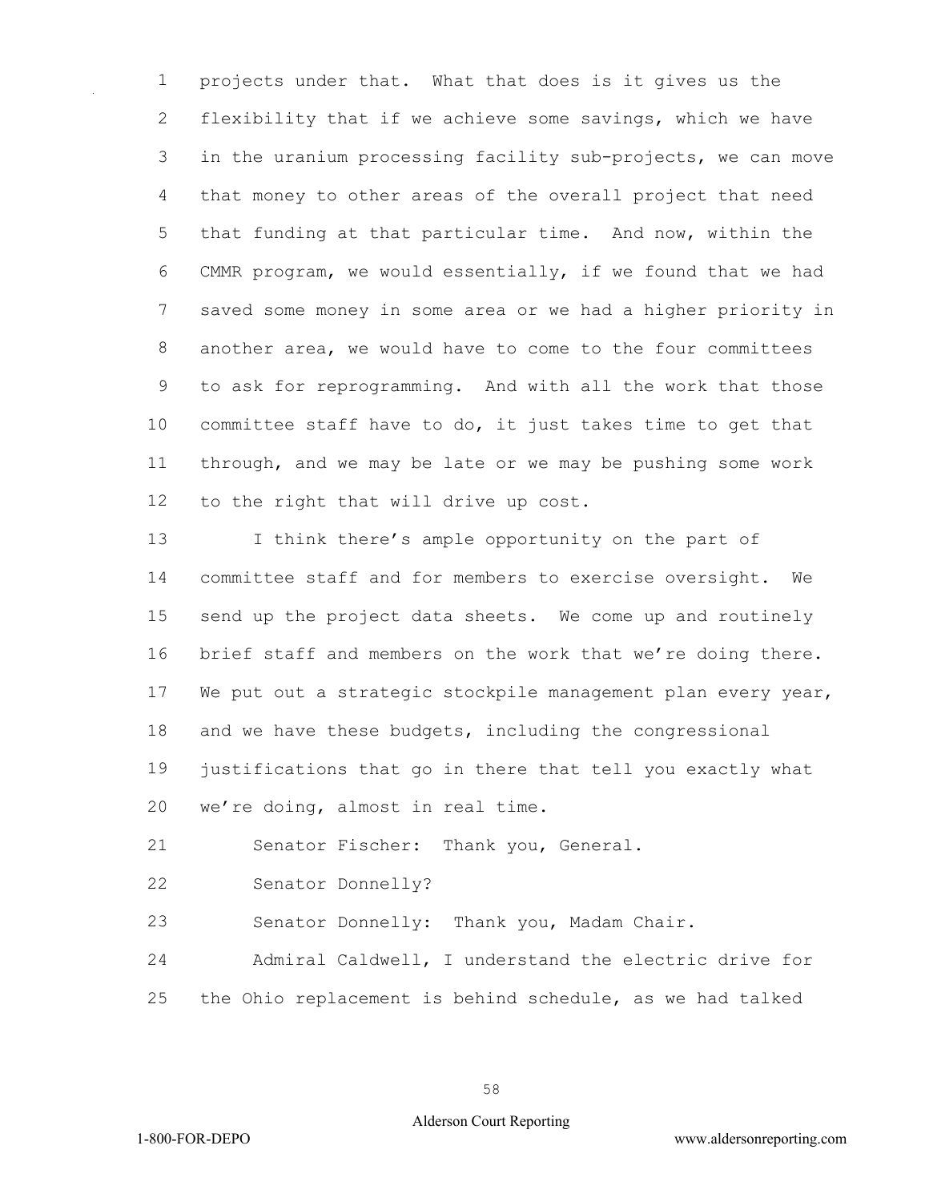projects under that. What that does is it gives us the flexibility that if we achieve some savings, which we have in the uranium processing facility sub-projects, we can move that money to other areas of the overall project that need that funding at that particular time. And now, within the CMMR program, we would essentially, if we found that we had saved some money in some area or we had a higher priority in another area, we would have to come to the four committees to ask for reprogramming. And with all the work that those committee staff have to do, it just takes time to get that through, and we may be late or we may be pushing some work to the right that will drive up cost.

I think there's ample opportunity on the part of committee staff and for members to exercise oversight. We send up the project data sheets. We come up and routinely brief staff and members on the work that we're doing there. We put out a strategic stockpile management plan every year, and we have these budgets, including the congressional justifications that go in there that tell you exactly what we're doing, almost in real time.

Senator Fischer: Thank you, General.

Senator Donnelly?

Senator Donnelly: Thank you, Madam Chair.

Admiral Caldwell, I understand the electric drive for the Ohio replacement is behind schedule, as we had talked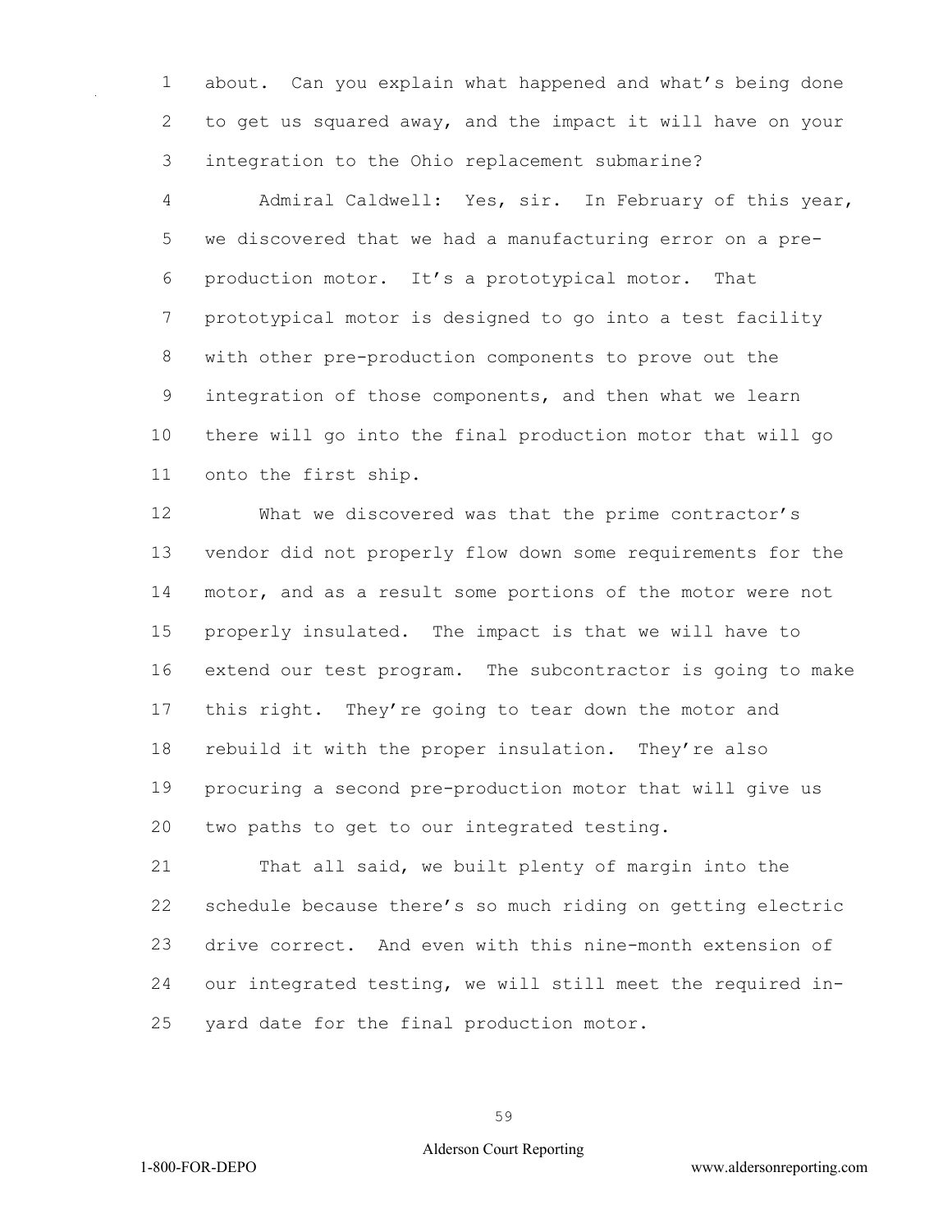about. Can you explain what happened and what's being done to get us squared away, and the impact it will have on your integration to the Ohio replacement submarine?

Admiral Caldwell: Yes, sir. In February of this year, we discovered that we had a manufacturing error on a pre-production motor. It's a prototypical motor. That prototypical motor is designed to go into a test facility with other pre-production components to prove out the integration of those components, and then what we learn there will go into the final production motor that will go onto the first ship.

What we discovered was that the prime contractor's vendor did not properly flow down some requirements for the motor, and as a result some portions of the motor were not properly insulated. The impact is that we will have to extend our test program. The subcontractor is going to make this right. They're going to tear down the motor and rebuild it with the proper insulation. They're also procuring a second pre-production motor that will give us two paths to get to our integrated testing.

That all said, we built plenty of margin into the schedule because there's so much riding on getting electric drive correct. And even with this nine-month extension of our integrated testing, we will still meet the required in-yard date for the final production motor.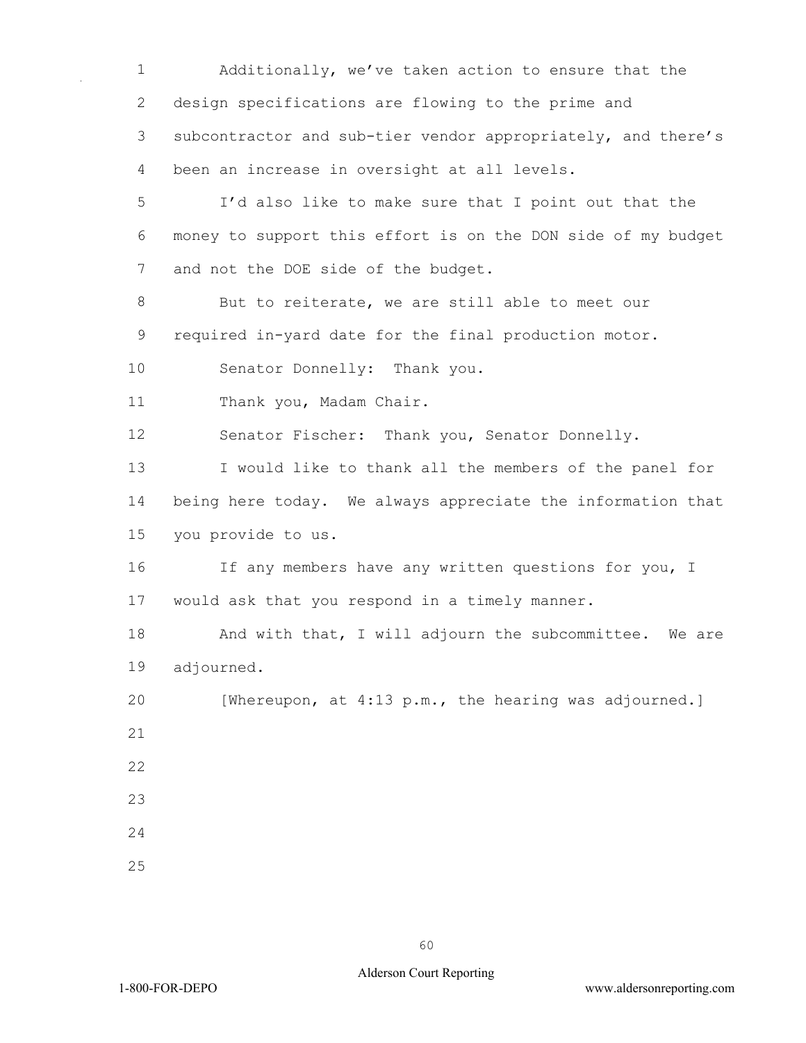Additionally, we've taken action to ensure that the design specifications are flowing to the prime and subcontractor and sub-tier vendor appropriately, and there's been an increase in oversight at all levels.

I'd also like to make sure that I point out that the money to support this effort is on the DON side of my budget and not the DOE side of the budget.

But to reiterate, we are still able to meet our required in-yard date for the final production motor.

Senator Donnelly: Thank you.

Thank you, Madam Chair.

Senator Fischer: Thank you, Senator Donnelly.

I would like to thank all the members of the panel for being here today. We always appreciate the information that you provide to us.

If any members have any written questions for you, I would ask that you respond in a timely manner.

And with that, I will adjourn the subcommittee. We are adjourned.

[Whereupon, at 4:13 p.m., the hearing was adjourned.]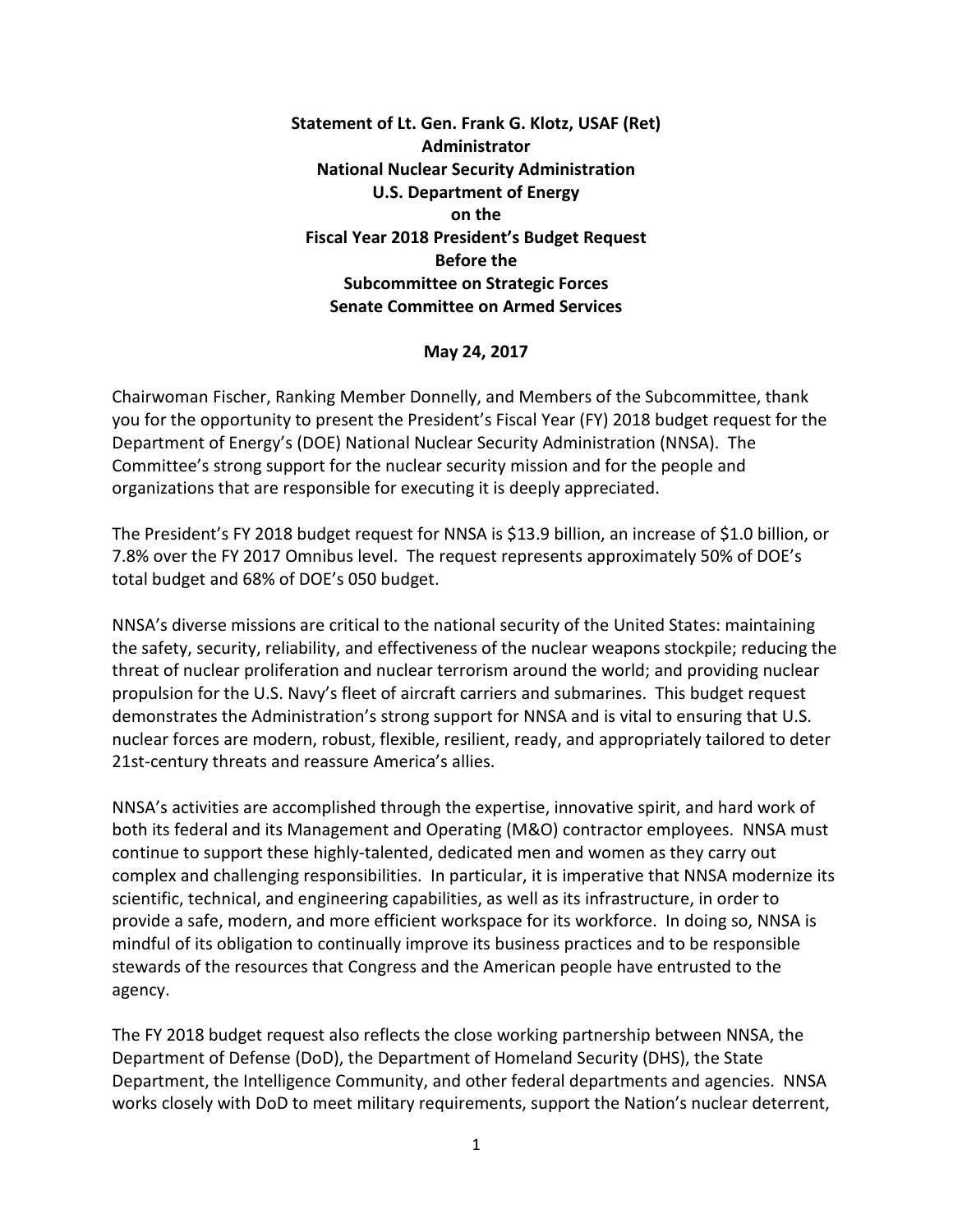**Statement of Lt. Gen. Frank G. Klotz, USAF (Ret)**
**Administrator**
**National Nuclear Security Administration**
**U.S. Department of Energy**
**on the**
**Fiscal Year 2018 President's Budget Request**
**Before the**
**Subcommittee on Strategic Forces**
**Senate Committee on Armed Services**

**May 24, 2017**

Chairwoman Fischer, Ranking Member Donnelly, and Members of the Subcommittee, thank you for the opportunity to present the President's Fiscal Year (FY) 2018 budget request for the Department of Energy's (DOE) National Nuclear Security Administration (NNSA). The Committee's strong support for the nuclear security mission and for the people and organizations that are responsible for executing it is deeply appreciated.

The President's FY 2018 budget request for NNSA is $13.9 billion, an increase of $1.0 billion, or 7.8% over the FY 2017 Omnibus level. The request represents approximately 50% of DOE's total budget and 68% of DOE's 050 budget.

NNSA's diverse missions are critical to the national security of the United States: maintaining the safety, security, reliability, and effectiveness of the nuclear weapons stockpile; reducing the threat of nuclear proliferation and nuclear terrorism around the world; and providing nuclear propulsion for the U.S. Navy's fleet of aircraft carriers and submarines. This budget request demonstrates the Administration's strong support for NNSA and is vital to ensuring that U.S. nuclear forces are modern, robust, flexible, resilient, ready, and appropriately tailored to deter 21st-century threats and reassure America's allies.

NNSA's activities are accomplished through the expertise, innovative spirit, and hard work of both its federal and its Management and Operating (M&O) contractor employees. NNSA must continue to support these highly-talented, dedicated men and women as they carry out complex and challenging responsibilities. In particular, it is imperative that NNSA modernize its scientific, technical, and engineering capabilities, as well as its infrastructure, in order to provide a safe, modern, and more efficient workspace for its workforce. In doing so, NNSA is mindful of its obligation to continually improve its business practices and to be responsible stewards of the resources that Congress and the American people have entrusted to the agency.

The FY 2018 budget request also reflects the close working partnership between NNSA, the Department of Defense (DoD), the Department of Homeland Security (DHS), the State Department, the Intelligence Community, and other federal departments and agencies. NNSA works closely with DoD to meet military requirements, support the Nation's nuclear deterrent,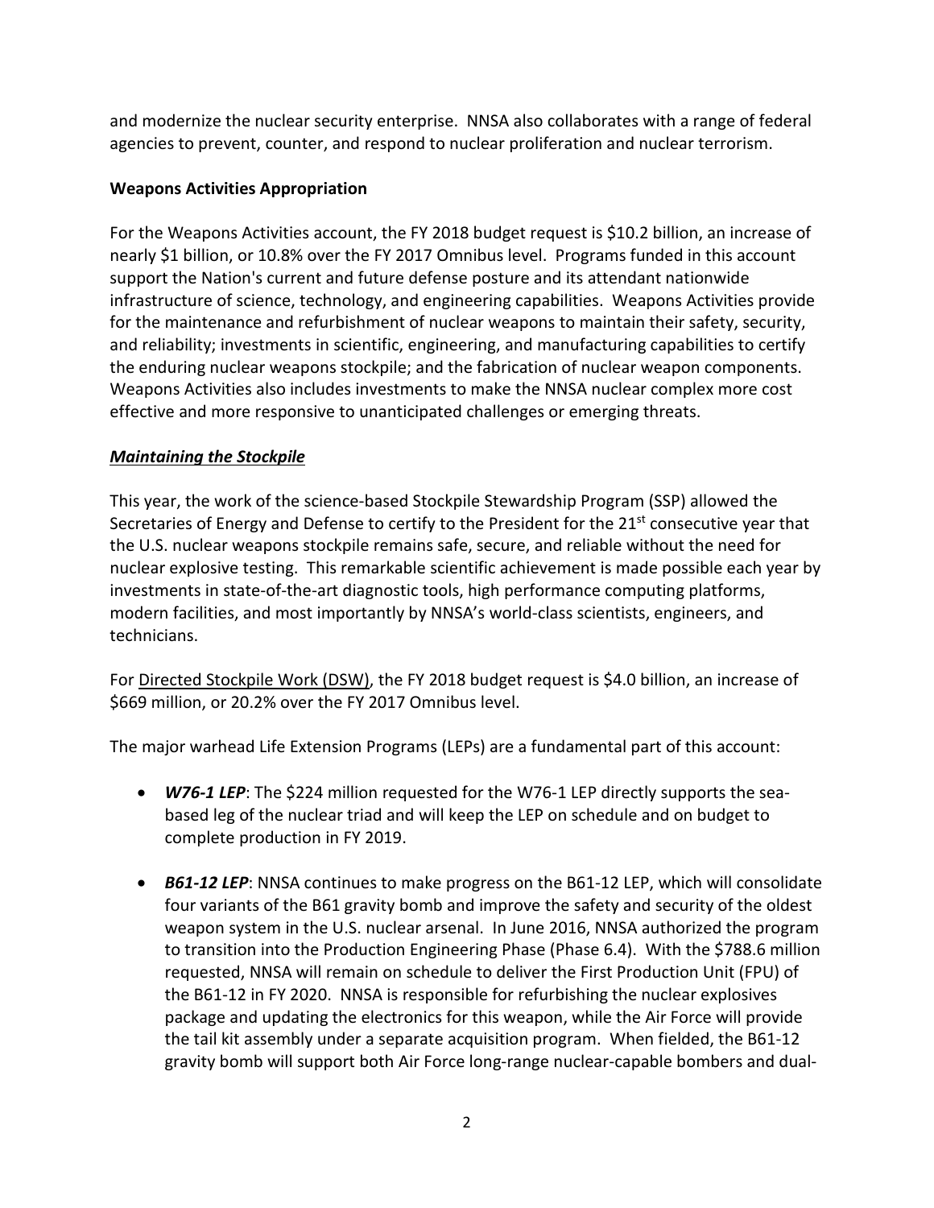and modernize the nuclear security enterprise. NNSA also collaborates with a range of federal agencies to prevent, counter, and respond to nuclear proliferation and nuclear terrorism.

**Weapons Activities Appropriation**

For the Weapons Activities account, the FY 2018 budget request is $10.2 billion, an increase of nearly $1 billion, or 10.8% over the FY 2017 Omnibus level. Programs funded in this account support the Nation's current and future defense posture and its attendant nationwide infrastructure of science, technology, and engineering capabilities. Weapons Activities provide for the maintenance and refurbishment of nuclear weapons to maintain their safety, security, and reliability; investments in scientific, engineering, and manufacturing capabilities to certify the enduring nuclear weapons stockpile; and the fabrication of nuclear weapon components. Weapons Activities also includes investments to make the NNSA nuclear complex more cost effective and more responsive to unanticipated challenges or emerging threats.

***Maintaining the Stockpile***

This year, the work of the science-based Stockpile Stewardship Program (SSP) allowed the Secretaries of Energy and Defense to certify to the President for the 21st consecutive year that the U.S. nuclear weapons stockpile remains safe, secure, and reliable without the need for nuclear explosive testing. This remarkable scientific achievement is made possible each year by investments in state-of-the-art diagnostic tools, high performance computing platforms, modern facilities, and most importantly by NNSA's world-class scientists, engineers, and technicians.

For Directed Stockpile Work (DSW), the FY 2018 budget request is $4.0 billion, an increase of $669 million, or 20.2% over the FY 2017 Omnibus level.

The major warhead Life Extension Programs (LEPs) are a fundamental part of this account:

- ***W76-1 LEP***: The $224 million requested for the W76-1 LEP directly supports the sea-based leg of the nuclear triad and will keep the LEP on schedule and on budget to complete production in FY 2019.
- ***B61-12 LEP***: NNSA continues to make progress on the B61-12 LEP, which will consolidate four variants of the B61 gravity bomb and improve the safety and security of the oldest weapon system in the U.S. nuclear arsenal. In June 2016, NNSA authorized the program to transition into the Production Engineering Phase (Phase 6.4). With the $788.6 million requested, NNSA will remain on schedule to deliver the First Production Unit (FPU) of the B61-12 in FY 2020. NNSA is responsible for refurbishing the nuclear explosives package and updating the electronics for this weapon, while the Air Force will provide the tail kit assembly under a separate acquisition program. When fielded, the B61-12 gravity bomb will support both Air Force long-range nuclear-capable bombers and dual-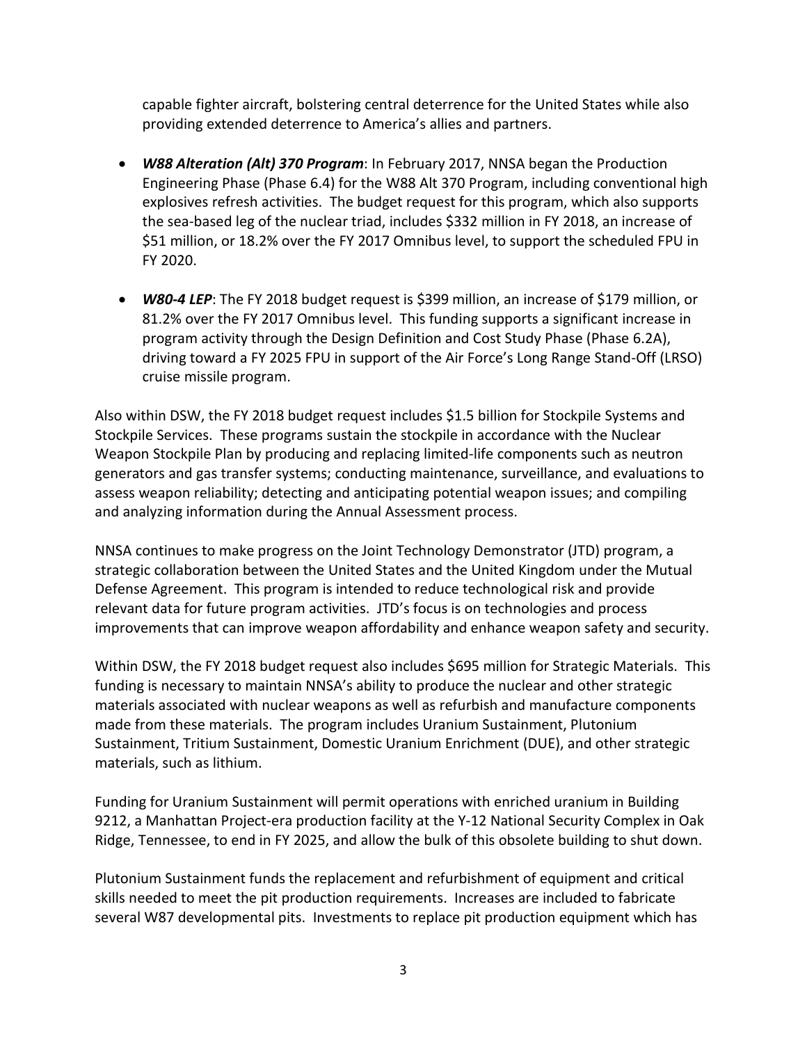capable fighter aircraft, bolstering central deterrence for the United States while also providing extended deterrence to America's allies and partners.

- ***W88 Alteration (Alt) 370 Program***: In February 2017, NNSA began the Production Engineering Phase (Phase 6.4) for the W88 Alt 370 Program, including conventional high explosives refresh activities. The budget request for this program, which also supports the sea-based leg of the nuclear triad, includes $332 million in FY 2018, an increase of $51 million, or 18.2% over the FY 2017 Omnibus level, to support the scheduled FPU in FY 2020.

- ***W80-4 LEP***: The FY 2018 budget request is $399 million, an increase of $179 million, or 81.2% over the FY 2017 Omnibus level. This funding supports a significant increase in program activity through the Design Definition and Cost Study Phase (Phase 6.2A), driving toward a FY 2025 FPU in support of the Air Force's Long Range Stand-Off (LRSO) cruise missile program.

Also within DSW, the FY 2018 budget request includes $1.5 billion for Stockpile Systems and Stockpile Services. These programs sustain the stockpile in accordance with the Nuclear Weapon Stockpile Plan by producing and replacing limited-life components such as neutron generators and gas transfer systems; conducting maintenance, surveillance, and evaluations to assess weapon reliability; detecting and anticipating potential weapon issues; and compiling and analyzing information during the Annual Assessment process.

NNSA continues to make progress on the Joint Technology Demonstrator (JTD) program, a strategic collaboration between the United States and the United Kingdom under the Mutual Defense Agreement. This program is intended to reduce technological risk and provide relevant data for future program activities. JTD's focus is on technologies and process improvements that can improve weapon affordability and enhance weapon safety and security.

Within DSW, the FY 2018 budget request also includes $695 million for Strategic Materials. This funding is necessary to maintain NNSA's ability to produce the nuclear and other strategic materials associated with nuclear weapons as well as refurbish and manufacture components made from these materials. The program includes Uranium Sustainment, Plutonium Sustainment, Tritium Sustainment, Domestic Uranium Enrichment (DUE), and other strategic materials, such as lithium.

Funding for Uranium Sustainment will permit operations with enriched uranium in Building 9212, a Manhattan Project-era production facility at the Y-12 National Security Complex in Oak Ridge, Tennessee, to end in FY 2025, and allow the bulk of this obsolete building to shut down.

Plutonium Sustainment funds the replacement and refurbishment of equipment and critical skills needed to meet the pit production requirements. Increases are included to fabricate several W87 developmental pits. Investments to replace pit production equipment which has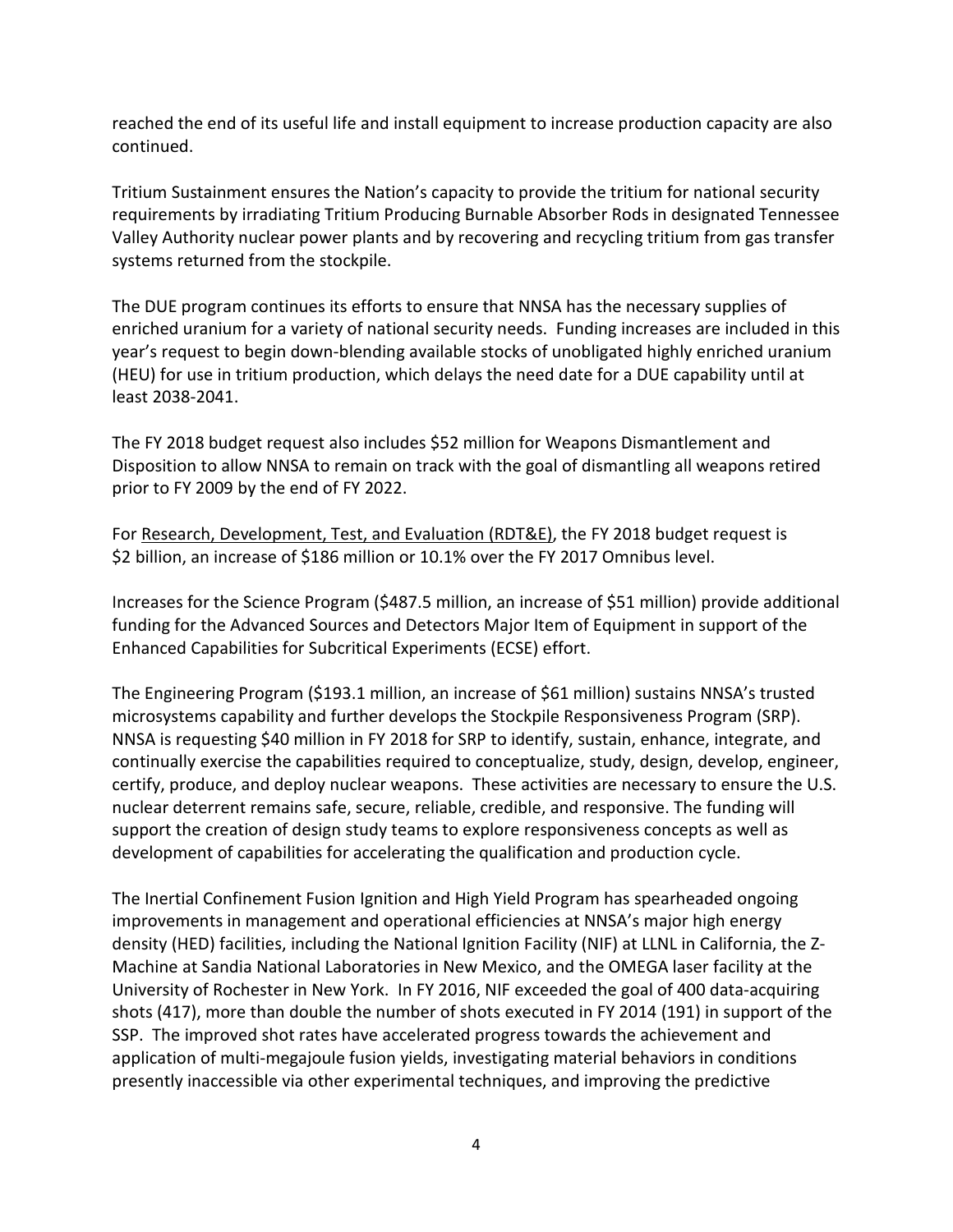reached the end of its useful life and install equipment to increase production capacity are also continued.

Tritium Sustainment ensures the Nation's capacity to provide the tritium for national security requirements by irradiating Tritium Producing Burnable Absorber Rods in designated Tennessee Valley Authority nuclear power plants and by recovering and recycling tritium from gas transfer systems returned from the stockpile.

The DUE program continues its efforts to ensure that NNSA has the necessary supplies of enriched uranium for a variety of national security needs. Funding increases are included in this year's request to begin down-blending available stocks of unobligated highly enriched uranium (HEU) for use in tritium production, which delays the need date for a DUE capability until at least 2038-2041.

The FY 2018 budget request also includes $52 million for Weapons Dismantlement and Disposition to allow NNSA to remain on track with the goal of dismantling all weapons retired prior to FY 2009 by the end of FY 2022.

For Research, Development, Test, and Evaluation (RDT&E), the FY 2018 budget request is $2 billion, an increase of $186 million or 10.1% over the FY 2017 Omnibus level.

Increases for the Science Program ($487.5 million, an increase of $51 million) provide additional funding for the Advanced Sources and Detectors Major Item of Equipment in support of the Enhanced Capabilities for Subcritical Experiments (ECSE) effort.

The Engineering Program ($193.1 million, an increase of $61 million) sustains NNSA's trusted microsystems capability and further develops the Stockpile Responsiveness Program (SRP). NNSA is requesting $40 million in FY 2018 for SRP to identify, sustain, enhance, integrate, and continually exercise the capabilities required to conceptualize, study, design, develop, engineer, certify, produce, and deploy nuclear weapons. These activities are necessary to ensure the U.S. nuclear deterrent remains safe, secure, reliable, credible, and responsive. The funding will support the creation of design study teams to explore responsiveness concepts as well as development of capabilities for accelerating the qualification and production cycle.

The Inertial Confinement Fusion Ignition and High Yield Program has spearheaded ongoing improvements in management and operational efficiencies at NNSA's major high energy density (HED) facilities, including the National Ignition Facility (NIF) at LLNL in California, the Z-Machine at Sandia National Laboratories in New Mexico, and the OMEGA laser facility at the University of Rochester in New York. In FY 2016, NIF exceeded the goal of 400 data-acquiring shots (417), more than double the number of shots executed in FY 2014 (191) in support of the SSP. The improved shot rates have accelerated progress towards the achievement and application of multi-megajoule fusion yields, investigating material behaviors in conditions presently inaccessible via other experimental techniques, and improving the predictive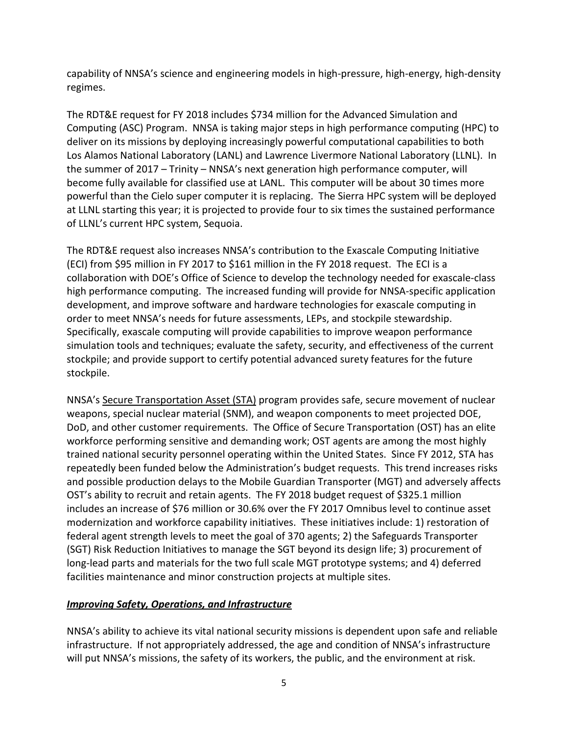capability of NNSA's science and engineering models in high-pressure, high-energy, high-density regimes.

The RDT&E request for FY 2018 includes $734 million for the Advanced Simulation and Computing (ASC) Program. NNSA is taking major steps in high performance computing (HPC) to deliver on its missions by deploying increasingly powerful computational capabilities to both Los Alamos National Laboratory (LANL) and Lawrence Livermore National Laboratory (LLNL). In the summer of 2017 – Trinity – NNSA's next generation high performance computer, will become fully available for classified use at LANL. This computer will be about 30 times more powerful than the Cielo super computer it is replacing. The Sierra HPC system will be deployed at LLNL starting this year; it is projected to provide four to six times the sustained performance of LLNL's current HPC system, Sequoia.

The RDT&E request also increases NNSA's contribution to the Exascale Computing Initiative (ECI) from $95 million in FY 2017 to $161 million in the FY 2018 request. The ECI is a collaboration with DOE's Office of Science to develop the technology needed for exascale-class high performance computing. The increased funding will provide for NNSA-specific application development, and improve software and hardware technologies for exascale computing in order to meet NNSA's needs for future assessments, LEPs, and stockpile stewardship. Specifically, exascale computing will provide capabilities to improve weapon performance simulation tools and techniques; evaluate the safety, security, and effectiveness of the current stockpile; and provide support to certify potential advanced surety features for the future stockpile.

NNSA's Secure Transportation Asset (STA) program provides safe, secure movement of nuclear weapons, special nuclear material (SNM), and weapon components to meet projected DOE, DoD, and other customer requirements. The Office of Secure Transportation (OST) has an elite workforce performing sensitive and demanding work; OST agents are among the most highly trained national security personnel operating within the United States. Since FY 2012, STA has repeatedly been funded below the Administration's budget requests. This trend increases risks and possible production delays to the Mobile Guardian Transporter (MGT) and adversely affects OST's ability to recruit and retain agents. The FY 2018 budget request of $325.1 million includes an increase of $76 million or 30.6% over the FY 2017 Omnibus level to continue asset modernization and workforce capability initiatives. These initiatives include: 1) restoration of federal agent strength levels to meet the goal of 370 agents; 2) the Safeguards Transporter (SGT) Risk Reduction Initiatives to manage the SGT beyond its design life; 3) procurement of long-lead parts and materials for the two full scale MGT prototype systems; and 4) deferred facilities maintenance and minor construction projects at multiple sites.

***Improving Safety, Operations, and Infrastructure***

NNSA's ability to achieve its vital national security missions is dependent upon safe and reliable infrastructure. If not appropriately addressed, the age and condition of NNSA's infrastructure will put NNSA's missions, the safety of its workers, the public, and the environment at risk.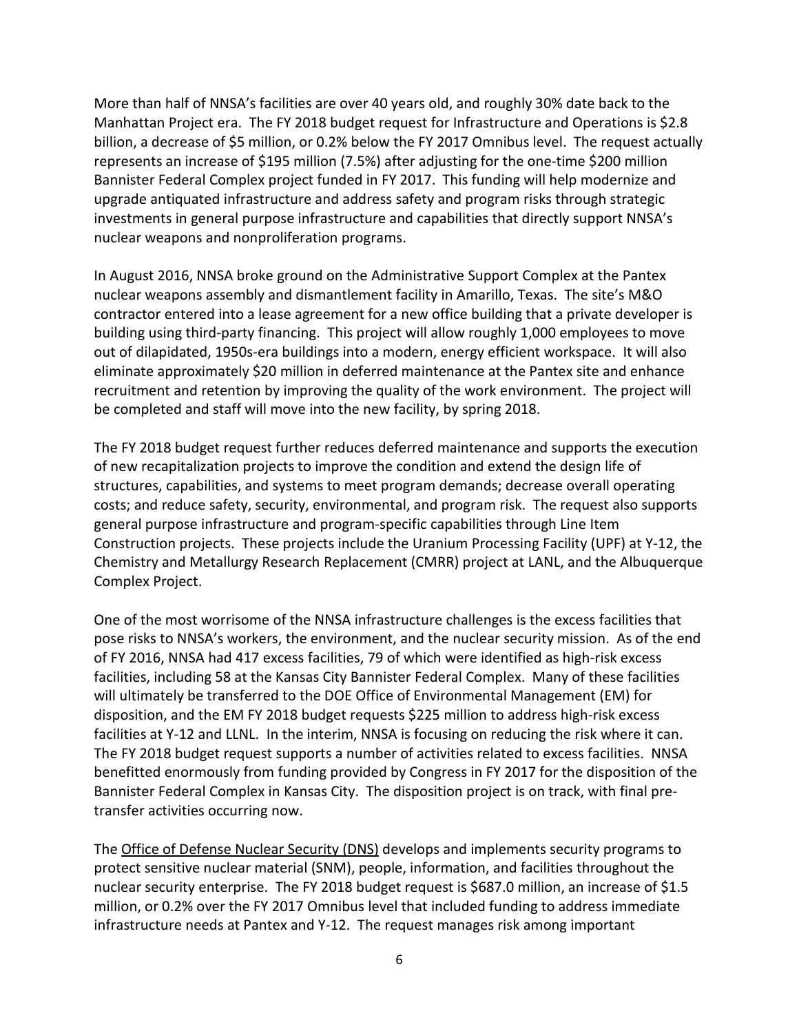More than half of NNSA's facilities are over 40 years old, and roughly 30% date back to the Manhattan Project era. The FY 2018 budget request for Infrastructure and Operations is $2.8 billion, a decrease of $5 million, or 0.2% below the FY 2017 Omnibus level. The request actually represents an increase of $195 million (7.5%) after adjusting for the one-time $200 million Bannister Federal Complex project funded in FY 2017. This funding will help modernize and upgrade antiquated infrastructure and address safety and program risks through strategic investments in general purpose infrastructure and capabilities that directly support NNSA's nuclear weapons and nonproliferation programs.

In August 2016, NNSA broke ground on the Administrative Support Complex at the Pantex nuclear weapons assembly and dismantlement facility in Amarillo, Texas. The site's M&O contractor entered into a lease agreement for a new office building that a private developer is building using third-party financing. This project will allow roughly 1,000 employees to move out of dilapidated, 1950s-era buildings into a modern, energy efficient workspace. It will also eliminate approximately $20 million in deferred maintenance at the Pantex site and enhance recruitment and retention by improving the quality of the work environment. The project will be completed and staff will move into the new facility, by spring 2018.

The FY 2018 budget request further reduces deferred maintenance and supports the execution of new recapitalization projects to improve the condition and extend the design life of structures, capabilities, and systems to meet program demands; decrease overall operating costs; and reduce safety, security, environmental, and program risk. The request also supports general purpose infrastructure and program-specific capabilities through Line Item Construction projects. These projects include the Uranium Processing Facility (UPF) at Y-12, the Chemistry and Metallurgy Research Replacement (CMRR) project at LANL, and the Albuquerque Complex Project.

One of the most worrisome of the NNSA infrastructure challenges is the excess facilities that pose risks to NNSA's workers, the environment, and the nuclear security mission. As of the end of FY 2016, NNSA had 417 excess facilities, 79 of which were identified as high-risk excess facilities, including 58 at the Kansas City Bannister Federal Complex. Many of these facilities will ultimately be transferred to the DOE Office of Environmental Management (EM) for disposition, and the EM FY 2018 budget requests $225 million to address high-risk excess facilities at Y-12 and LLNL. In the interim, NNSA is focusing on reducing the risk where it can. The FY 2018 budget request supports a number of activities related to excess facilities. NNSA benefitted enormously from funding provided by Congress in FY 2017 for the disposition of the Bannister Federal Complex in Kansas City. The disposition project is on track, with final pre-transfer activities occurring now.

The Office of Defense Nuclear Security (DNS) develops and implements security programs to protect sensitive nuclear material (SNM), people, information, and facilities throughout the nuclear security enterprise. The FY 2018 budget request is $687.0 million, an increase of $1.5 million, or 0.2% over the FY 2017 Omnibus level that included funding to address immediate infrastructure needs at Pantex and Y-12. The request manages risk among important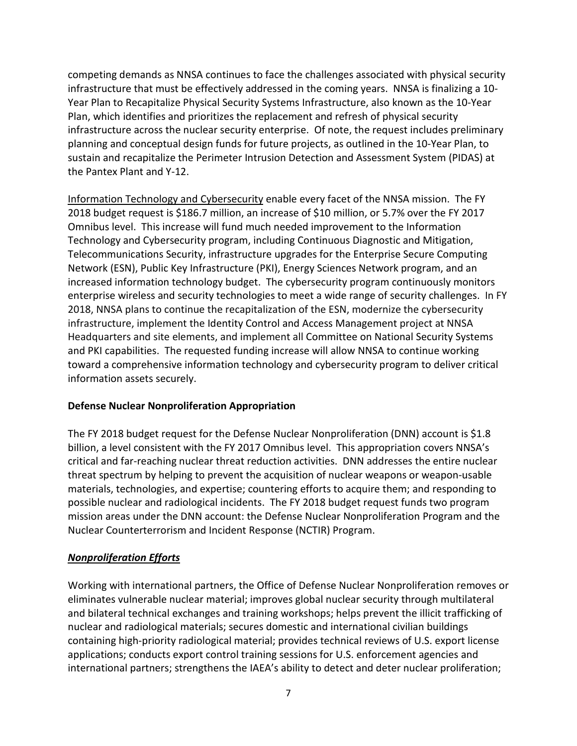competing demands as NNSA continues to face the challenges associated with physical security infrastructure that must be effectively addressed in the coming years. NNSA is finalizing a 10-Year Plan to Recapitalize Physical Security Systems Infrastructure, also known as the 10-Year Plan, which identifies and prioritizes the replacement and refresh of physical security infrastructure across the nuclear security enterprise. Of note, the request includes preliminary planning and conceptual design funds for future projects, as outlined in the 10-Year Plan, to sustain and recapitalize the Perimeter Intrusion Detection and Assessment System (PIDAS) at the Pantex Plant and Y-12.

<u>Information Technology and Cybersecurity</u> enable every facet of the NNSA mission. The FY 2018 budget request is $186.7 million, an increase of $10 million, or 5.7% over the FY 2017 Omnibus level. This increase will fund much needed improvement to the Information Technology and Cybersecurity program, including Continuous Diagnostic and Mitigation, Telecommunications Security, infrastructure upgrades for the Enterprise Secure Computing Network (ESN), Public Key Infrastructure (PKI), Energy Sciences Network program, and an increased information technology budget. The cybersecurity program continuously monitors enterprise wireless and security technologies to meet a wide range of security challenges. In FY 2018, NNSA plans to continue the recapitalization of the ESN, modernize the cybersecurity infrastructure, implement the Identity Control and Access Management project at NNSA Headquarters and site elements, and implement all Committee on National Security Systems and PKI capabilities. The requested funding increase will allow NNSA to continue working toward a comprehensive information technology and cybersecurity program to deliver critical information assets securely.

**Defense Nuclear Nonproliferation Appropriation**

The FY 2018 budget request for the Defense Nuclear Nonproliferation (DNN) account is $1.8 billion, a level consistent with the FY 2017 Omnibus level. This appropriation covers NNSA's critical and far-reaching nuclear threat reduction activities. DNN addresses the entire nuclear threat spectrum by helping to prevent the acquisition of nuclear weapons or weapon-usable materials, technologies, and expertise; countering efforts to acquire them; and responding to possible nuclear and radiological incidents. The FY 2018 budget request funds two program mission areas under the DNN account: the Defense Nuclear Nonproliferation Program and the Nuclear Counterterrorism and Incident Response (NCTIR) Program.

***<u>Nonproliferation Efforts</u>***

Working with international partners, the Office of Defense Nuclear Nonproliferation removes or eliminates vulnerable nuclear material; improves global nuclear security through multilateral and bilateral technical exchanges and training workshops; helps prevent the illicit trafficking of nuclear and radiological materials; secures domestic and international civilian buildings containing high-priority radiological material; provides technical reviews of U.S. export license applications; conducts export control training sessions for U.S. enforcement agencies and international partners; strengthens the IAEA's ability to detect and deter nuclear proliferation;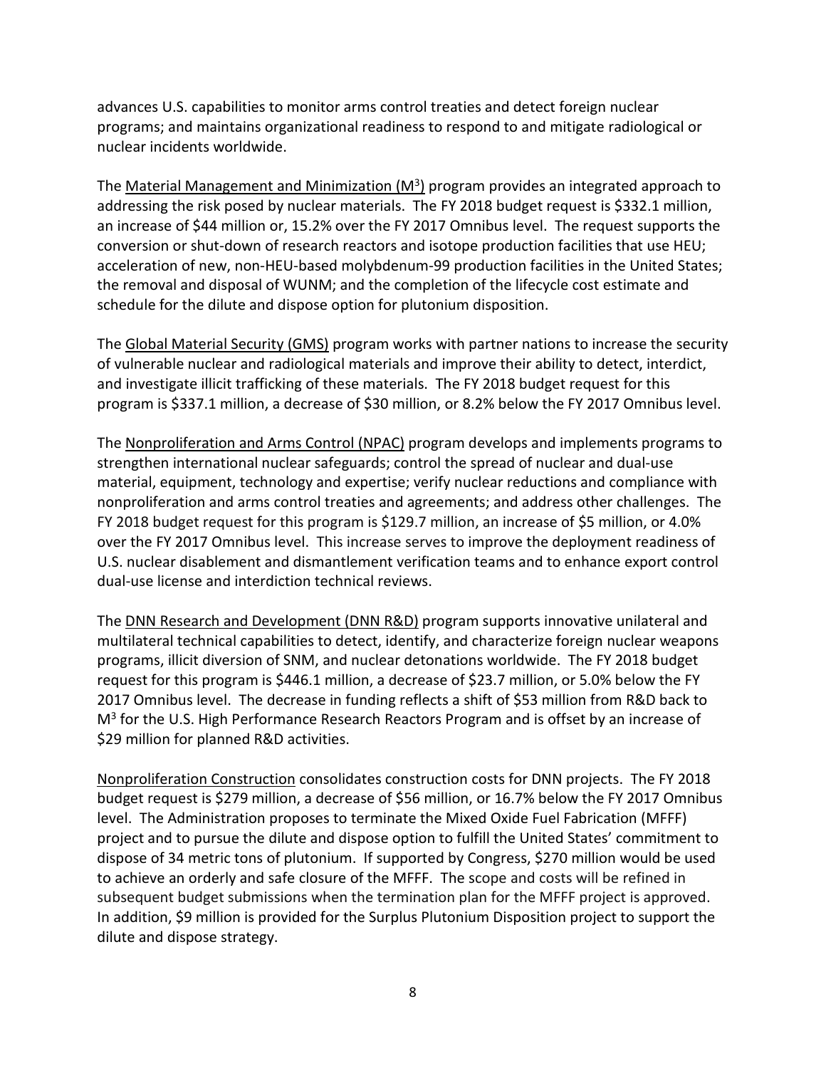advances U.S. capabilities to monitor arms control treaties and detect foreign nuclear programs; and maintains organizational readiness to respond to and mitigate radiological or nuclear incidents worldwide.

The Material Management and Minimization ($M^3$) program provides an integrated approach to addressing the risk posed by nuclear materials. The FY 2018 budget request is $332.1 million, an increase of $44 million or, 15.2% over the FY 2017 Omnibus level. The request supports the conversion or shut-down of research reactors and isotope production facilities that use HEU; acceleration of new, non-HEU-based molybdenum-99 production facilities in the United States; the removal and disposal of WUNM; and the completion of the lifecycle cost estimate and schedule for the dilute and dispose option for plutonium disposition.

The Global Material Security (GMS) program works with partner nations to increase the security of vulnerable nuclear and radiological materials and improve their ability to detect, interdict, and investigate illicit trafficking of these materials. The FY 2018 budget request for this program is $337.1 million, a decrease of $30 million, or 8.2% below the FY 2017 Omnibus level.

The Nonproliferation and Arms Control (NPAC) program develops and implements programs to strengthen international nuclear safeguards; control the spread of nuclear and dual-use material, equipment, technology and expertise; verify nuclear reductions and compliance with nonproliferation and arms control treaties and agreements; and address other challenges. The FY 2018 budget request for this program is $129.7 million, an increase of $5 million, or 4.0% over the FY 2017 Omnibus level. This increase serves to improve the deployment readiness of U.S. nuclear disablement and dismantlement verification teams and to enhance export control dual-use license and interdiction technical reviews.

The DNN Research and Development (DNN R&D) program supports innovative unilateral and multilateral technical capabilities to detect, identify, and characterize foreign nuclear weapons programs, illicit diversion of SNM, and nuclear detonations worldwide. The FY 2018 budget request for this program is $446.1 million, a decrease of $23.7 million, or 5.0% below the FY 2017 Omnibus level. The decrease in funding reflects a shift of $53 million from R&D back to $M^3$ for the U.S. High Performance Research Reactors Program and is offset by an increase of $29 million for planned R&D activities.

Nonproliferation Construction consolidates construction costs for DNN projects. The FY 2018 budget request is $279 million, a decrease of $56 million, or 16.7% below the FY 2017 Omnibus level. The Administration proposes to terminate the Mixed Oxide Fuel Fabrication (MFFF) project and to pursue the dilute and dispose option to fulfill the United States' commitment to dispose of 34 metric tons of plutonium. If supported by Congress, $270 million would be used to achieve an orderly and safe closure of the MFFF. The scope and costs will be refined in subsequent budget submissions when the termination plan for the MFFF project is approved. In addition, $9 million is provided for the Surplus Plutonium Disposition project to support the dilute and dispose strategy.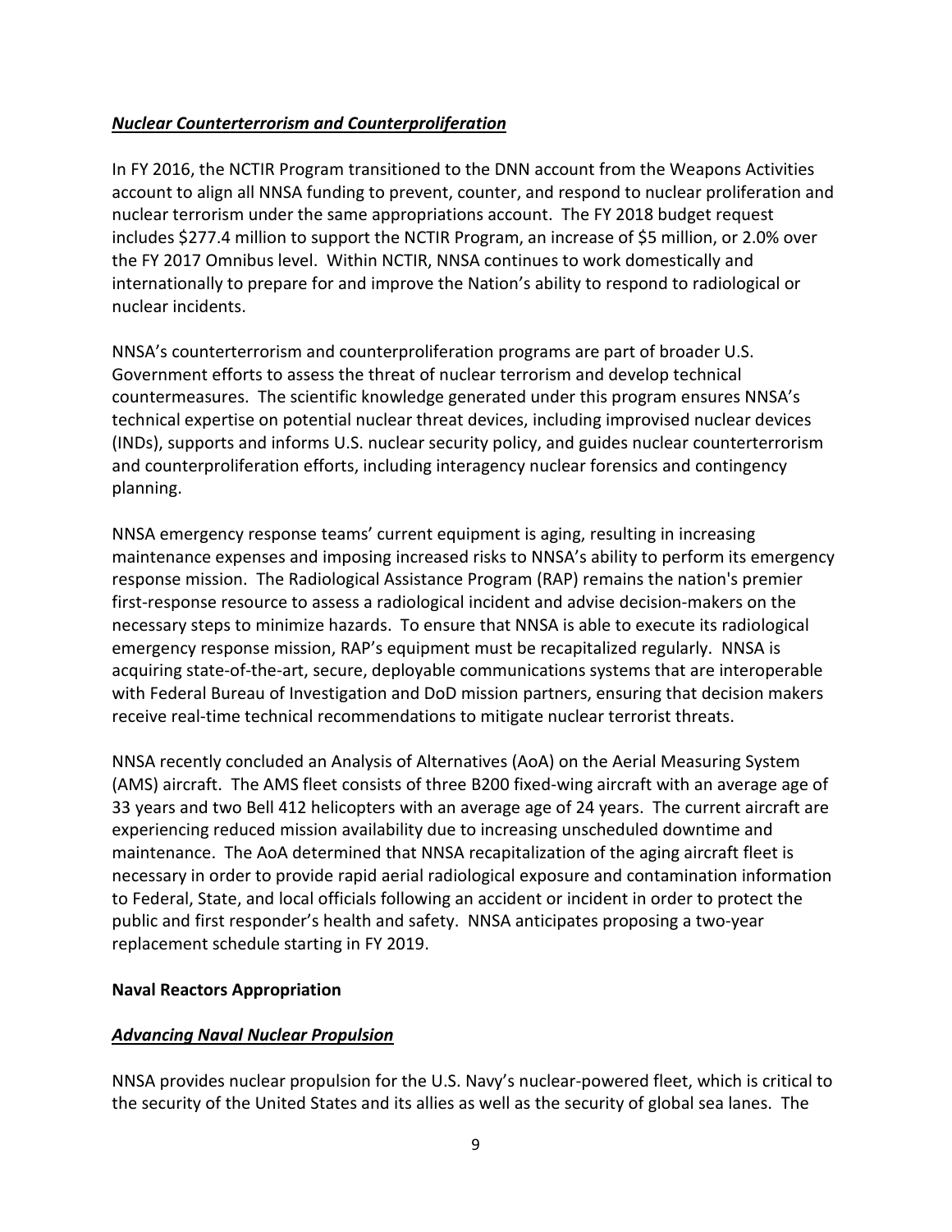***Nuclear Counterterrorism and Counterproliferation***

In FY 2016, the NCTIR Program transitioned to the DNN account from the Weapons Activities account to align all NNSA funding to prevent, counter, and respond to nuclear proliferation and nuclear terrorism under the same appropriations account. The FY 2018 budget request includes $277.4 million to support the NCTIR Program, an increase of $5 million, or 2.0% over the FY 2017 Omnibus level. Within NCTIR, NNSA continues to work domestically and internationally to prepare for and improve the Nation's ability to respond to radiological or nuclear incidents.

NNSA's counterterrorism and counterproliferation programs are part of broader U.S. Government efforts to assess the threat of nuclear terrorism and develop technical countermeasures. The scientific knowledge generated under this program ensures NNSA's technical expertise on potential nuclear threat devices, including improvised nuclear devices (INDs), supports and informs U.S. nuclear security policy, and guides nuclear counterterrorism and counterproliferation efforts, including interagency nuclear forensics and contingency planning.

NNSA emergency response teams' current equipment is aging, resulting in increasing maintenance expenses and imposing increased risks to NNSA's ability to perform its emergency response mission. The Radiological Assistance Program (RAP) remains the nation's premier first-response resource to assess a radiological incident and advise decision-makers on the necessary steps to minimize hazards. To ensure that NNSA is able to execute its radiological emergency response mission, RAP's equipment must be recapitalized regularly. NNSA is acquiring state-of-the-art, secure, deployable communications systems that are interoperable with Federal Bureau of Investigation and DoD mission partners, ensuring that decision makers receive real-time technical recommendations to mitigate nuclear terrorist threats.

NNSA recently concluded an Analysis of Alternatives (AoA) on the Aerial Measuring System (AMS) aircraft. The AMS fleet consists of three B200 fixed-wing aircraft with an average age of 33 years and two Bell 412 helicopters with an average age of 24 years. The current aircraft are experiencing reduced mission availability due to increasing unscheduled downtime and maintenance. The AoA determined that NNSA recapitalization of the aging aircraft fleet is necessary in order to provide rapid aerial radiological exposure and contamination information to Federal, State, and local officials following an accident or incident in order to protect the public and first responder's health and safety. NNSA anticipates proposing a two-year replacement schedule starting in FY 2019.

**Naval Reactors Appropriation**

***Advancing Naval Nuclear Propulsion***

NNSA provides nuclear propulsion for the U.S. Navy's nuclear-powered fleet, which is critical to the security of the United States and its allies as well as the security of global sea lanes. The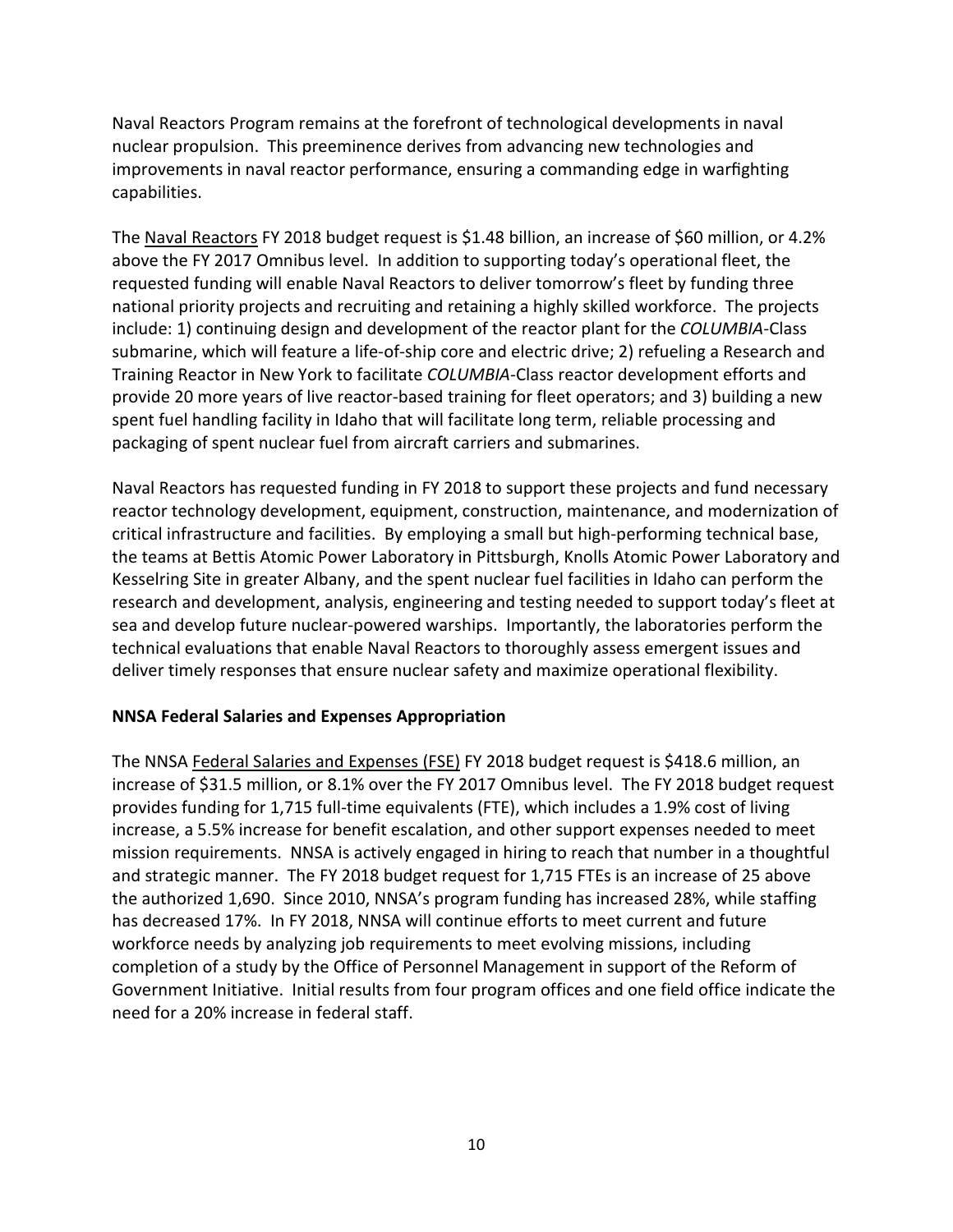Naval Reactors Program remains at the forefront of technological developments in naval nuclear propulsion. This preeminence derives from advancing new technologies and improvements in naval reactor performance, ensuring a commanding edge in warfighting capabilities.

The Naval Reactors FY 2018 budget request is $1.48 billion, an increase of $60 million, or 4.2% above the FY 2017 Omnibus level. In addition to supporting today's operational fleet, the requested funding will enable Naval Reactors to deliver tomorrow's fleet by funding three national priority projects and recruiting and retaining a highly skilled workforce. The projects include: 1) continuing design and development of the reactor plant for the *COLUMBIA*-Class submarine, which will feature a life-of-ship core and electric drive; 2) refueling a Research and Training Reactor in New York to facilitate *COLUMBIA*-Class reactor development efforts and provide 20 more years of live reactor-based training for fleet operators; and 3) building a new spent fuel handling facility in Idaho that will facilitate long term, reliable processing and packaging of spent nuclear fuel from aircraft carriers and submarines.

Naval Reactors has requested funding in FY 2018 to support these projects and fund necessary reactor technology development, equipment, construction, maintenance, and modernization of critical infrastructure and facilities. By employing a small but high-performing technical base, the teams at Bettis Atomic Power Laboratory in Pittsburgh, Knolls Atomic Power Laboratory and Kesselring Site in greater Albany, and the spent nuclear fuel facilities in Idaho can perform the research and development, analysis, engineering and testing needed to support today's fleet at sea and develop future nuclear-powered warships. Importantly, the laboratories perform the technical evaluations that enable Naval Reactors to thoroughly assess emergent issues and deliver timely responses that ensure nuclear safety and maximize operational flexibility.

**NNSA Federal Salaries and Expenses Appropriation**

The NNSA Federal Salaries and Expenses (FSE) FY 2018 budget request is $418.6 million, an increase of $31.5 million, or 8.1% over the FY 2017 Omnibus level. The FY 2018 budget request provides funding for 1,715 full-time equivalents (FTE), which includes a 1.9% cost of living increase, a 5.5% increase for benefit escalation, and other support expenses needed to meet mission requirements. NNSA is actively engaged in hiring to reach that number in a thoughtful and strategic manner. The FY 2018 budget request for 1,715 FTEs is an increase of 25 above the authorized 1,690. Since 2010, NNSA's program funding has increased 28%, while staffing has decreased 17%. In FY 2018, NNSA will continue efforts to meet current and future workforce needs by analyzing job requirements to meet evolving missions, including completion of a study by the Office of Personnel Management in support of the Reform of Government Initiative. Initial results from four program offices and one field office indicate the need for a 20% increase in federal staff.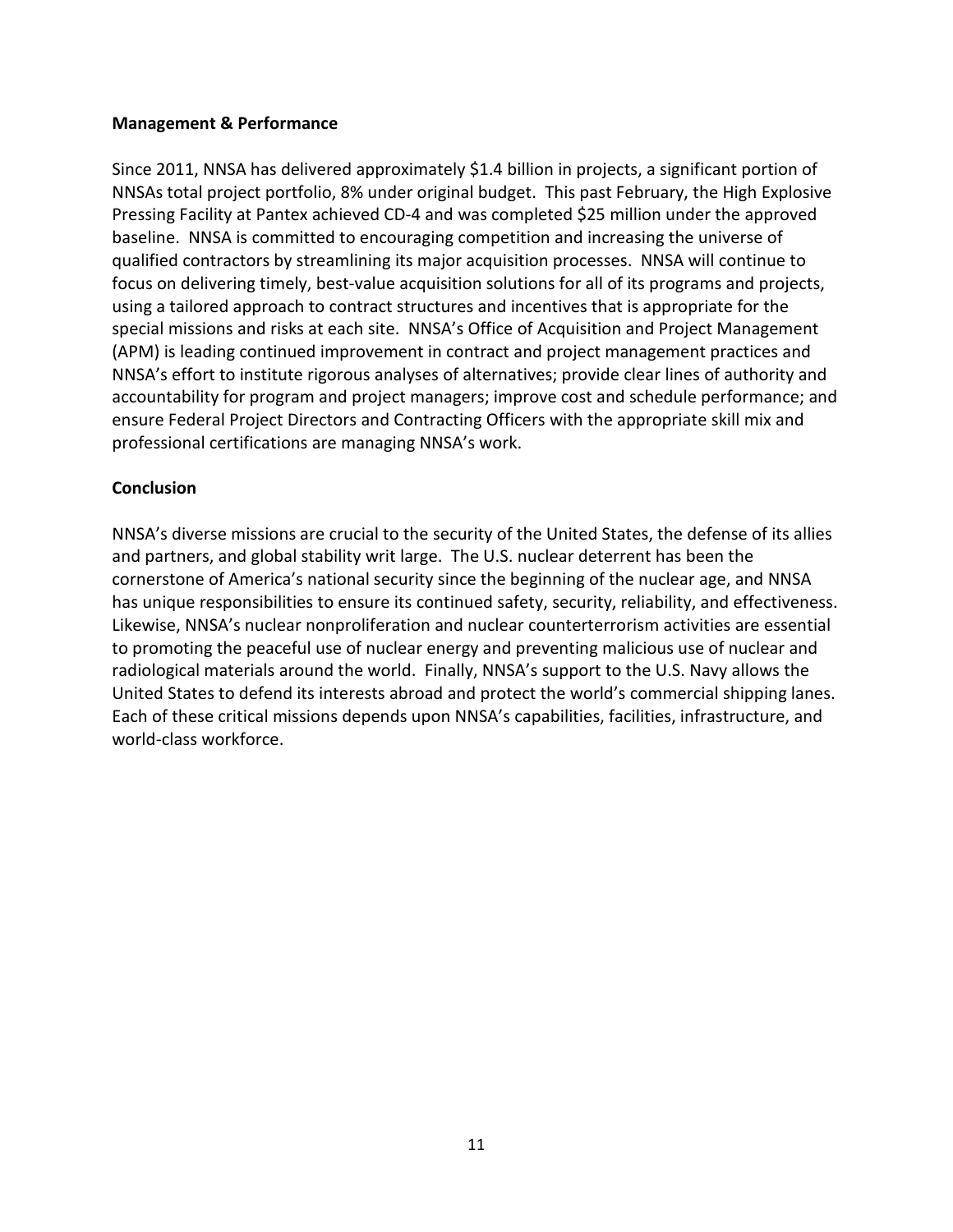**Management & Performance**

Since 2011, NNSA has delivered approximately $1.4 billion in projects, a significant portion of NNSAs total project portfolio, 8% under original budget. This past February, the High Explosive Pressing Facility at Pantex achieved CD-4 and was completed $25 million under the approved baseline. NNSA is committed to encouraging competition and increasing the universe of qualified contractors by streamlining its major acquisition processes. NNSA will continue to focus on delivering timely, best-value acquisition solutions for all of its programs and projects, using a tailored approach to contract structures and incentives that is appropriate for the special missions and risks at each site. NNSA's Office of Acquisition and Project Management (APM) is leading continued improvement in contract and project management practices and NNSA's effort to institute rigorous analyses of alternatives; provide clear lines of authority and accountability for program and project managers; improve cost and schedule performance; and ensure Federal Project Directors and Contracting Officers with the appropriate skill mix and professional certifications are managing NNSA's work.

**Conclusion**

NNSA's diverse missions are crucial to the security of the United States, the defense of its allies and partners, and global stability writ large. The U.S. nuclear deterrent has been the cornerstone of America's national security since the beginning of the nuclear age, and NNSA has unique responsibilities to ensure its continued safety, security, reliability, and effectiveness. Likewise, NNSA's nuclear nonproliferation and nuclear counterterrorism activities are essential to promoting the peaceful use of nuclear energy and preventing malicious use of nuclear and radiological materials around the world. Finally, NNSA's support to the U.S. Navy allows the United States to defend its interests abroad and protect the world's commercial shipping lanes. Each of these critical missions depends upon NNSA's capabilities, facilities, infrastructure, and world-class workforce.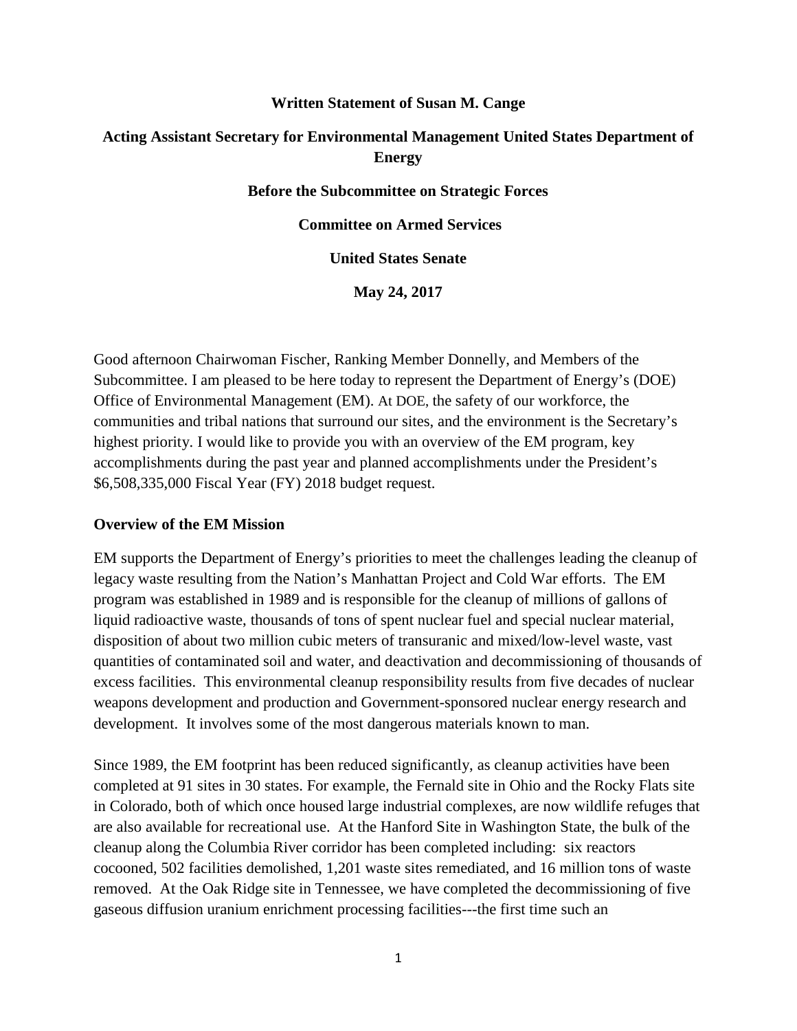**Written Statement of Susan M. Cange**

**Acting Assistant Secretary for Environmental Management United States Department of Energy**

**Before the Subcommittee on Strategic Forces**

**Committee on Armed Services**

**United States Senate**

**May 24, 2017**

Good afternoon Chairwoman Fischer, Ranking Member Donnelly, and Members of the Subcommittee. I am pleased to be here today to represent the Department of Energy's (DOE) Office of Environmental Management (EM). At DOE, the safety of our workforce, the communities and tribal nations that surround our sites, and the environment is the Secretary's highest priority. I would like to provide you with an overview of the EM program, key accomplishments during the past year and planned accomplishments under the President's $6,508,335,000 Fiscal Year (FY) 2018 budget request.

**Overview of the EM Mission**

EM supports the Department of Energy's priorities to meet the challenges leading the cleanup of legacy waste resulting from the Nation's Manhattan Project and Cold War efforts. The EM program was established in 1989 and is responsible for the cleanup of millions of gallons of liquid radioactive waste, thousands of tons of spent nuclear fuel and special nuclear material, disposition of about two million cubic meters of transuranic and mixed/low-level waste, vast quantities of contaminated soil and water, and deactivation and decommissioning of thousands of excess facilities. This environmental cleanup responsibility results from five decades of nuclear weapons development and production and Government-sponsored nuclear energy research and development. It involves some of the most dangerous materials known to man.

Since 1989, the EM footprint has been reduced significantly, as cleanup activities have been completed at 91 sites in 30 states. For example, the Fernald site in Ohio and the Rocky Flats site in Colorado, both of which once housed large industrial complexes, are now wildlife refuges that are also available for recreational use. At the Hanford Site in Washington State, the bulk of the cleanup along the Columbia River corridor has been completed including: six reactors cocooned, 502 facilities demolished, 1,201 waste sites remediated, and 16 million tons of waste removed. At the Oak Ridge site in Tennessee, we have completed the decommissioning of five gaseous diffusion uranium enrichment processing facilities---the first time such an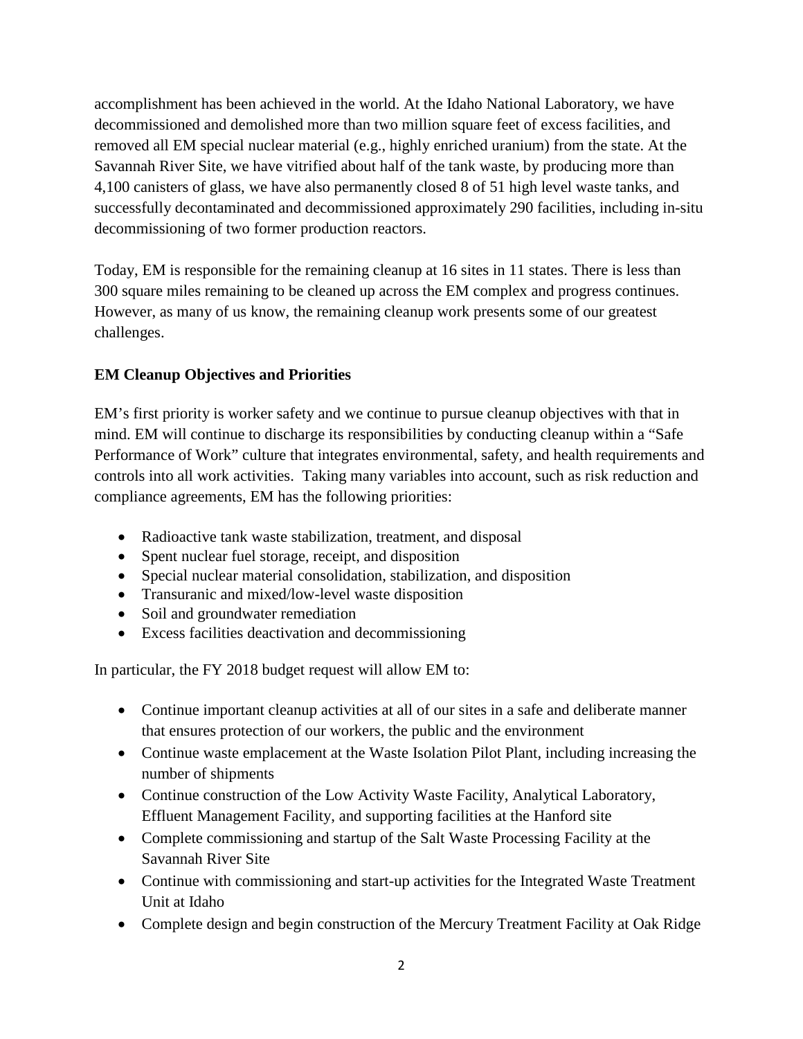accomplishment has been achieved in the world. At the Idaho National Laboratory, we have decommissioned and demolished more than two million square feet of excess facilities, and removed all EM special nuclear material (e.g., highly enriched uranium) from the state. At the Savannah River Site, we have vitrified about half of the tank waste, by producing more than 4,100 canisters of glass, we have also permanently closed 8 of 51 high level waste tanks, and successfully decontaminated and decommissioned approximately 290 facilities, including in-situ decommissioning of two former production reactors.

Today, EM is responsible for the remaining cleanup at 16 sites in 11 states. There is less than 300 square miles remaining to be cleaned up across the EM complex and progress continues. However, as many of us know, the remaining cleanup work presents some of our greatest challenges.

**EM Cleanup Objectives and Priorities**

EM's first priority is worker safety and we continue to pursue cleanup objectives with that in mind. EM will continue to discharge its responsibilities by conducting cleanup within a "Safe Performance of Work" culture that integrates environmental, safety, and health requirements and controls into all work activities. Taking many variables into account, such as risk reduction and compliance agreements, EM has the following priorities:

- Radioactive tank waste stabilization, treatment, and disposal
- Spent nuclear fuel storage, receipt, and disposition
- Special nuclear material consolidation, stabilization, and disposition
- Transuranic and mixed/low-level waste disposition
- Soil and groundwater remediation
- Excess facilities deactivation and decommissioning

In particular, the FY 2018 budget request will allow EM to:

- Continue important cleanup activities at all of our sites in a safe and deliberate manner that ensures protection of our workers, the public and the environment
- Continue waste emplacement at the Waste Isolation Pilot Plant, including increasing the number of shipments
- Continue construction of the Low Activity Waste Facility, Analytical Laboratory, Effluent Management Facility, and supporting facilities at the Hanford site
- Complete commissioning and startup of the Salt Waste Processing Facility at the Savannah River Site
- Continue with commissioning and start-up activities for the Integrated Waste Treatment Unit at Idaho
- Complete design and begin construction of the Mercury Treatment Facility at Oak Ridge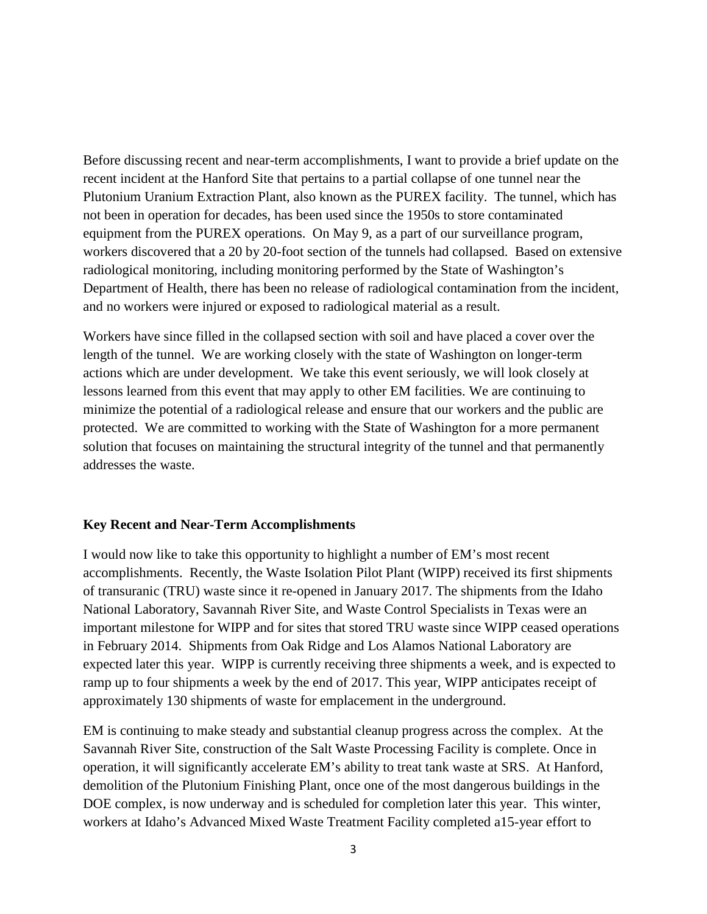Before discussing recent and near-term accomplishments, I want to provide a brief update on the recent incident at the Hanford Site that pertains to a partial collapse of one tunnel near the Plutonium Uranium Extraction Plant, also known as the PUREX facility. The tunnel, which has not been in operation for decades, has been used since the 1950s to store contaminated equipment from the PUREX operations. On May 9, as a part of our surveillance program, workers discovered that a 20 by 20-foot section of the tunnels had collapsed. Based on extensive radiological monitoring, including monitoring performed by the State of Washington's Department of Health, there has been no release of radiological contamination from the incident, and no workers were injured or exposed to radiological material as a result.

Workers have since filled in the collapsed section with soil and have placed a cover over the length of the tunnel. We are working closely with the state of Washington on longer-term actions which are under development. We take this event seriously, we will look closely at lessons learned from this event that may apply to other EM facilities. We are continuing to minimize the potential of a radiological release and ensure that our workers and the public are protected. We are committed to working with the State of Washington for a more permanent solution that focuses on maintaining the structural integrity of the tunnel and that permanently addresses the waste.

**Key Recent and Near-Term Accomplishments**

I would now like to take this opportunity to highlight a number of EM's most recent accomplishments. Recently, the Waste Isolation Pilot Plant (WIPP) received its first shipments of transuranic (TRU) waste since it re-opened in January 2017. The shipments from the Idaho National Laboratory, Savannah River Site, and Waste Control Specialists in Texas were an important milestone for WIPP and for sites that stored TRU waste since WIPP ceased operations in February 2014. Shipments from Oak Ridge and Los Alamos National Laboratory are expected later this year. WIPP is currently receiving three shipments a week, and is expected to ramp up to four shipments a week by the end of 2017. This year, WIPP anticipates receipt of approximately 130 shipments of waste for emplacement in the underground.

EM is continuing to make steady and substantial cleanup progress across the complex. At the Savannah River Site, construction of the Salt Waste Processing Facility is complete. Once in operation, it will significantly accelerate EM's ability to treat tank waste at SRS. At Hanford, demolition of the Plutonium Finishing Plant, once one of the most dangerous buildings in the DOE complex, is now underway and is scheduled for completion later this year. This winter, workers at Idaho's Advanced Mixed Waste Treatment Facility completed a15-year effort to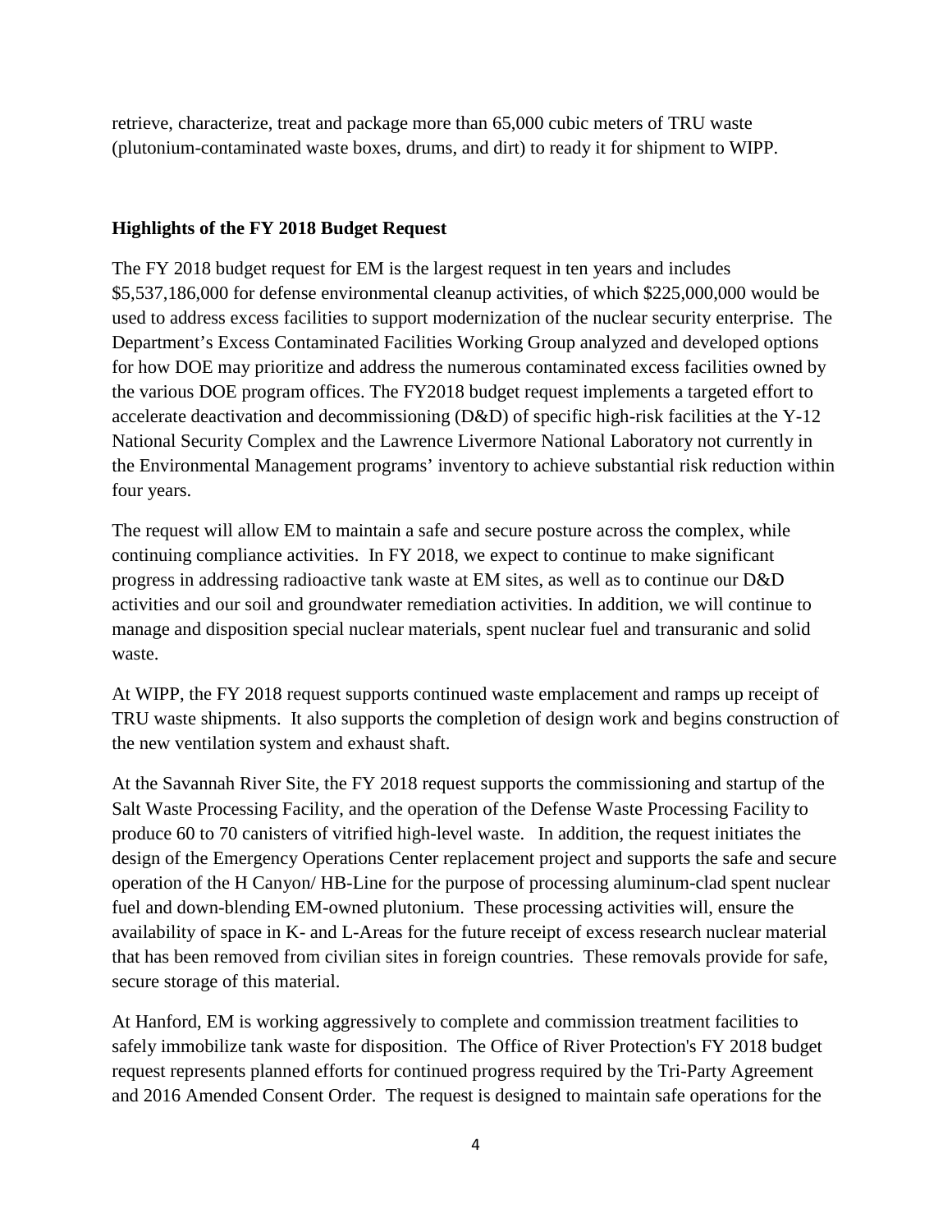retrieve, characterize, treat and package more than 65,000 cubic meters of TRU waste (plutonium-contaminated waste boxes, drums, and dirt) to ready it for shipment to WIPP.

**Highlights of the FY 2018 Budget Request**

The FY 2018 budget request for EM is the largest request in ten years and includes \$5,537,186,000 for defense environmental cleanup activities, of which \$225,000,000 would be used to address excess facilities to support modernization of the nuclear security enterprise. The Department's Excess Contaminated Facilities Working Group analyzed and developed options for how DOE may prioritize and address the numerous contaminated excess facilities owned by the various DOE program offices. The FY2018 budget request implements a targeted effort to accelerate deactivation and decommissioning (D&D) of specific high-risk facilities at the Y-12 National Security Complex and the Lawrence Livermore National Laboratory not currently in the Environmental Management programs' inventory to achieve substantial risk reduction within four years.

The request will allow EM to maintain a safe and secure posture across the complex, while continuing compliance activities. In FY 2018, we expect to continue to make significant progress in addressing radioactive tank waste at EM sites, as well as to continue our D&D activities and our soil and groundwater remediation activities. In addition, we will continue to manage and disposition special nuclear materials, spent nuclear fuel and transuranic and solid waste.

At WIPP, the FY 2018 request supports continued waste emplacement and ramps up receipt of TRU waste shipments. It also supports the completion of design work and begins construction of the new ventilation system and exhaust shaft.

At the Savannah River Site, the FY 2018 request supports the commissioning and startup of the Salt Waste Processing Facility, and the operation of the Defense Waste Processing Facility to produce 60 to 70 canisters of vitrified high-level waste. In addition, the request initiates the design of the Emergency Operations Center replacement project and supports the safe and secure operation of the H Canyon/ HB-Line for the purpose of processing aluminum-clad spent nuclear fuel and down-blending EM-owned plutonium. These processing activities will, ensure the availability of space in K- and L-Areas for the future receipt of excess research nuclear material that has been removed from civilian sites in foreign countries. These removals provide for safe, secure storage of this material.

At Hanford, EM is working aggressively to complete and commission treatment facilities to safely immobilize tank waste for disposition. The Office of River Protection's FY 2018 budget request represents planned efforts for continued progress required by the Tri-Party Agreement and 2016 Amended Consent Order. The request is designed to maintain safe operations for the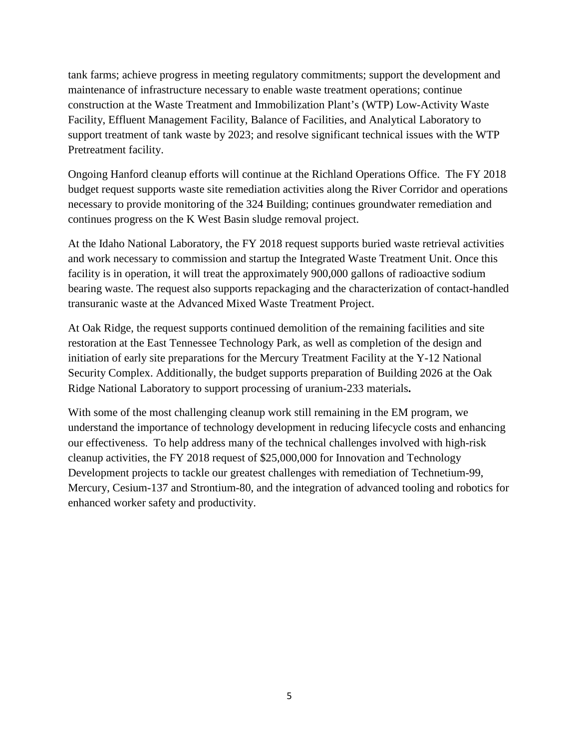tank farms; achieve progress in meeting regulatory commitments; support the development and maintenance of infrastructure necessary to enable waste treatment operations; continue construction at the Waste Treatment and Immobilization Plant's (WTP) Low-Activity Waste Facility, Effluent Management Facility, Balance of Facilities, and Analytical Laboratory to support treatment of tank waste by 2023; and resolve significant technical issues with the WTP Pretreatment facility.

Ongoing Hanford cleanup efforts will continue at the Richland Operations Office. The FY 2018 budget request supports waste site remediation activities along the River Corridor and operations necessary to provide monitoring of the 324 Building; continues groundwater remediation and continues progress on the K West Basin sludge removal project.

At the Idaho National Laboratory, the FY 2018 request supports buried waste retrieval activities and work necessary to commission and startup the Integrated Waste Treatment Unit. Once this facility is in operation, it will treat the approximately 900,000 gallons of radioactive sodium bearing waste. The request also supports repackaging and the characterization of contact-handled transuranic waste at the Advanced Mixed Waste Treatment Project.

At Oak Ridge, the request supports continued demolition of the remaining facilities and site restoration at the East Tennessee Technology Park, as well as completion of the design and initiation of early site preparations for the Mercury Treatment Facility at the Y-12 National Security Complex. Additionally, the budget supports preparation of Building 2026 at the Oak Ridge National Laboratory to support processing of uranium-233 materials**.**

With some of the most challenging cleanup work still remaining in the EM program, we understand the importance of technology development in reducing lifecycle costs and enhancing our effectiveness. To help address many of the technical challenges involved with high-risk cleanup activities, the FY 2018 request of $25,000,000 for Innovation and Technology Development projects to tackle our greatest challenges with remediation of Technetium-99, Mercury, Cesium-137 and Strontium-80, and the integration of advanced tooling and robotics for enhanced worker safety and productivity.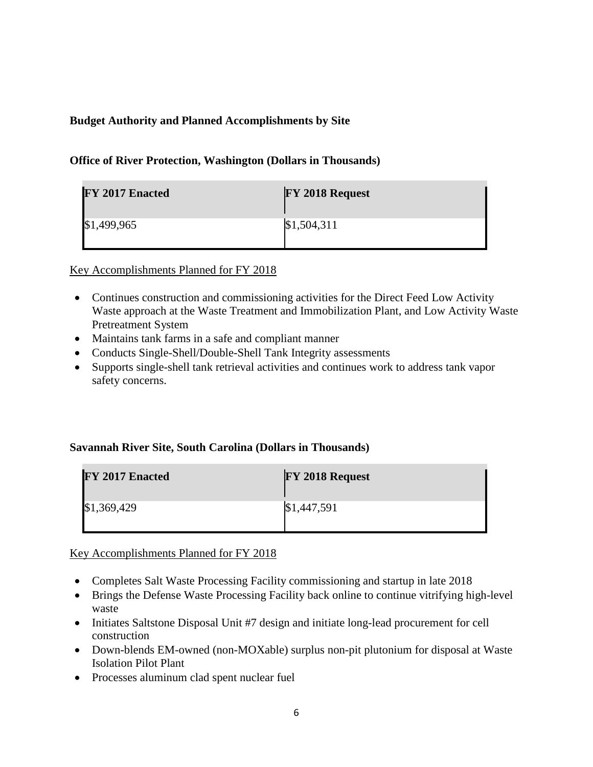**Budget Authority and Planned Accomplishments by Site**

**Office of River Protection, Washington (Dollars in Thousands)**

| FY 2017 Enacted | FY 2018 Request |
| --- | --- |
| $1,499,965 | $1,504,311 |

Key Accomplishments Planned for FY 2018

- Continues construction and commissioning activities for the Direct Feed Low Activity Waste approach at the Waste Treatment and Immobilization Plant, and Low Activity Waste Pretreatment System
- Maintains tank farms in a safe and compliant manner
- Conducts Single-Shell/Double-Shell Tank Integrity assessments
- Supports single-shell tank retrieval activities and continues work to address tank vapor safety concerns.

**Savannah River Site, South Carolina (Dollars in Thousands)**

| FY 2017 Enacted | FY 2018 Request |
| --- | --- |
| $1,369,429 | $1,447,591 |

Key Accomplishments Planned for FY 2018

- Completes Salt Waste Processing Facility commissioning and startup in late 2018
- Brings the Defense Waste Processing Facility back online to continue vitrifying high-level waste
- Initiates Saltstone Disposal Unit #7 design and initiate long-lead procurement for cell construction
- Down-blends EM-owned (non-MOXable) surplus non-pit plutonium for disposal at Waste Isolation Pilot Plant
- Processes aluminum clad spent nuclear fuel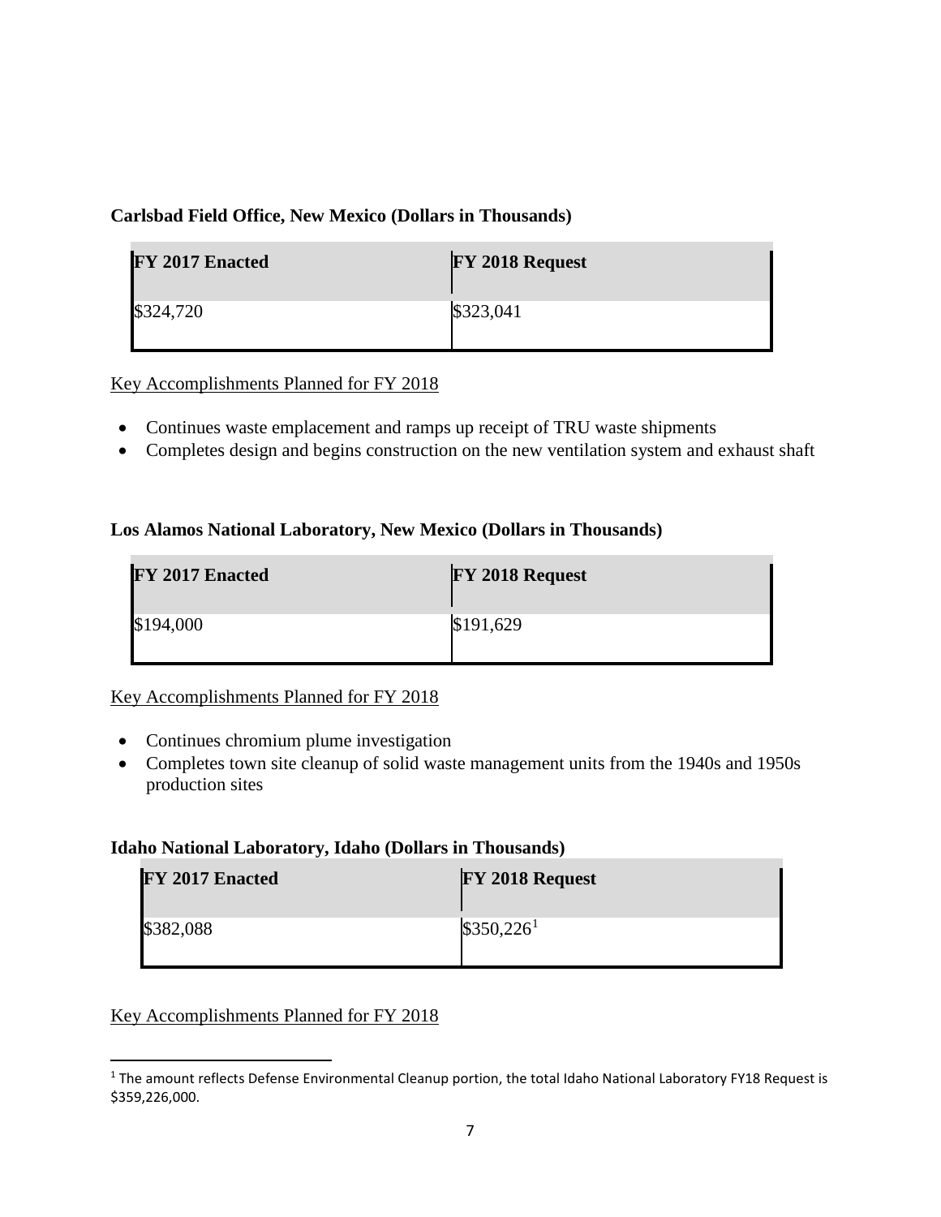**Carlsbad Field Office, New Mexico (Dollars in Thousands)**

| FY 2017 Enacted | FY 2018 Request |
| --- | --- |
| $324,720 | $323,041 |

Key Accomplishments Planned for FY 2018

- Continues waste emplacement and ramps up receipt of TRU waste shipments
- Completes design and begins construction on the new ventilation system and exhaust shaft

**Los Alamos National Laboratory, New Mexico (Dollars in Thousands)**

| FY 2017 Enacted | FY 2018 Request |
| --- | --- |
| $194,000 | $191,629 |

Key Accomplishments Planned for FY 2018

- Continues chromium plume investigation
- Completes town site cleanup of solid waste management units from the 1940s and 1950s production sites

**Idaho National Laboratory, Idaho (Dollars in Thousands)**

| FY 2017 Enacted | FY 2018 Request |
| --- | --- |
| $382,088 | $350,226[1] |

Key Accomplishments Planned for FY 2018

[1] The amount reflects Defense Environmental Cleanup portion, the total Idaho National Laboratory FY18 Request is $359,226,000.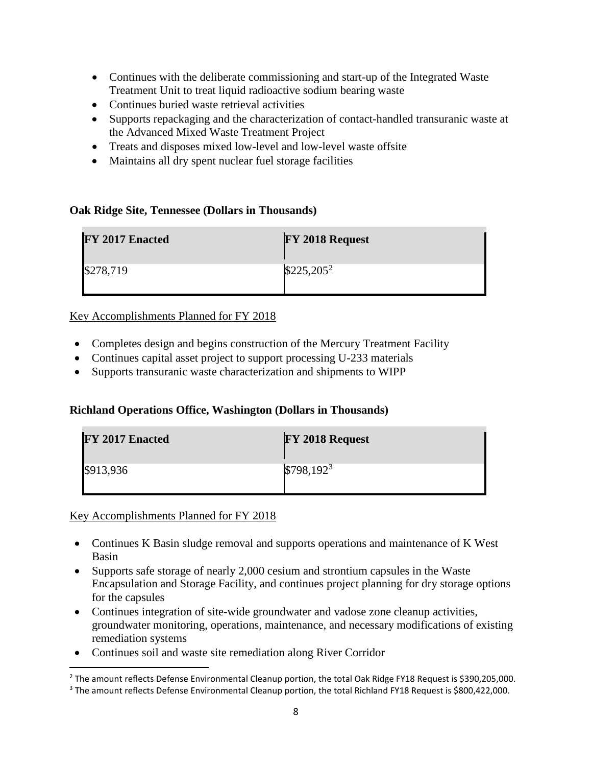- Continues with the deliberate commissioning and start-up of the Integrated Waste Treatment Unit to treat liquid radioactive sodium bearing waste
- Continues buried waste retrieval activities
- Supports repackaging and the characterization of contact-handled transuranic waste at the Advanced Mixed Waste Treatment Project
- Treats and disposes mixed low-level and low-level waste offsite
- Maintains all dry spent nuclear fuel storage facilities

**Oak Ridge Site, Tennessee (Dollars in Thousands)**

| FY 2017 Enacted | FY 2018 Request |
| --- | --- |
| $278,719 | $225,205[2] |

Key Accomplishments Planned for FY 2018

- Completes design and begins construction of the Mercury Treatment Facility
- Continues capital asset project to support processing U-233 materials
- Supports transuranic waste characterization and shipments to WIPP

**Richland Operations Office, Washington (Dollars in Thousands)**

| FY 2017 Enacted | FY 2018 Request |
| --- | --- |
| $913,936 | $798,192[3] |

Key Accomplishments Planned for FY 2018

- Continues K Basin sludge removal and supports operations and maintenance of K West Basin
- Supports safe storage of nearly 2,000 cesium and strontium capsules in the Waste Encapsulation and Storage Facility, and continues project planning for dry storage options for the capsules
- Continues integration of site-wide groundwater and vadose zone cleanup activities, groundwater monitoring, operations, maintenance, and necessary modifications of existing remediation systems
- Continues soil and waste site remediation along River Corridor

[2] The amount reflects Defense Environmental Cleanup portion, the total Oak Ridge FY18 Request is $390,205,000.

[3] The amount reflects Defense Environmental Cleanup portion, the total Richland FY18 Request is $800,422,000.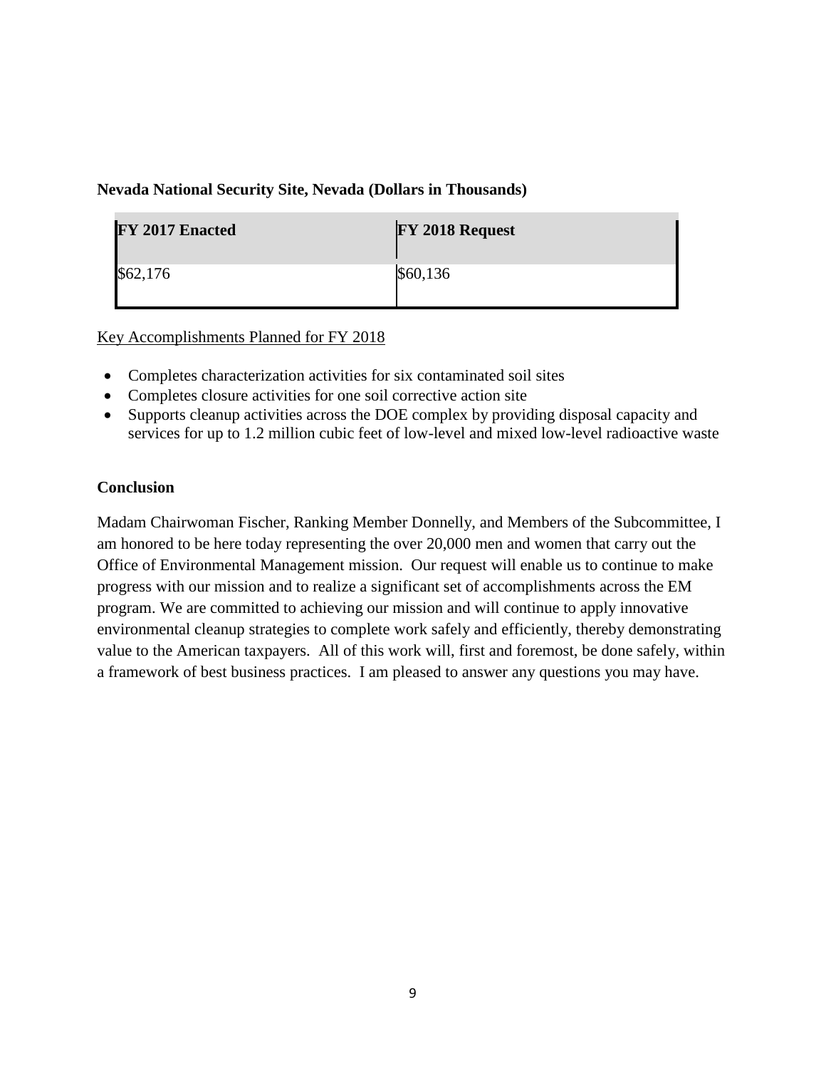**Nevada National Security Site, Nevada (Dollars in Thousands)**

| FY 2017 Enacted | FY 2018 Request |
| --- | --- |
| $62,176 | $60,136 |

Key Accomplishments Planned for FY 2018

- Completes characterization activities for six contaminated soil sites
- Completes closure activities for one soil corrective action site
- Supports cleanup activities across the DOE complex by providing disposal capacity and services for up to 1.2 million cubic feet of low-level and mixed low-level radioactive waste

## Conclusion

Madam Chairwoman Fischer, Ranking Member Donnelly, and Members of the Subcommittee, I am honored to be here today representing the over 20,000 men and women that carry out the Office of Environmental Management mission. Our request will enable us to continue to make progress with our mission and to realize a significant set of accomplishments across the EM program. We are committed to achieving our mission and will continue to apply innovative environmental cleanup strategies to complete work safely and efficiently, thereby demonstrating value to the American taxpayers. All of this work will, first and foremost, be done safely, within a framework of best business practices. I am pleased to answer any questions you may have.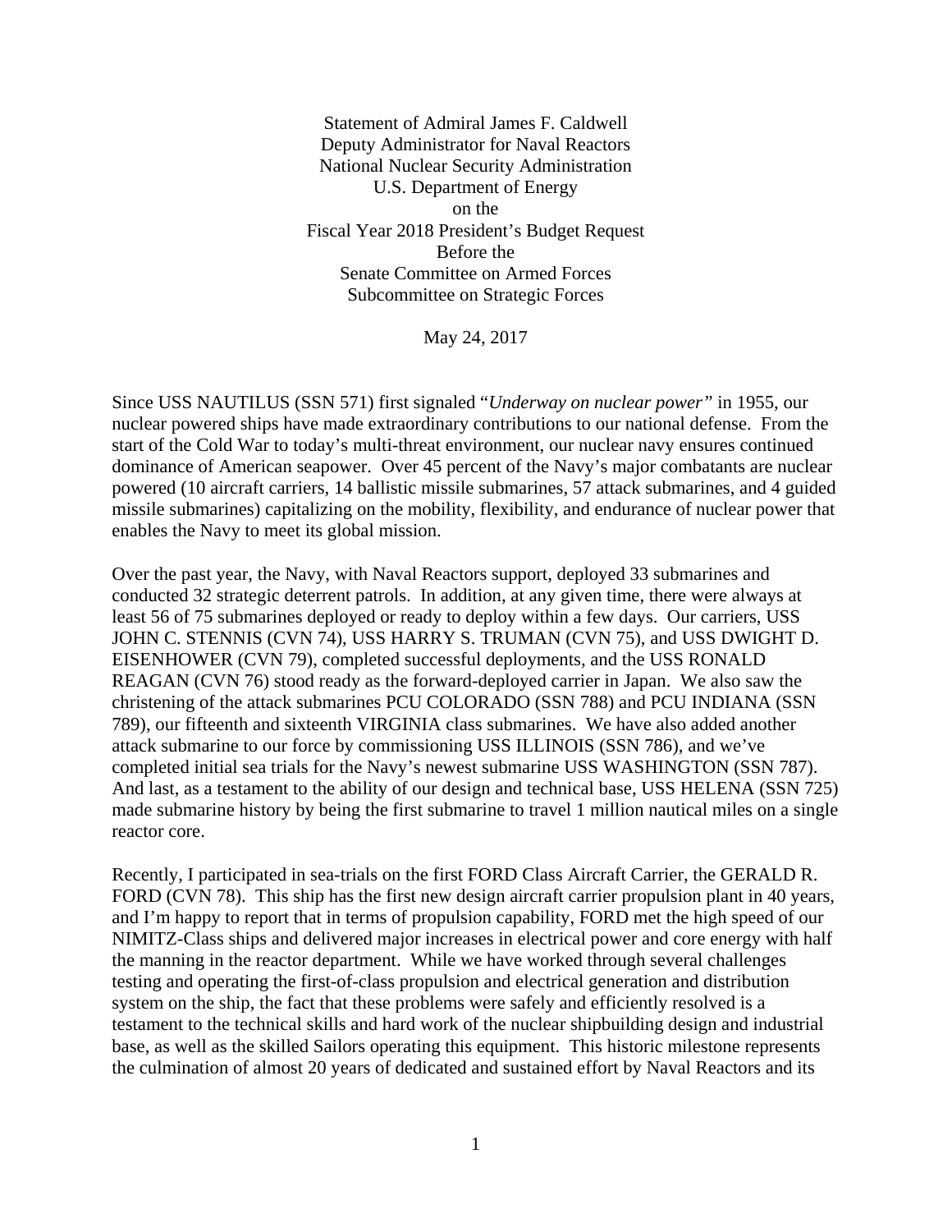Statement of Admiral James F. Caldwell
Deputy Administrator for Naval Reactors
National Nuclear Security Administration
U.S. Department of Energy
on the
Fiscal Year 2018 President's Budget Request
Before the
Senate Committee on Armed Forces
Subcommittee on Strategic Forces

May 24, 2017

Since USS NAUTILUS (SSN 571) first signaled "*Underway on nuclear power*" in 1955, our nuclear powered ships have made extraordinary contributions to our national defense. From the start of the Cold War to today's multi-threat environment, our nuclear navy ensures continued dominance of American seapower. Over 45 percent of the Navy's major combatants are nuclear powered (10 aircraft carriers, 14 ballistic missile submarines, 57 attack submarines, and 4 guided missile submarines) capitalizing on the mobility, flexibility, and endurance of nuclear power that enables the Navy to meet its global mission.

Over the past year, the Navy, with Naval Reactors support, deployed 33 submarines and conducted 32 strategic deterrent patrols. In addition, at any given time, there were always at least 56 of 75 submarines deployed or ready to deploy within a few days. Our carriers, USS JOHN C. STENNIS (CVN 74), USS HARRY S. TRUMAN (CVN 75), and USS DWIGHT D. EISENHOWER (CVN 79), completed successful deployments, and the USS RONALD REAGAN (CVN 76) stood ready as the forward-deployed carrier in Japan. We also saw the christening of the attack submarines PCU COLORADO (SSN 788) and PCU INDIANA (SSN 789), our fifteenth and sixteenth VIRGINIA class submarines. We have also added another attack submarine to our force by commissioning USS ILLINOIS (SSN 786), and we've completed initial sea trials for the Navy's newest submarine USS WASHINGTON (SSN 787). And last, as a testament to the ability of our design and technical base, USS HELENA (SSN 725) made submarine history by being the first submarine to travel 1 million nautical miles on a single reactor core.

Recently, I participated in sea-trials on the first FORD Class Aircraft Carrier, the GERALD R. FORD (CVN 78). This ship has the first new design aircraft carrier propulsion plant in 40 years, and I'm happy to report that in terms of propulsion capability, FORD met the high speed of our NIMITZ-Class ships and delivered major increases in electrical power and core energy with half the manning in the reactor department. While we have worked through several challenges testing and operating the first-of-class propulsion and electrical generation and distribution system on the ship, the fact that these problems were safely and efficiently resolved is a testament to the technical skills and hard work of the nuclear shipbuilding design and industrial base, as well as the skilled Sailors operating this equipment. This historic milestone represents the culmination of almost 20 years of dedicated and sustained effort by Naval Reactors and its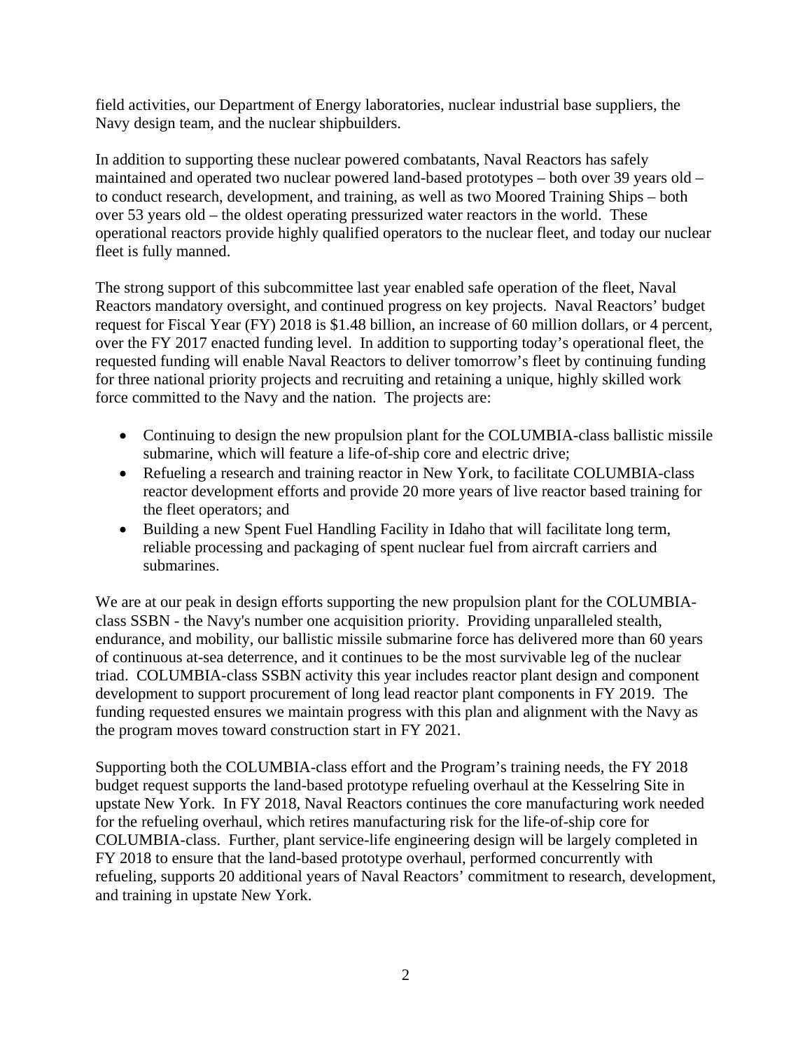field activities, our Department of Energy laboratories, nuclear industrial base suppliers, the Navy design team, and the nuclear shipbuilders.

In addition to supporting these nuclear powered combatants, Naval Reactors has safely maintained and operated two nuclear powered land-based prototypes – both over 39 years old – to conduct research, development, and training, as well as two Moored Training Ships – both over 53 years old – the oldest operating pressurized water reactors in the world. These operational reactors provide highly qualified operators to the nuclear fleet, and today our nuclear fleet is fully manned.

The strong support of this subcommittee last year enabled safe operation of the fleet, Naval Reactors mandatory oversight, and continued progress on key projects. Naval Reactors' budget request for Fiscal Year (FY) 2018 is $1.48 billion, an increase of 60 million dollars, or 4 percent, over the FY 2017 enacted funding level. In addition to supporting today's operational fleet, the requested funding will enable Naval Reactors to deliver tomorrow's fleet by continuing funding for three national priority projects and recruiting and retaining a unique, highly skilled work force committed to the Navy and the nation. The projects are:

- Continuing to design the new propulsion plant for the COLUMBIA-class ballistic missile submarine, which will feature a life-of-ship core and electric drive;
- Refueling a research and training reactor in New York, to facilitate COLUMBIA-class reactor development efforts and provide 20 more years of live reactor based training for the fleet operators; and
- Building a new Spent Fuel Handling Facility in Idaho that will facilitate long term, reliable processing and packaging of spent nuclear fuel from aircraft carriers and submarines.

We are at our peak in design efforts supporting the new propulsion plant for the COLUMBIA-class SSBN - the Navy's number one acquisition priority. Providing unparalleled stealth, endurance, and mobility, our ballistic missile submarine force has delivered more than 60 years of continuous at-sea deterrence, and it continues to be the most survivable leg of the nuclear triad. COLUMBIA-class SSBN activity this year includes reactor plant design and component development to support procurement of long lead reactor plant components in FY 2019. The funding requested ensures we maintain progress with this plan and alignment with the Navy as the program moves toward construction start in FY 2021.

Supporting both the COLUMBIA-class effort and the Program's training needs, the FY 2018 budget request supports the land-based prototype refueling overhaul at the Kesselring Site in upstate New York. In FY 2018, Naval Reactors continues the core manufacturing work needed for the refueling overhaul, which retires manufacturing risk for the life-of-ship core for COLUMBIA-class. Further, plant service-life engineering design will be largely completed in FY 2018 to ensure that the land-based prototype overhaul, performed concurrently with refueling, supports 20 additional years of Naval Reactors' commitment to research, development, and training in upstate New York.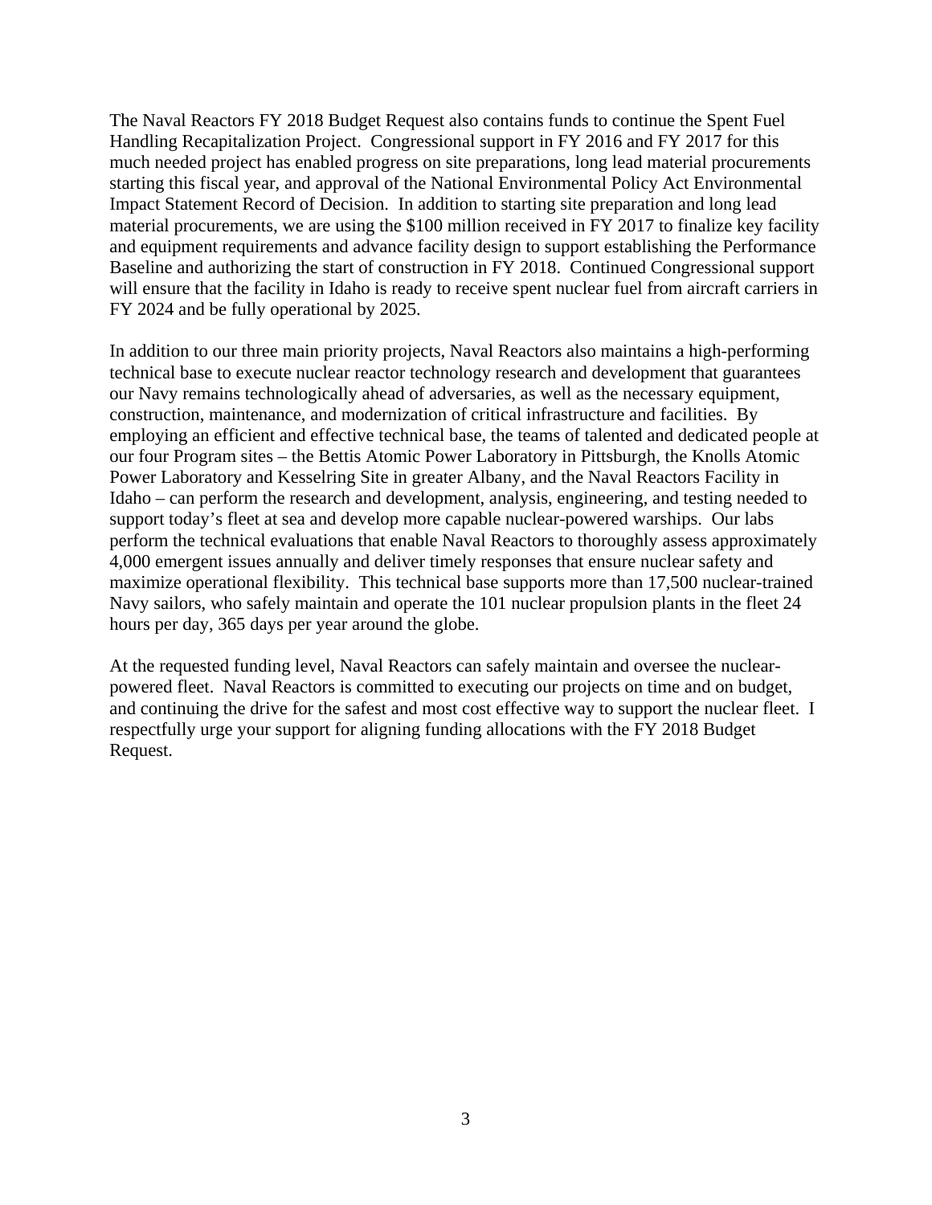The Naval Reactors FY 2018 Budget Request also contains funds to continue the Spent Fuel Handling Recapitalization Project. Congressional support in FY 2016 and FY 2017 for this much needed project has enabled progress on site preparations, long lead material procurements starting this fiscal year, and approval of the National Environmental Policy Act Environmental Impact Statement Record of Decision. In addition to starting site preparation and long lead material procurements, we are using the $100 million received in FY 2017 to finalize key facility and equipment requirements and advance facility design to support establishing the Performance Baseline and authorizing the start of construction in FY 2018. Continued Congressional support will ensure that the facility in Idaho is ready to receive spent nuclear fuel from aircraft carriers in FY 2024 and be fully operational by 2025.

In addition to our three main priority projects, Naval Reactors also maintains a high-performing technical base to execute nuclear reactor technology research and development that guarantees our Navy remains technologically ahead of adversaries, as well as the necessary equipment, construction, maintenance, and modernization of critical infrastructure and facilities. By employing an efficient and effective technical base, the teams of talented and dedicated people at our four Program sites – the Bettis Atomic Power Laboratory in Pittsburgh, the Knolls Atomic Power Laboratory and Kesselring Site in greater Albany, and the Naval Reactors Facility in Idaho – can perform the research and development, analysis, engineering, and testing needed to support today's fleet at sea and develop more capable nuclear-powered warships. Our labs perform the technical evaluations that enable Naval Reactors to thoroughly assess approximately 4,000 emergent issues annually and deliver timely responses that ensure nuclear safety and maximize operational flexibility. This technical base supports more than 17,500 nuclear-trained Navy sailors, who safely maintain and operate the 101 nuclear propulsion plants in the fleet 24 hours per day, 365 days per year around the globe.

At the requested funding level, Naval Reactors can safely maintain and oversee the nuclear-powered fleet. Naval Reactors is committed to executing our projects on time and on budget, and continuing the drive for the safest and most cost effective way to support the nuclear fleet. I respectfully urge your support for aligning funding allocations with the FY 2018 Budget Request.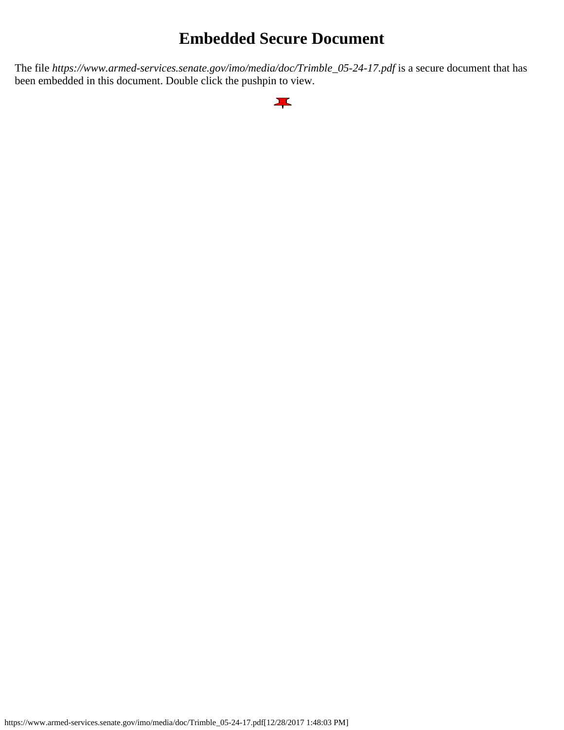# Embedded Secure Document

The file *https://www.armed-services.senate.gov/imo/media/doc/Trimble_05-24-17.pdf* is a secure document that has been embedded in this document. Double click the pushpin to view.